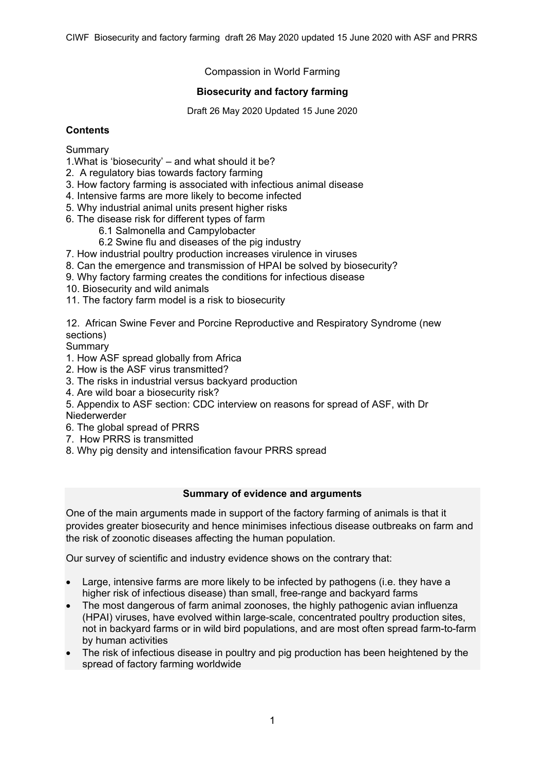Compassion in World Farming

# Biosecurity and factory farming

Draft 26 May 2020 Updated 15 June 2020

## Contents

Summary

1.What is 'biosecurity' – and what should it be?
2. A regulatory bias towards factory farming
3. How factory farming is associated with infectious animal disease
4. Intensive farms are more likely to become infected
5. Why industrial animal units present higher risks
6. The disease risk for different types of farm
    - 6.1 Salmonella and Campylobacter
    - 6.2 Swine flu and diseases of the pig industry
7. How industrial poultry production increases virulence in viruses
8. Can the emergence and transmission of HPAI be solved by biosecurity?
9. Why factory farming creates the conditions for infectious disease
10. Biosecurity and wild animals
11. The factory farm model is a risk to biosecurity

12. African Swine Fever and Porcine Reproductive and Respiratory Syndrome (new sections)

Summary

1. How ASF spread globally from Africa
2. How is the ASF virus transmitted?
3. The risks in industrial versus backyard production
4. Are wild boar a biosecurity risk?
5. Appendix to ASF section: CDC interview on reasons for spread of ASF, with Dr Niederwerder
6. The global spread of PRRS
7. How PRRS is transmitted
8. Why pig density and intensification favour PRRS spread

## Summary of evidence and arguments

One of the main arguments made in support of the factory farming of animals is that it provides greater biosecurity and hence minimises infectious disease outbreaks on farm and the risk of zoonotic diseases affecting the human population.

Our survey of scientific and industry evidence shows on the contrary that:

- Large, intensive farms are more likely to be infected by pathogens (i.e. they have a higher risk of infectious disease) than small, free-range and backyard farms
- The most dangerous of farm animal zoonoses, the highly pathogenic avian influenza (HPAI) viruses, have evolved within large-scale, concentrated poultry production sites, not in backyard farms or in wild bird populations, and are most often spread farm-to-farm by human activities
- The risk of infectious disease in poultry and pig production has been heightened by the spread of factory farming worldwide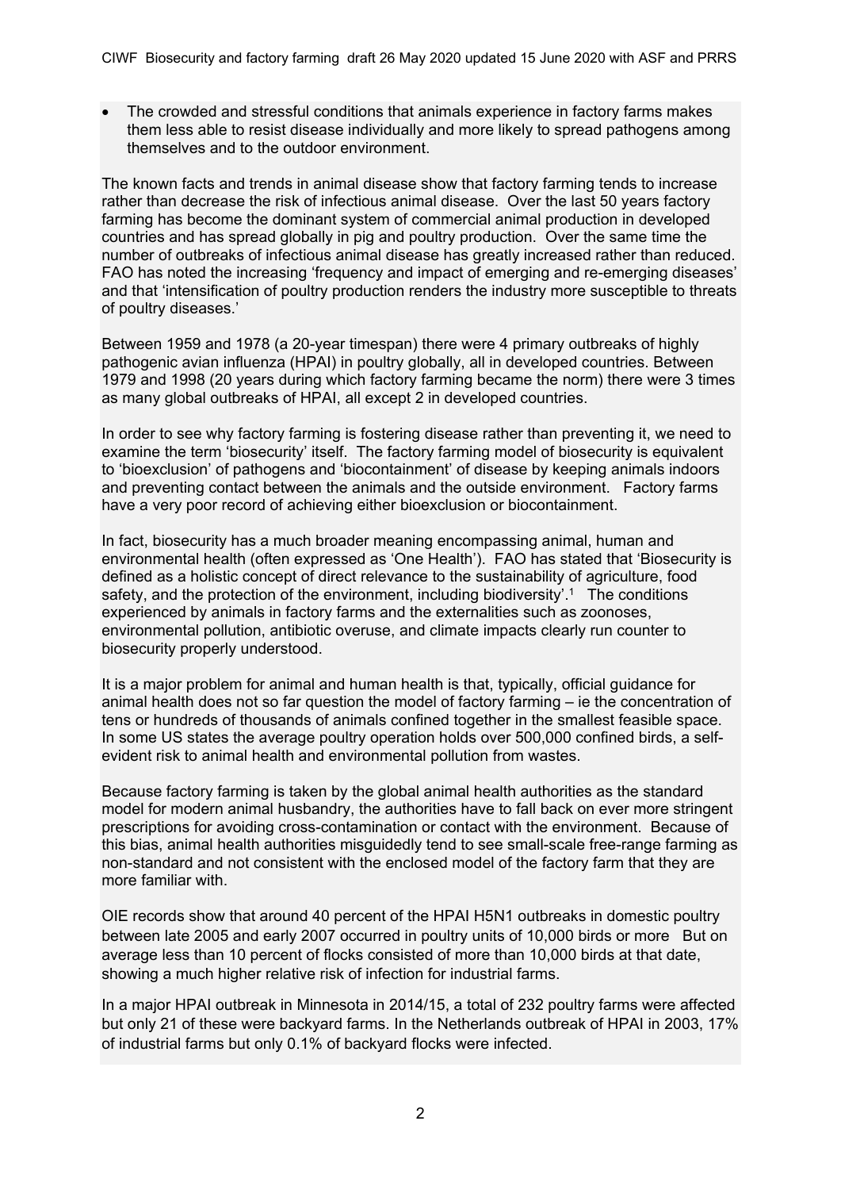- The crowded and stressful conditions that animals experience in factory farms makes them less able to resist disease individually and more likely to spread pathogens among themselves and to the outdoor environment.

The known facts and trends in animal disease show that factory farming tends to increase rather than decrease the risk of infectious animal disease. Over the last 50 years factory farming has become the dominant system of commercial animal production in developed countries and has spread globally in pig and poultry production. Over the same time the number of outbreaks of infectious animal disease has greatly increased rather than reduced. FAO has noted the increasing 'frequency and impact of emerging and re-emerging diseases' and that 'intensification of poultry production renders the industry more susceptible to threats of poultry diseases.'

Between 1959 and 1978 (a 20-year timespan) there were 4 primary outbreaks of highly pathogenic avian influenza (HPAI) in poultry globally, all in developed countries. Between 1979 and 1998 (20 years during which factory farming became the norm) there were 3 times as many global outbreaks of HPAI, all except 2 in developed countries.

In order to see why factory farming is fostering disease rather than preventing it, we need to examine the term 'biosecurity' itself. The factory farming model of biosecurity is equivalent to 'bioexclusion' of pathogens and 'biocontainment' of disease by keeping animals indoors and preventing contact between the animals and the outside environment. Factory farms have a very poor record of achieving either bioexclusion or biocontainment.

In fact, biosecurity has a much broader meaning encompassing animal, human and environmental health (often expressed as 'One Health'). FAO has stated that 'Biosecurity is defined as a holistic concept of direct relevance to the sustainability of agriculture, food safety, and the protection of the environment, including biodiversity'.[1] The conditions experienced by animals in factory farms and the externalities such as zoonoses, environmental pollution, antibiotic overuse, and climate impacts clearly run counter to biosecurity properly understood.

It is a major problem for animal and human health is that, typically, official guidance for animal health does not so far question the model of factory farming – ie the concentration of tens or hundreds of thousands of animals confined together in the smallest feasible space. In some US states the average poultry operation holds over 500,000 confined birds, a self-evident risk to animal health and environmental pollution from wastes.

Because factory farming is taken by the global animal health authorities as the standard model for modern animal husbandry, the authorities have to fall back on ever more stringent prescriptions for avoiding cross-contamination or contact with the environment. Because of this bias, animal health authorities misguidedly tend to see small-scale free-range farming as non-standard and not consistent with the enclosed model of the factory farm that they are more familiar with.

OIE records show that around 40 percent of the HPAI H5N1 outbreaks in domestic poultry between late 2005 and early 2007 occurred in poultry units of 10,000 birds or more But on average less than 10 percent of flocks consisted of more than 10,000 birds at that date, showing a much higher relative risk of infection for industrial farms.

In a major HPAI outbreak in Minnesota in 2014/15, a total of 232 poultry farms were affected but only 21 of these were backyard farms. In the Netherlands outbreak of HPAI in 2003, 17% of industrial farms but only 0.1% of backyard flocks were infected.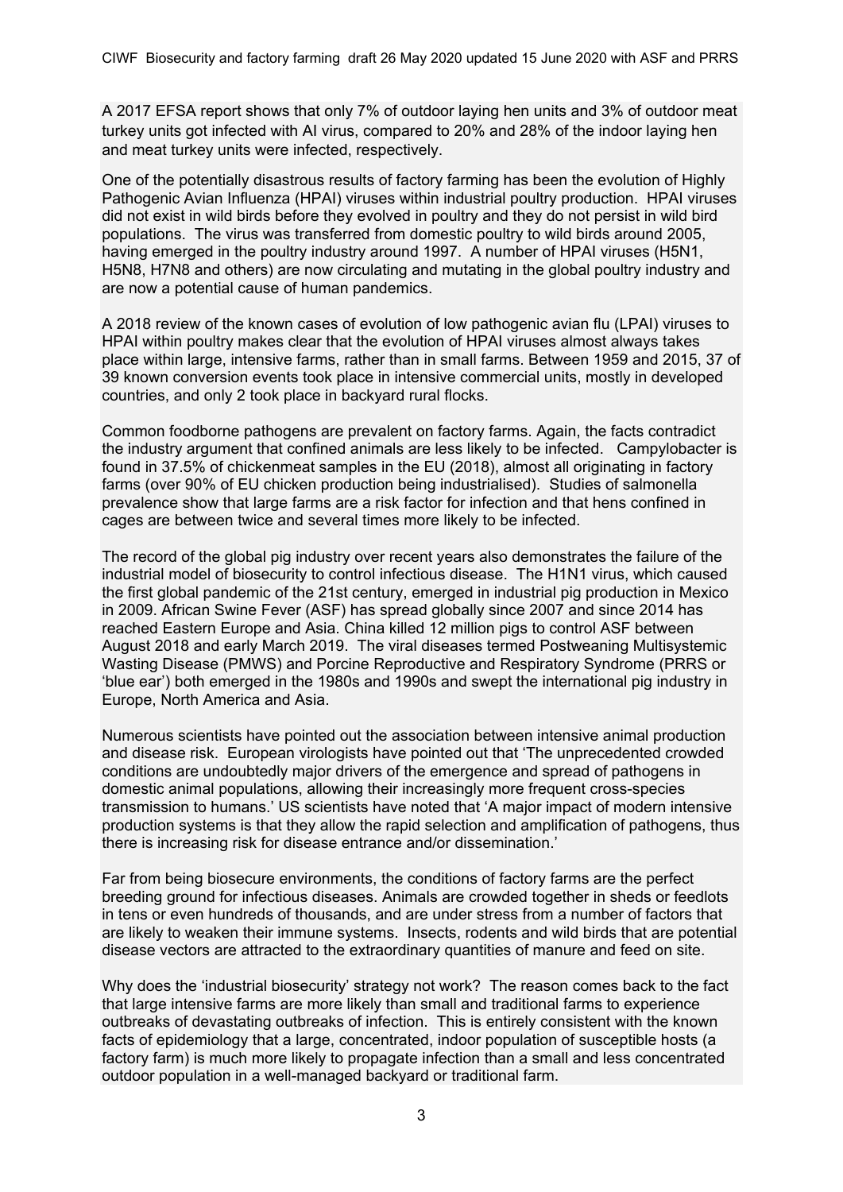A 2017 EFSA report shows that only 7% of outdoor laying hen units and 3% of outdoor meat turkey units got infected with AI virus, compared to 20% and 28% of the indoor laying hen and meat turkey units were infected, respectively.

One of the potentially disastrous results of factory farming has been the evolution of Highly Pathogenic Avian Influenza (HPAI) viruses within industrial poultry production. HPAI viruses did not exist in wild birds before they evolved in poultry and they do not persist in wild bird populations. The virus was transferred from domestic poultry to wild birds around 2005, having emerged in the poultry industry around 1997. A number of HPAI viruses (H5N1, H5N8, H7N8 and others) are now circulating and mutating in the global poultry industry and are now a potential cause of human pandemics.

A 2018 review of the known cases of evolution of low pathogenic avian flu (LPAI) viruses to HPAI within poultry makes clear that the evolution of HPAI viruses almost always takes place within large, intensive farms, rather than in small farms. Between 1959 and 2015, 37 of 39 known conversion events took place in intensive commercial units, mostly in developed countries, and only 2 took place in backyard rural flocks.

Common foodborne pathogens are prevalent on factory farms. Again, the facts contradict the industry argument that confined animals are less likely to be infected. Campylobacter is found in 37.5% of chickenmeat samples in the EU (2018), almost all originating in factory farms (over 90% of EU chicken production being industrialised). Studies of salmonella prevalence show that large farms are a risk factor for infection and that hens confined in cages are between twice and several times more likely to be infected.

The record of the global pig industry over recent years also demonstrates the failure of the industrial model of biosecurity to control infectious disease. The H1N1 virus, which caused the first global pandemic of the 21st century, emerged in industrial pig production in Mexico in 2009. African Swine Fever (ASF) has spread globally since 2007 and since 2014 has reached Eastern Europe and Asia. China killed 12 million pigs to control ASF between August 2018 and early March 2019. The viral diseases termed Postweaning Multisystemic Wasting Disease (PMWS) and Porcine Reproductive and Respiratory Syndrome (PRRS or 'blue ear') both emerged in the 1980s and 1990s and swept the international pig industry in Europe, North America and Asia.

Numerous scientists have pointed out the association between intensive animal production and disease risk. European virologists have pointed out that 'The unprecedented crowded conditions are undoubtedly major drivers of the emergence and spread of pathogens in domestic animal populations, allowing their increasingly more frequent cross-species transmission to humans.' US scientists have noted that 'A major impact of modern intensive production systems is that they allow the rapid selection and amplification of pathogens, thus there is increasing risk for disease entrance and/or dissemination.'

Far from being biosecure environments, the conditions of factory farms are the perfect breeding ground for infectious diseases. Animals are crowded together in sheds or feedlots in tens or even hundreds of thousands, and are under stress from a number of factors that are likely to weaken their immune systems. Insects, rodents and wild birds that are potential disease vectors are attracted to the extraordinary quantities of manure and feed on site.

Why does the 'industrial biosecurity' strategy not work? The reason comes back to the fact that large intensive farms are more likely than small and traditional farms to experience outbreaks of devastating outbreaks of infection. This is entirely consistent with the known facts of epidemiology that a large, concentrated, indoor population of susceptible hosts (a factory farm) is much more likely to propagate infection than a small and less concentrated outdoor population in a well-managed backyard or traditional farm.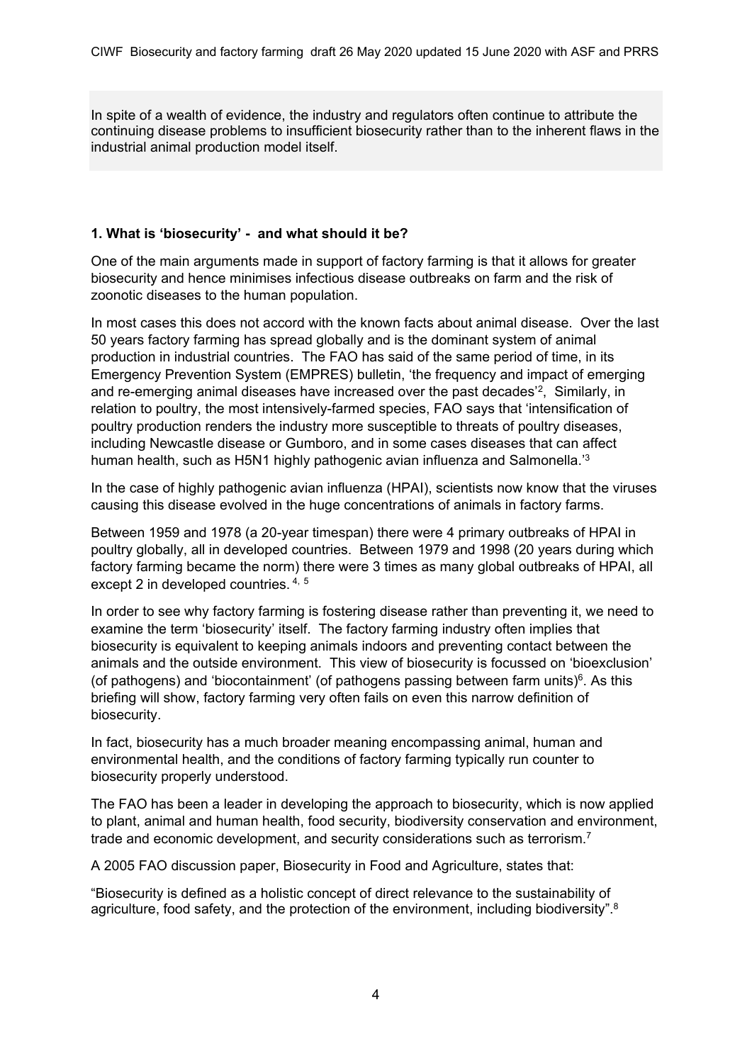In spite of a wealth of evidence, the industry and regulators often continue to attribute the continuing disease problems to insufficient biosecurity rather than to the inherent flaws in the industrial animal production model itself.

### 1. What is 'biosecurity' - and what should it be?

One of the main arguments made in support of factory farming is that it allows for greater biosecurity and hence minimises infectious disease outbreaks on farm and the risk of zoonotic diseases to the human population.

In most cases this does not accord with the known facts about animal disease. Over the last 50 years factory farming has spread globally and is the dominant system of animal production in industrial countries. The FAO has said of the same period of time, in its Emergency Prevention System (EMPRES) bulletin, 'the frequency and impact of emerging and re-emerging animal diseases have increased over the past decades'[2], Similarly, in relation to poultry, the most intensively-farmed species, FAO says that 'intensification of poultry production renders the industry more susceptible to threats of poultry diseases, including Newcastle disease or Gumboro, and in some cases diseases that can affect human health, such as H5N1 highly pathogenic avian influenza and Salmonella.'[3]

In the case of highly pathogenic avian influenza (HPAI), scientists now know that the viruses causing this disease evolved in the huge concentrations of animals in factory farms.

Between 1959 and 1978 (a 20-year timespan) there were 4 primary outbreaks of HPAI in poultry globally, all in developed countries. Between 1979 and 1998 (20 years during which factory farming became the norm) there were 3 times as many global outbreaks of HPAI, all except 2 in developed countries. [4, 5]

In order to see why factory farming is fostering disease rather than preventing it, we need to examine the term 'biosecurity' itself. The factory farming industry often implies that biosecurity is equivalent to keeping animals indoors and preventing contact between the animals and the outside environment. This view of biosecurity is focussed on 'bioexclusion' (of pathogens) and 'biocontainment' (of pathogens passing between farm units)[6]. As this briefing will show, factory farming very often fails on even this narrow definition of biosecurity.

In fact, biosecurity has a much broader meaning encompassing animal, human and environmental health, and the conditions of factory farming typically run counter to biosecurity properly understood.

The FAO has been a leader in developing the approach to biosecurity, which is now applied to plant, animal and human health, food security, biodiversity conservation and environment, trade and economic development, and security considerations such as terrorism.[7]

A 2005 FAO discussion paper, Biosecurity in Food and Agriculture, states that:

"Biosecurity is defined as a holistic concept of direct relevance to the sustainability of agriculture, food safety, and the protection of the environment, including biodiversity".[8]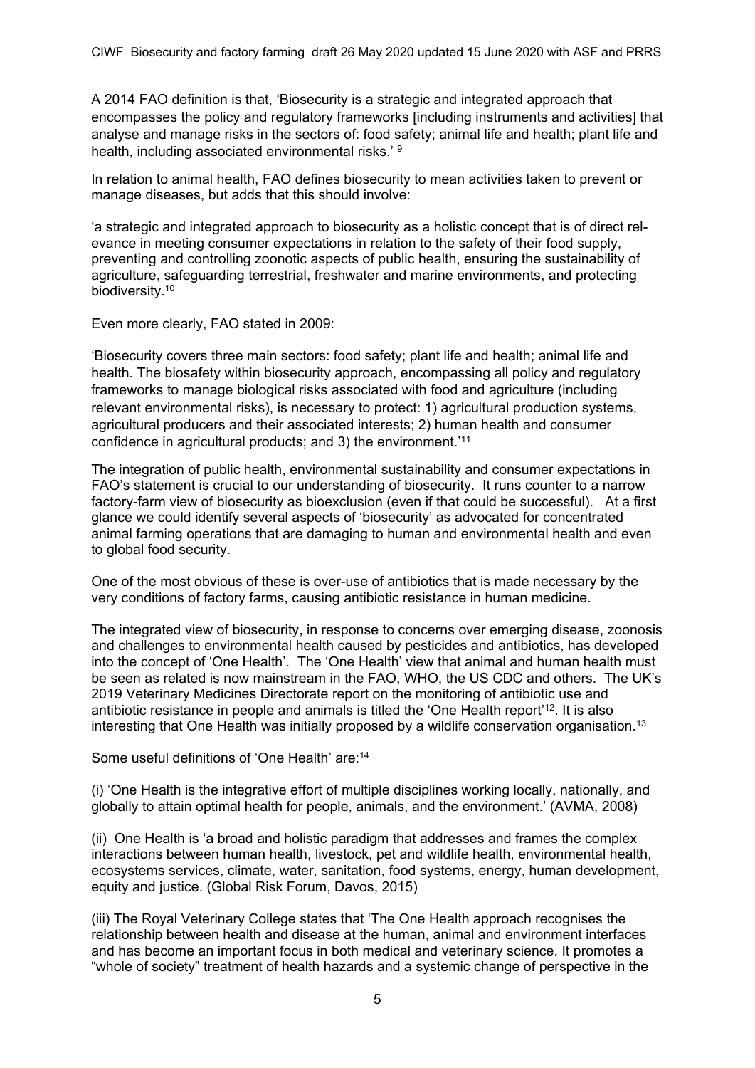A 2014 FAO definition is that, 'Biosecurity is a strategic and integrated approach that encompasses the policy and regulatory frameworks [including instruments and activities] that analyse and manage risks in the sectors of: food safety; animal life and health; plant life and health, including associated environmental risks.' [9]

In relation to animal health, FAO defines biosecurity to mean activities taken to prevent or manage diseases, but adds that this should involve:

'a strategic and integrated approach to biosecurity as a holistic concept that is of direct relevance in meeting consumer expectations in relation to the safety of their food supply, preventing and controlling zoonotic aspects of public health, ensuring the sustainability of agriculture, safeguarding terrestrial, freshwater and marine environments, and protecting biodiversity.[10]

Even more clearly, FAO stated in 2009:

'Biosecurity covers three main sectors: food safety; plant life and health; animal life and health. The biosafety within biosecurity approach, encompassing all policy and regulatory frameworks to manage biological risks associated with food and agriculture (including relevant environmental risks), is necessary to protect: 1) agricultural production systems, agricultural producers and their associated interests; 2) human health and consumer confidence in agricultural products; and 3) the environment.'[11]

The integration of public health, environmental sustainability and consumer expectations in FAO's statement is crucial to our understanding of biosecurity. It runs counter to a narrow factory-farm view of biosecurity as bioexclusion (even if that could be successful). At a first glance we could identify several aspects of 'biosecurity' as advocated for concentrated animal farming operations that are damaging to human and environmental health and even to global food security.

One of the most obvious of these is over-use of antibiotics that is made necessary by the very conditions of factory farms, causing antibiotic resistance in human medicine.

The integrated view of biosecurity, in response to concerns over emerging disease, zoonosis and challenges to environmental health caused by pesticides and antibiotics, has developed into the concept of 'One Health'. The 'One Health' view that animal and human health must be seen as related is now mainstream in the FAO, WHO, the US CDC and others. The UK's 2019 Veterinary Medicines Directorate report on the monitoring of antibiotic use and antibiotic resistance in people and animals is titled the 'One Health report'[12]. It is also interesting that One Health was initially proposed by a wildlife conservation organisation.[13]

Some useful definitions of 'One Health' are:[14]

(i) 'One Health is the integrative effort of multiple disciplines working locally, nationally, and globally to attain optimal health for people, animals, and the environment.' (AVMA, 2008)

(ii) One Health is 'a broad and holistic paradigm that addresses and frames the complex interactions between human health, livestock, pet and wildlife health, environmental health, ecosystems services, climate, water, sanitation, food systems, energy, human development, equity and justice. (Global Risk Forum, Davos, 2015)

(iii) The Royal Veterinary College states that 'The One Health approach recognises the relationship between health and disease at the human, animal and environment interfaces and has become an important focus in both medical and veterinary science. It promotes a "whole of society" treatment of health hazards and a systemic change of perspective in the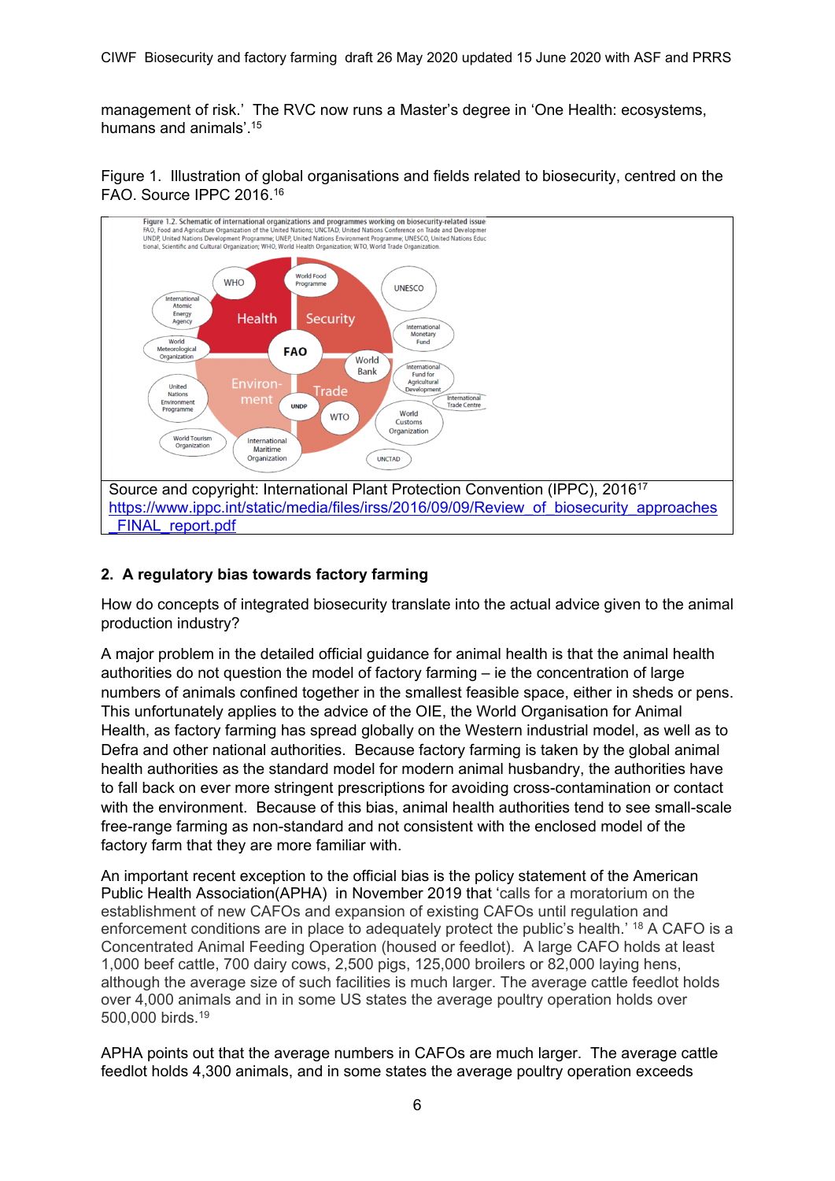management of risk.' The RVC now runs a Master's degree in 'One Health: ecosystems, humans and animals'.[15]

Figure 1. Illustration of global organisations and fields related to biosecurity, centred on the FAO. Source IPPC 2016.[16]

Figure 1.2. Schematic of international organizations and programmes working on biosecurity-related issue
FAO, Food and Agriculture Organization of the United Nations; UNCTAD, United Nations Conference on Trade and Developmer
UNDP, United Nations Development Programme; UNEP, United Nations Environment Programme; UNESCO, United Nations Educ
tional, Scientific and Cultural Organization; WHO, World Health Organization; WTO, World Trade Organization.

Health
Security
Environment
Trade
FAO
WHO
World Food Programme
UNESCO
International Atomic Energy Agency
World Meteorological Organization
International Monetary Fund
World Bank
International Fund for Agricultural Development
International Trade Centre
United Nations Environment Programme
UNDP
WTO
World Customs Organization
World Tourism Organization
International Maritime Organization
UNCTAD

Source and copyright: International Plant Protection Convention (IPPC), 2016[17]
https://www.ippc.int/static/media/files/irss/2016/09/09/Review_of_biosecurity_approaches_FINAL_report.pdf

## 2. A regulatory bias towards factory farming

How do concepts of integrated biosecurity translate into the actual advice given to the animal production industry?

A major problem in the detailed official guidance for animal health is that the animal health authorities do not question the model of factory farming – ie the concentration of large numbers of animals confined together in the smallest feasible space, either in sheds or pens. This unfortunately applies to the advice of the OIE, the World Organisation for Animal Health, as factory farming has spread globally on the Western industrial model, as well as to Defra and other national authorities. Because factory farming is taken by the global animal health authorities as the standard model for modern animal husbandry, the authorities have to fall back on ever more stringent prescriptions for avoiding cross-contamination or contact with the environment. Because of this bias, animal health authorities tend to see small-scale free-range farming as non-standard and not consistent with the enclosed model of the factory farm that they are more familiar with.

An important recent exception to the official bias is the policy statement of the American Public Health Association(APHA) in November 2019 that 'calls for a moratorium on the establishment of new CAFOs and expansion of existing CAFOs until regulation and enforcement conditions are in place to adequately protect the public's health.' [18] A CAFO is a Concentrated Animal Feeding Operation (housed or feedlot). A large CAFO holds at least 1,000 beef cattle, 700 dairy cows, 2,500 pigs, 125,000 broilers or 82,000 laying hens, although the average size of such facilities is much larger. The average cattle feedlot holds over 4,000 animals and in in some US states the average poultry operation holds over 500,000 birds.[19]

APHA points out that the average numbers in CAFOs are much larger. The average cattle feedlot holds 4,300 animals, and in some states the average poultry operation exceeds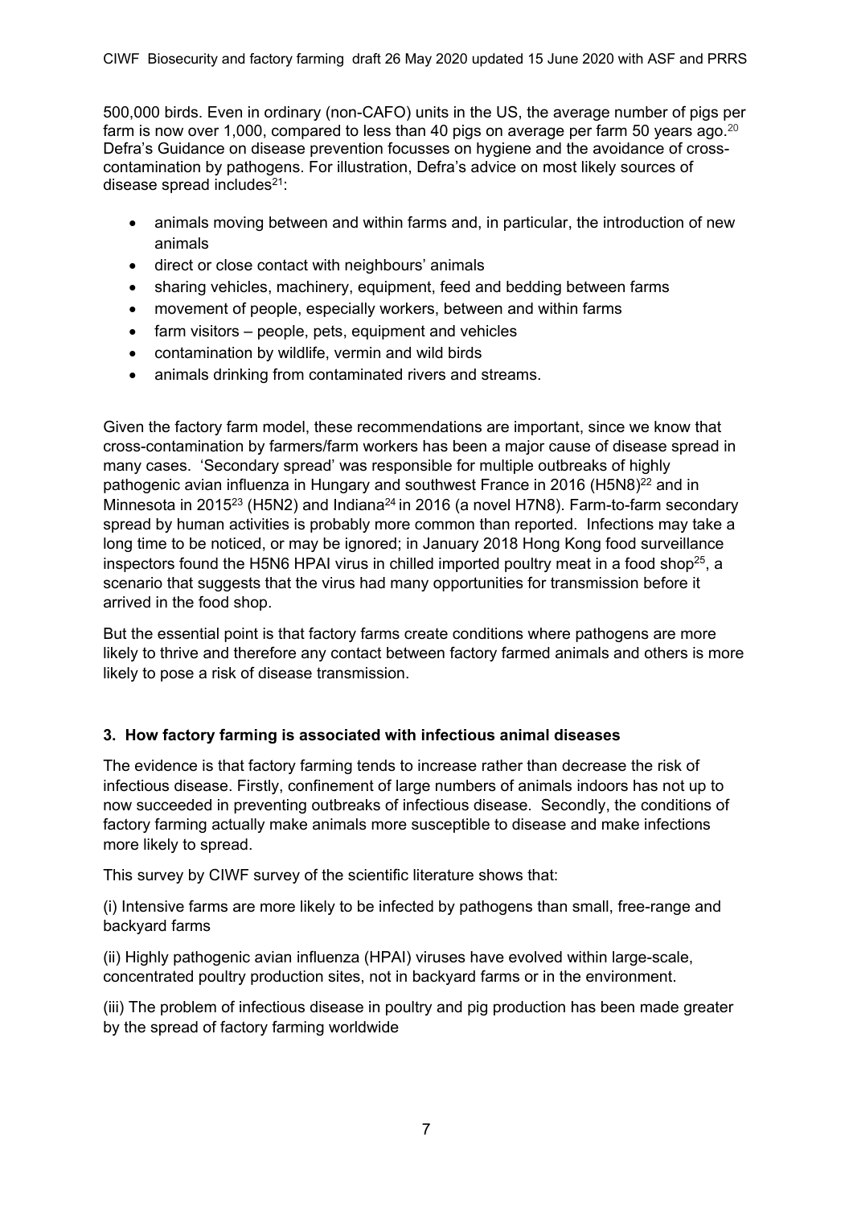500,000 birds. Even in ordinary (non-CAFO) units in the US, the average number of pigs per farm is now over 1,000, compared to less than 40 pigs on average per farm 50 years ago.[20] Defra's Guidance on disease prevention focusses on hygiene and the avoidance of cross-contamination by pathogens. For illustration, Defra's advice on most likely sources of disease spread includes[21]:

- animals moving between and within farms and, in particular, the introduction of new animals
- direct or close contact with neighbours' animals
- sharing vehicles, machinery, equipment, feed and bedding between farms
- movement of people, especially workers, between and within farms
- farm visitors – people, pets, equipment and vehicles
- contamination by wildlife, vermin and wild birds
- animals drinking from contaminated rivers and streams.

Given the factory farm model, these recommendations are important, since we know that cross-contamination by farmers/farm workers has been a major cause of disease spread in many cases. 'Secondary spread' was responsible for multiple outbreaks of highly pathogenic avian influenza in Hungary and southwest France in 2016 (H5N8)[22] and in Minnesota in 2015[23] (H5N2) and Indiana[24] in 2016 (a novel H7N8). Farm-to-farm secondary spread by human activities is probably more common than reported. Infections may take a long time to be noticed, or may be ignored; in January 2018 Hong Kong food surveillance inspectors found the H5N6 HPAI virus in chilled imported poultry meat in a food shop[25], a scenario that suggests that the virus had many opportunities for transmission before it arrived in the food shop.

But the essential point is that factory farms create conditions where pathogens are more likely to thrive and therefore any contact between factory farmed animals and others is more likely to pose a risk of disease transmission.

### 3. How factory farming is associated with infectious animal diseases

The evidence is that factory farming tends to increase rather than decrease the risk of infectious disease. Firstly, confinement of large numbers of animals indoors has not up to now succeeded in preventing outbreaks of infectious disease. Secondly, the conditions of factory farming actually make animals more susceptible to disease and make infections more likely to spread.

This survey by CIWF survey of the scientific literature shows that:

(i) Intensive farms are more likely to be infected by pathogens than small, free-range and backyard farms

(ii) Highly pathogenic avian influenza (HPAI) viruses have evolved within large-scale, concentrated poultry production sites, not in backyard farms or in the environment.

(iii) The problem of infectious disease in poultry and pig production has been made greater by the spread of factory farming worldwide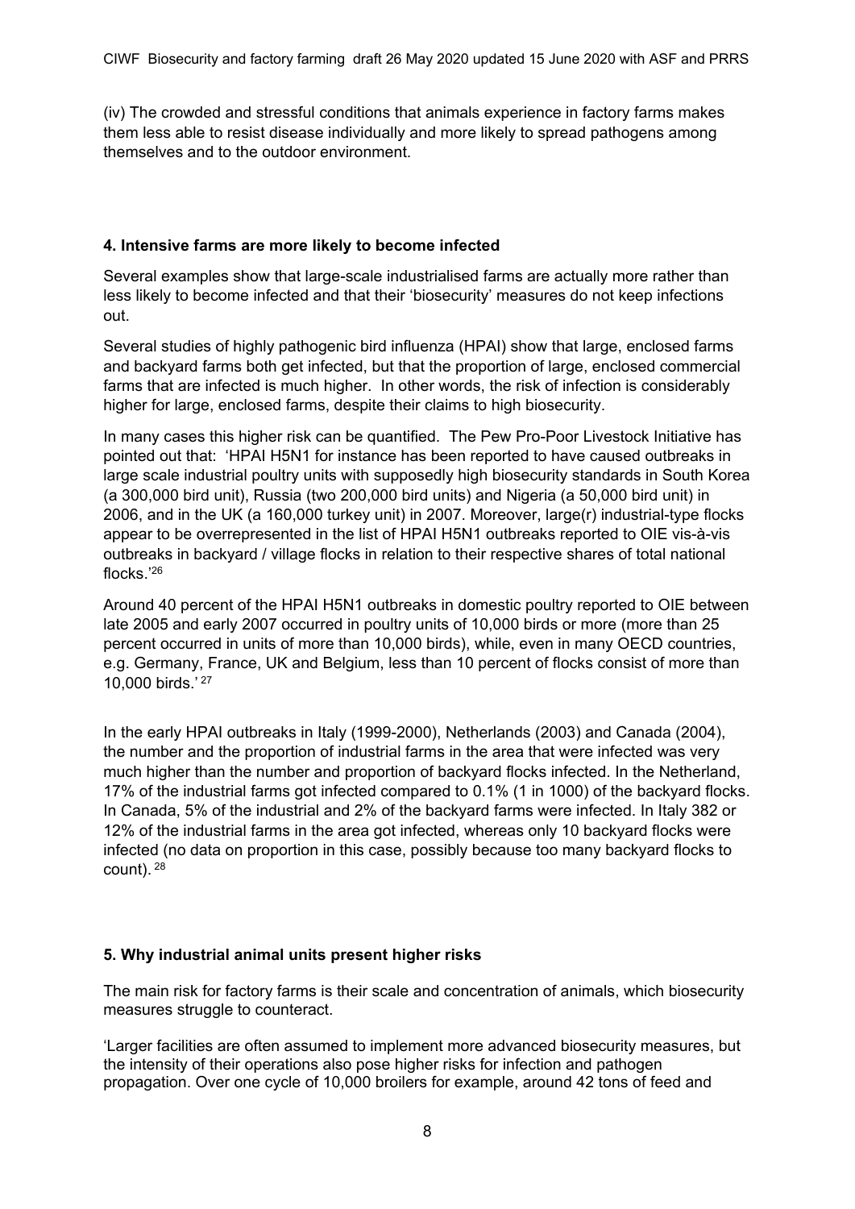(iv) The crowded and stressful conditions that animals experience in factory farms makes them less able to resist disease individually and more likely to spread pathogens among themselves and to the outdoor environment.

## 4. Intensive farms are more likely to become infected

Several examples show that large-scale industrialised farms are actually more rather than less likely to become infected and that their 'biosecurity' measures do not keep infections out.

Several studies of highly pathogenic bird influenza (HPAI) show that large, enclosed farms and backyard farms both get infected, but that the proportion of large, enclosed commercial farms that are infected is much higher. In other words, the risk of infection is considerably higher for large, enclosed farms, despite their claims to high biosecurity.

In many cases this higher risk can be quantified. The Pew Pro-Poor Livestock Initiative has pointed out that: 'HPAI H5N1 for instance has been reported to have caused outbreaks in large scale industrial poultry units with supposedly high biosecurity standards in South Korea (a 300,000 bird unit), Russia (two 200,000 bird units) and Nigeria (a 50,000 bird unit) in 2006, and in the UK (a 160,000 turkey unit) in 2007. Moreover, large(r) industrial-type flocks appear to be overrepresented in the list of HPAI H5N1 outbreaks reported to OIE vis-à-vis outbreaks in backyard / village flocks in relation to their respective shares of total national flocks.'[26]

Around 40 percent of the HPAI H5N1 outbreaks in domestic poultry reported to OIE between late 2005 and early 2007 occurred in poultry units of 10,000 birds or more (more than 25 percent occurred in units of more than 10,000 birds), while, even in many OECD countries, e.g. Germany, France, UK and Belgium, less than 10 percent of flocks consist of more than 10,000 birds.' [27]

In the early HPAI outbreaks in Italy (1999-2000), Netherlands (2003) and Canada (2004), the number and the proportion of industrial farms in the area that were infected was very much higher than the number and proportion of backyard flocks infected. In the Netherland, 17% of the industrial farms got infected compared to 0.1% (1 in 1000) of the backyard flocks. In Canada, 5% of the industrial and 2% of the backyard farms were infected. In Italy 382 or 12% of the industrial farms in the area got infected, whereas only 10 backyard flocks were infected (no data on proportion in this case, possibly because too many backyard flocks to count). [28]

## 5. Why industrial animal units present higher risks

The main risk for factory farms is their scale and concentration of animals, which biosecurity measures struggle to counteract.

'Larger facilities are often assumed to implement more advanced biosecurity measures, but the intensity of their operations also pose higher risks for infection and pathogen propagation. Over one cycle of 10,000 broilers for example, around 42 tons of feed and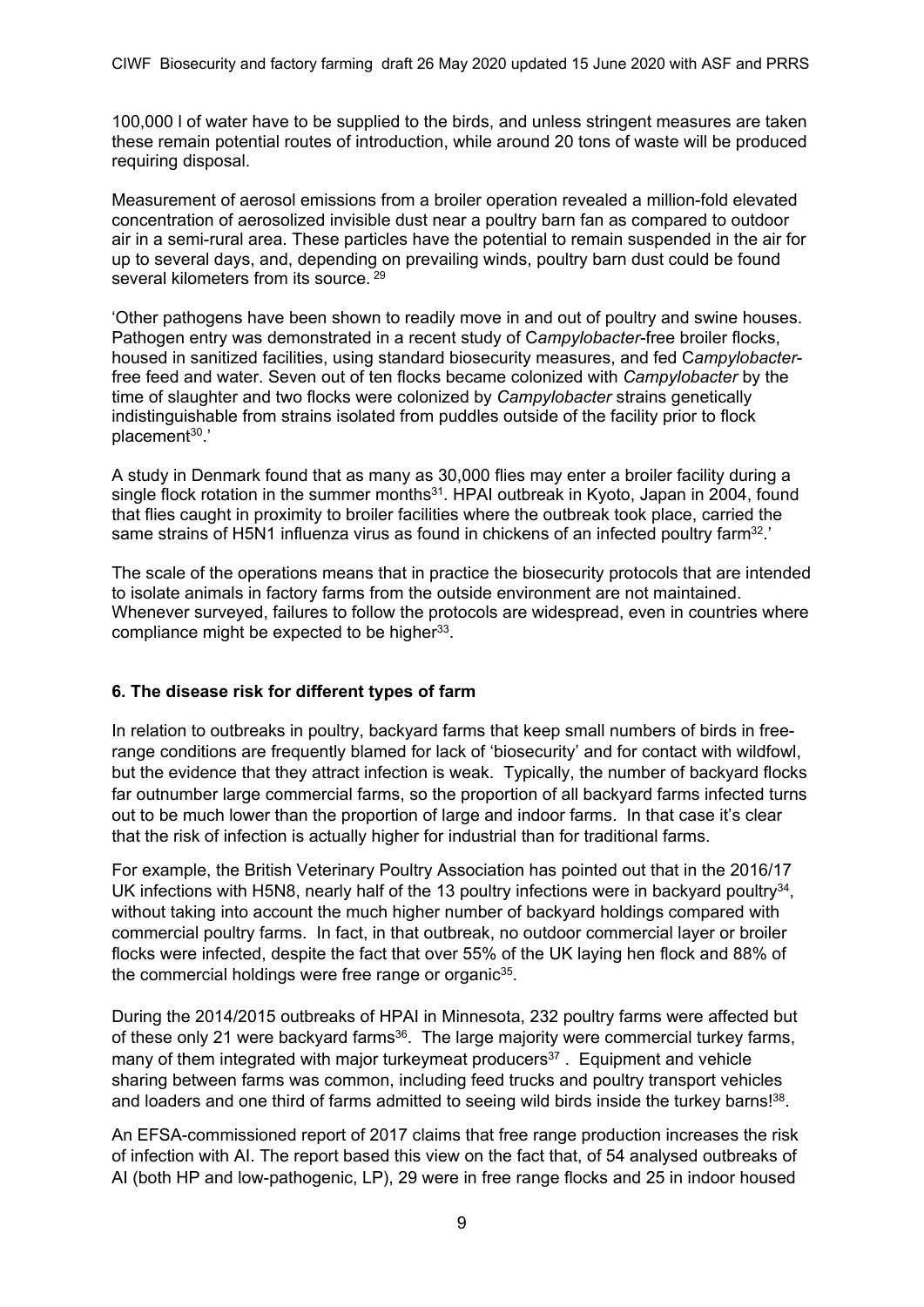100,000 l of water have to be supplied to the birds, and unless stringent measures are taken these remain potential routes of introduction, while around 20 tons of waste will be produced requiring disposal.

Measurement of aerosol emissions from a broiler operation revealed a million-fold elevated concentration of aerosolized invisible dust near a poultry barn fan as compared to outdoor air in a semi-rural area. These particles have the potential to remain suspended in the air for up to several days, and, depending on prevailing winds, poultry barn dust could be found several kilometers from its source. [29]

'Other pathogens have been shown to readily move in and out of poultry and swine houses. Pathogen entry was demonstrated in a recent study of C*ampylobacter*-free broiler flocks, housed in sanitized facilities, using standard biosecurity measures, and fed C*ampylobacter*-free feed and water. Seven out of ten flocks became colonized with *Campylobacter* by the time of slaughter and two flocks were colonized by *Campylobacter* strains genetically indistinguishable from strains isolated from puddles outside of the facility prior to flock placement[30].'

A study in Denmark found that as many as 30,000 flies may enter a broiler facility during a single flock rotation in the summer months[31]. HPAI outbreak in Kyoto, Japan in 2004, found that flies caught in proximity to broiler facilities where the outbreak took place, carried the same strains of H5N1 influenza virus as found in chickens of an infected poultry farm[32].'

The scale of the operations means that in practice the biosecurity protocols that are intended to isolate animals in factory farms from the outside environment are not maintained. Whenever surveyed, failures to follow the protocols are widespread, even in countries where compliance might be expected to be higher[33].

## 6. The disease risk for different types of farm

In relation to outbreaks in poultry, backyard farms that keep small numbers of birds in free-range conditions are frequently blamed for lack of 'biosecurity' and for contact with wildfowl, but the evidence that they attract infection is weak. Typically, the number of backyard flocks far outnumber large commercial farms, so the proportion of all backyard farms infected turns out to be much lower than the proportion of large and indoor farms. In that case it's clear that the risk of infection is actually higher for industrial than for traditional farms.

For example, the British Veterinary Poultry Association has pointed out that in the 2016/17 UK infections with H5N8, nearly half of the 13 poultry infections were in backyard poultry[34], without taking into account the much higher number of backyard holdings compared with commercial poultry farms. In fact, in that outbreak, no outdoor commercial layer or broiler flocks were infected, despite the fact that over 55% of the UK laying hen flock and 88% of the commercial holdings were free range or organic[35].

During the 2014/2015 outbreaks of HPAI in Minnesota, 232 poultry farms were affected but of these only 21 were backyard farms[36]. The large majority were commercial turkey farms, many of them integrated with major turkeymeat producers[37] . Equipment and vehicle sharing between farms was common, including feed trucks and poultry transport vehicles and loaders and one third of farms admitted to seeing wild birds inside the turkey barns![38].

An EFSA-commissioned report of 2017 claims that free range production increases the risk of infection with AI. The report based this view on the fact that, of 54 analysed outbreaks of AI (both HP and low-pathogenic, LP), 29 were in free range flocks and 25 in indoor housed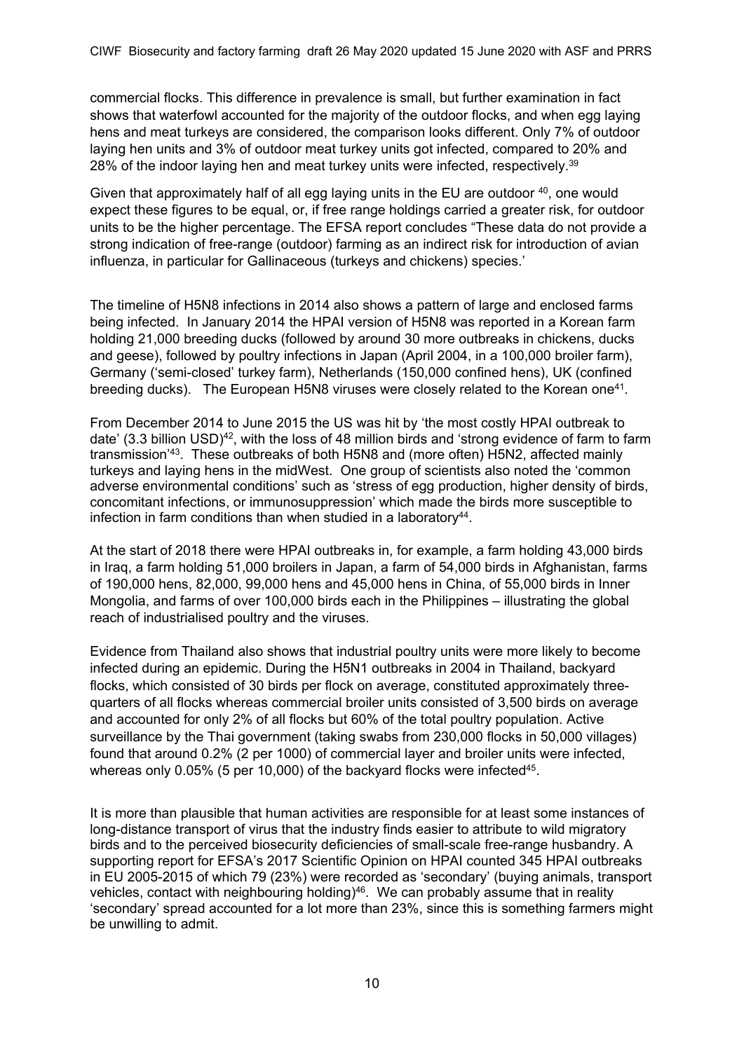commercial flocks. This difference in prevalence is small, but further examination in fact shows that waterfowl accounted for the majority of the outdoor flocks, and when egg laying hens and meat turkeys are considered, the comparison looks different. Only 7% of outdoor laying hen units and 3% of outdoor meat turkey units got infected, compared to 20% and 28% of the indoor laying hen and meat turkey units were infected, respectively.[39]

Given that approximately half of all egg laying units in the EU are outdoor [40], one would expect these figures to be equal, or, if free range holdings carried a greater risk, for outdoor units to be the higher percentage. The EFSA report concludes "These data do not provide a strong indication of free-range (outdoor) farming as an indirect risk for introduction of avian influenza, in particular for Gallinaceous (turkeys and chickens) species.'

The timeline of H5N8 infections in 2014 also shows a pattern of large and enclosed farms being infected. In January 2014 the HPAI version of H5N8 was reported in a Korean farm holding 21,000 breeding ducks (followed by around 30 more outbreaks in chickens, ducks and geese), followed by poultry infections in Japan (April 2004, in a 100,000 broiler farm), Germany ('semi-closed' turkey farm), Netherlands (150,000 confined hens), UK (confined breeding ducks). The European H5N8 viruses were closely related to the Korean one[41].

From December 2014 to June 2015 the US was hit by 'the most costly HPAI outbreak to date' (3.3 billion USD)[42], with the loss of 48 million birds and 'strong evidence of farm to farm transmission'[43]. These outbreaks of both H5N8 and (more often) H5N2, affected mainly turkeys and laying hens in the midWest. One group of scientists also noted the 'common adverse environmental conditions' such as 'stress of egg production, higher density of birds, concomitant infections, or immunosuppression' which made the birds more susceptible to infection in farm conditions than when studied in a laboratory[44].

At the start of 2018 there were HPAI outbreaks in, for example, a farm holding 43,000 birds in Iraq, a farm holding 51,000 broilers in Japan, a farm of 54,000 birds in Afghanistan, farms of 190,000 hens, 82,000, 99,000 hens and 45,000 hens in China, of 55,000 birds in Inner Mongolia, and farms of over 100,000 birds each in the Philippines – illustrating the global reach of industrialised poultry and the viruses.

Evidence from Thailand also shows that industrial poultry units were more likely to become infected during an epidemic. During the H5N1 outbreaks in 2004 in Thailand, backyard flocks, which consisted of 30 birds per flock on average, constituted approximately three-quarters of all flocks whereas commercial broiler units consisted of 3,500 birds on average and accounted for only 2% of all flocks but 60% of the total poultry population. Active surveillance by the Thai government (taking swabs from 230,000 flocks in 50,000 villages) found that around 0.2% (2 per 1000) of commercial layer and broiler units were infected, whereas only 0.05% (5 per 10,000) of the backyard flocks were infected[45].

It is more than plausible that human activities are responsible for at least some instances of long-distance transport of virus that the industry finds easier to attribute to wild migratory birds and to the perceived biosecurity deficiencies of small-scale free-range husbandry. A supporting report for EFSA's 2017 Scientific Opinion on HPAI counted 345 HPAI outbreaks in EU 2005-2015 of which 79 (23%) were recorded as 'secondary' (buying animals, transport vehicles, contact with neighbouring holding)[46]. We can probably assume that in reality 'secondary' spread accounted for a lot more than 23%, since this is something farmers might be unwilling to admit.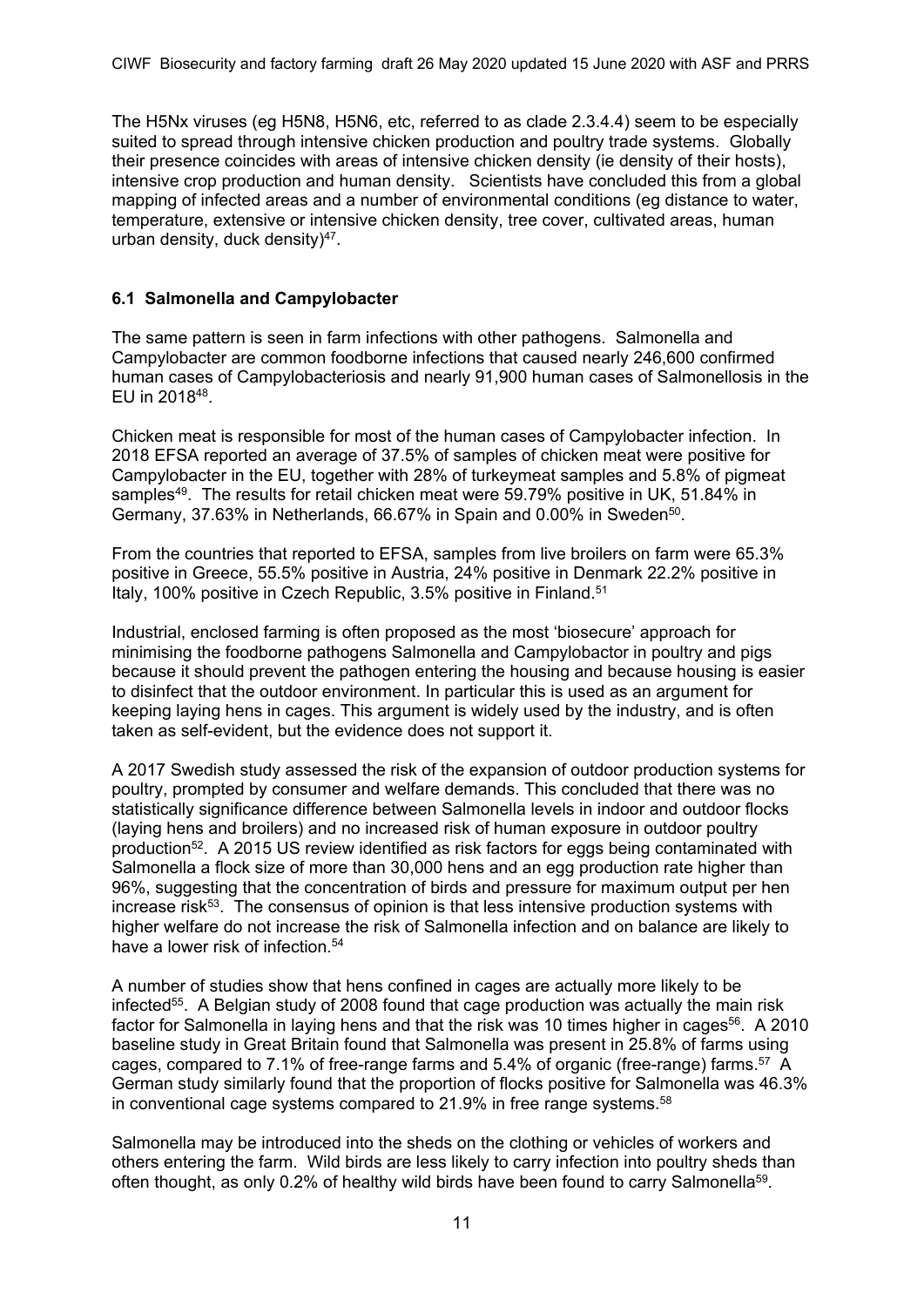The H5Nx viruses (eg H5N8, H5N6, etc, referred to as clade 2.3.4.4) seem to be especially suited to spread through intensive chicken production and poultry trade systems. Globally their presence coincides with areas of intensive chicken density (ie density of their hosts), intensive crop production and human density. Scientists have concluded this from a global mapping of infected areas and a number of environmental conditions (eg distance to water, temperature, extensive or intensive chicken density, tree cover, cultivated areas, human urban density, duck density)[47].

### 6.1 Salmonella and Campylobacter

The same pattern is seen in farm infections with other pathogens. Salmonella and Campylobacter are common foodborne infections that caused nearly 246,600 confirmed human cases of Campylobacteriosis and nearly 91,900 human cases of Salmonellosis in the EU in 2018[48].

Chicken meat is responsible for most of the human cases of Campylobacter infection. In 2018 EFSA reported an average of 37.5% of samples of chicken meat were positive for Campylobacter in the EU, together with 28% of turkeymeat samples and 5.8% of pigmeat samples[49]. The results for retail chicken meat were 59.79% positive in UK, 51.84% in Germany, 37.63% in Netherlands, 66.67% in Spain and 0.00% in Sweden[50].

From the countries that reported to EFSA, samples from live broilers on farm were 65.3% positive in Greece, 55.5% positive in Austria, 24% positive in Denmark 22.2% positive in Italy, 100% positive in Czech Republic, 3.5% positive in Finland.[51]

Industrial, enclosed farming is often proposed as the most 'biosecure' approach for minimising the foodborne pathogens Salmonella and Campylobactor in poultry and pigs because it should prevent the pathogen entering the housing and because housing is easier to disinfect that the outdoor environment. In particular this is used as an argument for keeping laying hens in cages. This argument is widely used by the industry, and is often taken as self-evident, but the evidence does not support it.

A 2017 Swedish study assessed the risk of the expansion of outdoor production systems for poultry, prompted by consumer and welfare demands. This concluded that there was no statistically significance difference between Salmonella levels in indoor and outdoor flocks (laying hens and broilers) and no increased risk of human exposure in outdoor poultry production[52]. A 2015 US review identified as risk factors for eggs being contaminated with Salmonella a flock size of more than 30,000 hens and an egg production rate higher than 96%, suggesting that the concentration of birds and pressure for maximum output per hen increase risk[53]. The consensus of opinion is that less intensive production systems with higher welfare do not increase the risk of Salmonella infection and on balance are likely to have a lower risk of infection.[54]

A number of studies show that hens confined in cages are actually more likely to be infected[55]. A Belgian study of 2008 found that cage production was actually the main risk factor for Salmonella in laying hens and that the risk was 10 times higher in cages[56]. A 2010 baseline study in Great Britain found that Salmonella was present in 25.8% of farms using cages, compared to 7.1% of free-range farms and 5.4% of organic (free-range) farms.[57] A German study similarly found that the proportion of flocks positive for Salmonella was 46.3% in conventional cage systems compared to 21.9% in free range systems.[58]

Salmonella may be introduced into the sheds on the clothing or vehicles of workers and others entering the farm. Wild birds are less likely to carry infection into poultry sheds than often thought, as only 0.2% of healthy wild birds have been found to carry Salmonella[59].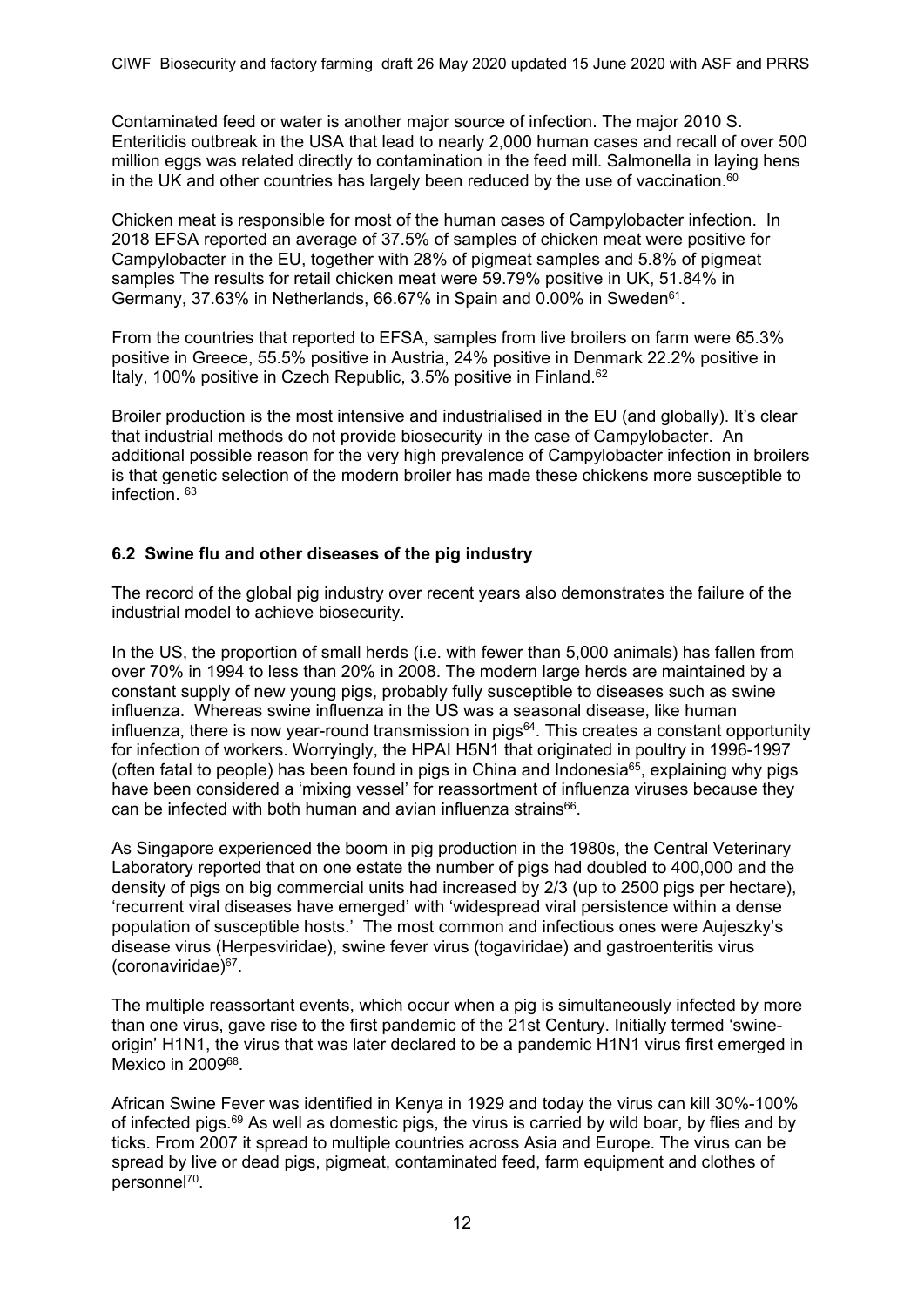Contaminated feed or water is another major source of infection. The major 2010 S. Enteritidis outbreak in the USA that lead to nearly 2,000 human cases and recall of over 500 million eggs was related directly to contamination in the feed mill. Salmonella in laying hens in the UK and other countries has largely been reduced by the use of vaccination.[60]

Chicken meat is responsible for most of the human cases of Campylobacter infection. In 2018 EFSA reported an average of 37.5% of samples of chicken meat were positive for Campylobacter in the EU, together with 28% of pigmeat samples and 5.8% of pigmeat samples The results for retail chicken meat were 59.79% positive in UK, 51.84% in Germany, 37.63% in Netherlands, 66.67% in Spain and 0.00% in Sweden[61].

From the countries that reported to EFSA, samples from live broilers on farm were 65.3% positive in Greece, 55.5% positive in Austria, 24% positive in Denmark 22.2% positive in Italy, 100% positive in Czech Republic, 3.5% positive in Finland.[62]

Broiler production is the most intensive and industrialised in the EU (and globally). It's clear that industrial methods do not provide biosecurity in the case of Campylobacter. An additional possible reason for the very high prevalence of Campylobacter infection in broilers is that genetic selection of the modern broiler has made these chickens more susceptible to infection. [63]

### 6.2 Swine flu and other diseases of the pig industry

The record of the global pig industry over recent years also demonstrates the failure of the industrial model to achieve biosecurity.

In the US, the proportion of small herds (i.e. with fewer than 5,000 animals) has fallen from over 70% in 1994 to less than 20% in 2008. The modern large herds are maintained by a constant supply of new young pigs, probably fully susceptible to diseases such as swine influenza. Whereas swine influenza in the US was a seasonal disease, like human influenza, there is now year-round transmission in pigs[64]. This creates a constant opportunity for infection of workers. Worryingly, the HPAI H5N1 that originated in poultry in 1996-1997 (often fatal to people) has been found in pigs in China and Indonesia[65], explaining why pigs have been considered a 'mixing vessel' for reassortment of influenza viruses because they can be infected with both human and avian influenza strains[66].

As Singapore experienced the boom in pig production in the 1980s, the Central Veterinary Laboratory reported that on one estate the number of pigs had doubled to 400,000 and the density of pigs on big commercial units had increased by 2/3 (up to 2500 pigs per hectare), 'recurrent viral diseases have emerged' with 'widespread viral persistence within a dense population of susceptible hosts.' The most common and infectious ones were Aujeszky's disease virus (Herpesviridae), swine fever virus (togaviridae) and gastroenteritis virus (coronaviridae)[67].

The multiple reassortant events, which occur when a pig is simultaneously infected by more than one virus, gave rise to the first pandemic of the 21st Century. Initially termed 'swine-origin' H1N1, the virus that was later declared to be a pandemic H1N1 virus first emerged in Mexico in 2009[68].

African Swine Fever was identified in Kenya in 1929 and today the virus can kill 30%-100% of infected pigs.[69] As well as domestic pigs, the virus is carried by wild boar, by flies and by ticks. From 2007 it spread to multiple countries across Asia and Europe. The virus can be spread by live or dead pigs, pigmeat, contaminated feed, farm equipment and clothes of personnel[70].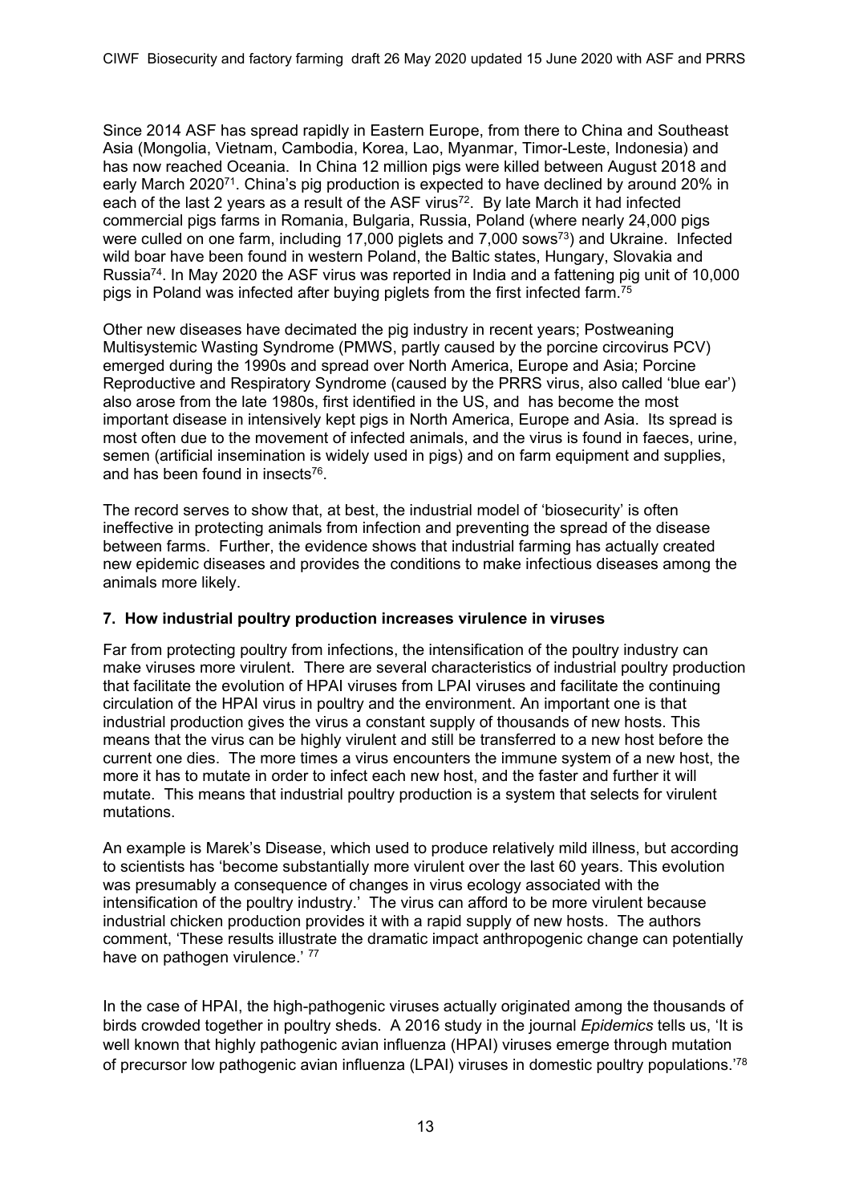Since 2014 ASF has spread rapidly in Eastern Europe, from there to China and Southeast Asia (Mongolia, Vietnam, Cambodia, Korea, Lao, Myanmar, Timor-Leste, Indonesia) and has now reached Oceania. In China 12 million pigs were killed between August 2018 and early March 2020[71]. China's pig production is expected to have declined by around 20% in each of the last 2 years as a result of the ASF virus[72]. By late March it had infected commercial pigs farms in Romania, Bulgaria, Russia, Poland (where nearly 24,000 pigs were culled on one farm, including 17,000 piglets and 7,000 sows[73]) and Ukraine. Infected wild boar have been found in western Poland, the Baltic states, Hungary, Slovakia and Russia[74]. In May 2020 the ASF virus was reported in India and a fattening pig unit of 10,000 pigs in Poland was infected after buying piglets from the first infected farm.[75]

Other new diseases have decimated the pig industry in recent years; Postweaning Multisystemic Wasting Syndrome (PMWS, partly caused by the porcine circovirus PCV) emerged during the 1990s and spread over North America, Europe and Asia; Porcine Reproductive and Respiratory Syndrome (caused by the PRRS virus, also called 'blue ear') also arose from the late 1980s, first identified in the US, and has become the most important disease in intensively kept pigs in North America, Europe and Asia. Its spread is most often due to the movement of infected animals, and the virus is found in faeces, urine, semen (artificial insemination is widely used in pigs) and on farm equipment and supplies, and has been found in insects[76].

The record serves to show that, at best, the industrial model of 'biosecurity' is often ineffective in protecting animals from infection and preventing the spread of the disease between farms. Further, the evidence shows that industrial farming has actually created new epidemic diseases and provides the conditions to make infectious diseases among the animals more likely.

## 7. How industrial poultry production increases virulence in viruses

Far from protecting poultry from infections, the intensification of the poultry industry can make viruses more virulent. There are several characteristics of industrial poultry production that facilitate the evolution of HPAI viruses from LPAI viruses and facilitate the continuing circulation of the HPAI virus in poultry and the environment. An important one is that industrial production gives the virus a constant supply of thousands of new hosts. This means that the virus can be highly virulent and still be transferred to a new host before the current one dies. The more times a virus encounters the immune system of a new host, the more it has to mutate in order to infect each new host, and the faster and further it will mutate. This means that industrial poultry production is a system that selects for virulent mutations.

An example is Marek's Disease, which used to produce relatively mild illness, but according to scientists has 'become substantially more virulent over the last 60 years. This evolution was presumably a consequence of changes in virus ecology associated with the intensification of the poultry industry.' The virus can afford to be more virulent because industrial chicken production provides it with a rapid supply of new hosts. The authors comment, 'These results illustrate the dramatic impact anthropogenic change can potentially have on pathogen virulence.' [77]

In the case of HPAI, the high-pathogenic viruses actually originated among the thousands of birds crowded together in poultry sheds. A 2016 study in the journal *Epidemics* tells us, 'It is well known that highly pathogenic avian influenza (HPAI) viruses emerge through mutation of precursor low pathogenic avian influenza (LPAI) viruses in domestic poultry populations.'[78]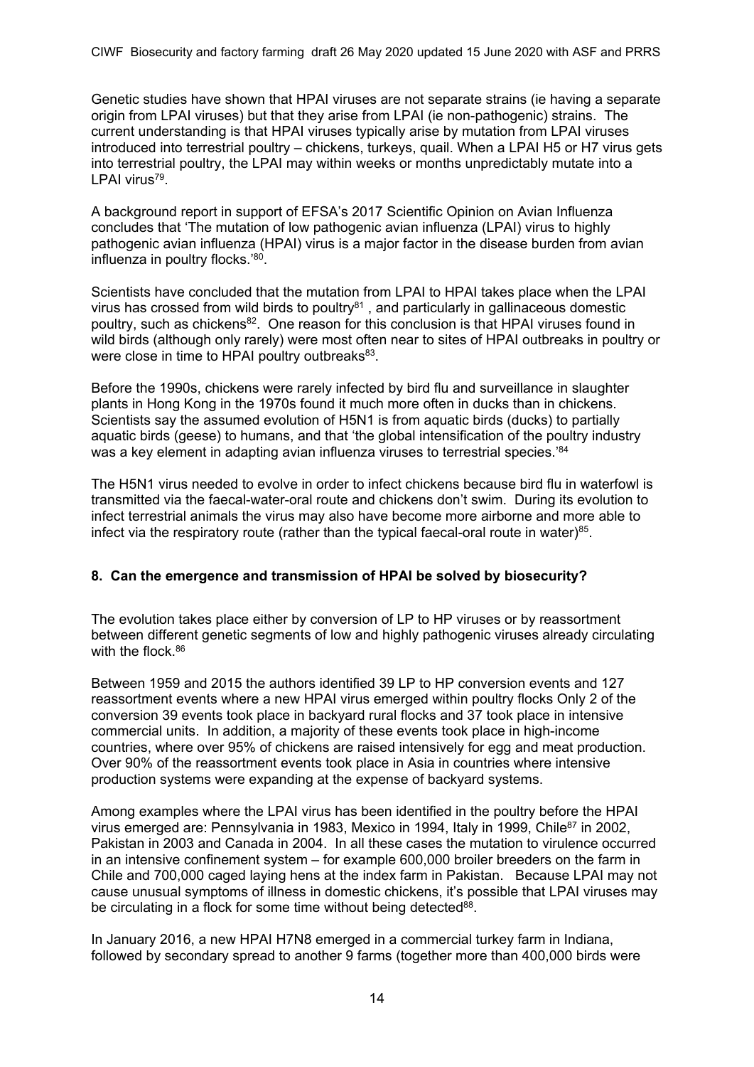Genetic studies have shown that HPAI viruses are not separate strains (ie having a separate origin from LPAI viruses) but that they arise from LPAI (ie non-pathogenic) strains. The current understanding is that HPAI viruses typically arise by mutation from LPAI viruses introduced into terrestrial poultry – chickens, turkeys, quail. When a LPAI H5 or H7 virus gets into terrestrial poultry, the LPAI may within weeks or months unpredictably mutate into a LPAI virus[79].

A background report in support of EFSA's 2017 Scientific Opinion on Avian Influenza concludes that 'The mutation of low pathogenic avian influenza (LPAI) virus to highly pathogenic avian influenza (HPAI) virus is a major factor in the disease burden from avian influenza in poultry flocks.'[80].

Scientists have concluded that the mutation from LPAI to HPAI takes place when the LPAI virus has crossed from wild birds to poultry[81] , and particularly in gallinaceous domestic poultry, such as chickens[82]. One reason for this conclusion is that HPAI viruses found in wild birds (although only rarely) were most often near to sites of HPAI outbreaks in poultry or were close in time to HPAI poultry outbreaks[83].

Before the 1990s, chickens were rarely infected by bird flu and surveillance in slaughter plants in Hong Kong in the 1970s found it much more often in ducks than in chickens. Scientists say the assumed evolution of H5N1 is from aquatic birds (ducks) to partially aquatic birds (geese) to humans, and that 'the global intensification of the poultry industry was a key element in adapting avian influenza viruses to terrestrial species.'[84]

The H5N1 virus needed to evolve in order to infect chickens because bird flu in waterfowl is transmitted via the faecal-water-oral route and chickens don't swim. During its evolution to infect terrestrial animals the virus may also have become more airborne and more able to infect via the respiratory route (rather than the typical faecal-oral route in water)[85].

## 8. Can the emergence and transmission of HPAI be solved by biosecurity?

The evolution takes place either by conversion of LP to HP viruses or by reassortment between different genetic segments of low and highly pathogenic viruses already circulating with the flock.[86]

Between 1959 and 2015 the authors identified 39 LP to HP conversion events and 127 reassortment events where a new HPAI virus emerged within poultry flocks Only 2 of the conversion 39 events took place in backyard rural flocks and 37 took place in intensive commercial units. In addition, a majority of these events took place in high-income countries, where over 95% of chickens are raised intensively for egg and meat production. Over 90% of the reassortment events took place in Asia in countries where intensive production systems were expanding at the expense of backyard systems.

Among examples where the LPAI virus has been identified in the poultry before the HPAI virus emerged are: Pennsylvania in 1983, Mexico in 1994, Italy in 1999, Chile[87] in 2002, Pakistan in 2003 and Canada in 2004. In all these cases the mutation to virulence occurred in an intensive confinement system – for example 600,000 broiler breeders on the farm in Chile and 700,000 caged laying hens at the index farm in Pakistan. Because LPAI may not cause unusual symptoms of illness in domestic chickens, it's possible that LPAI viruses may be circulating in a flock for some time without being detected[88].

In January 2016, a new HPAI H7N8 emerged in a commercial turkey farm in Indiana, followed by secondary spread to another 9 farms (together more than 400,000 birds were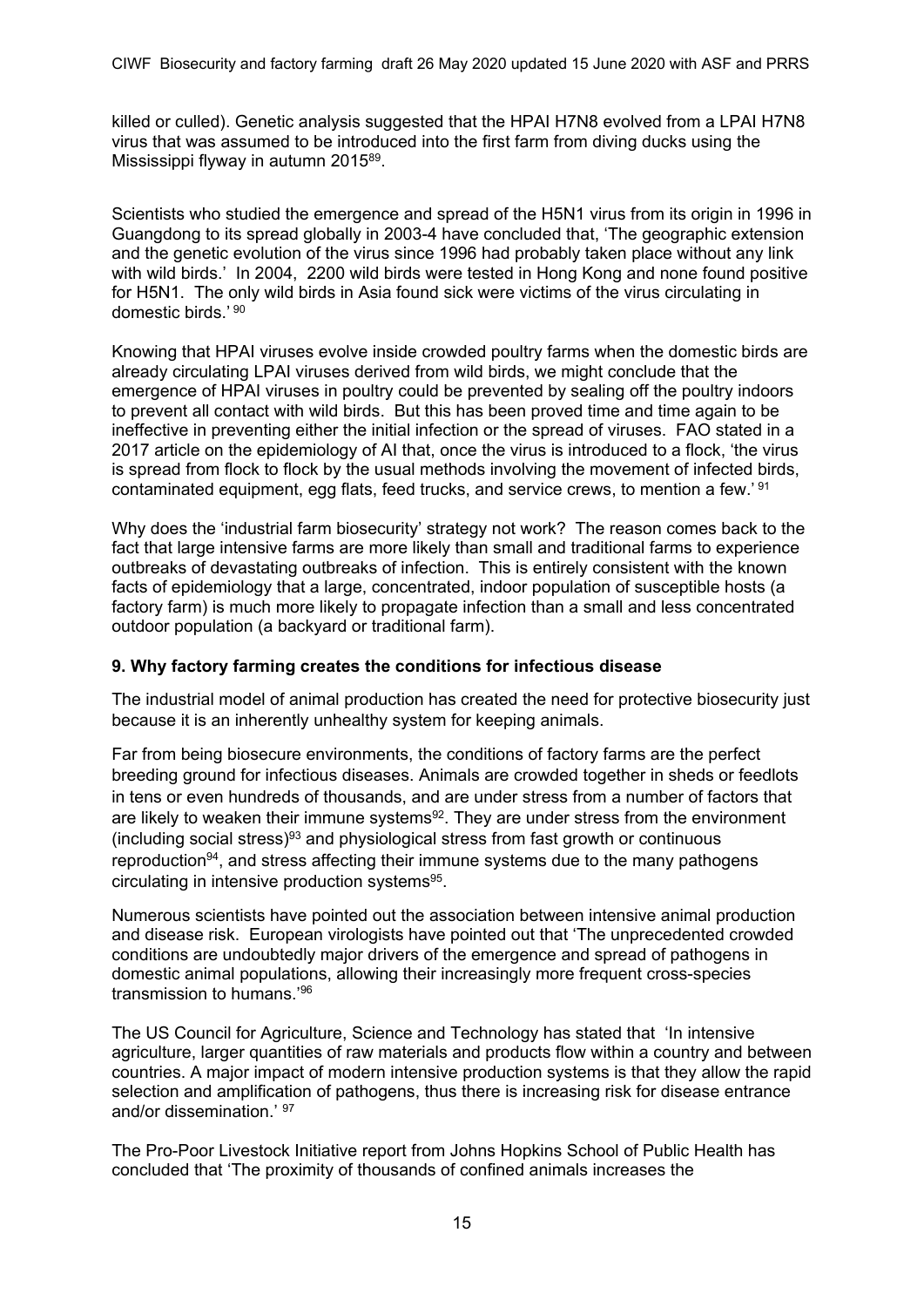killed or culled). Genetic analysis suggested that the HPAI H7N8 evolved from a LPAI H7N8 virus that was assumed to be introduced into the first farm from diving ducks using the Mississippi flyway in autumn 2015[89].

Scientists who studied the emergence and spread of the H5N1 virus from its origin in 1996 in Guangdong to its spread globally in 2003-4 have concluded that, 'The geographic extension and the genetic evolution of the virus since 1996 had probably taken place without any link with wild birds.' In 2004, 2200 wild birds were tested in Hong Kong and none found positive for H5N1. The only wild birds in Asia found sick were victims of the virus circulating in domestic birds.' [90]

Knowing that HPAI viruses evolve inside crowded poultry farms when the domestic birds are already circulating LPAI viruses derived from wild birds, we might conclude that the emergence of HPAI viruses in poultry could be prevented by sealing off the poultry indoors to prevent all contact with wild birds. But this has been proved time and time again to be ineffective in preventing either the initial infection or the spread of viruses. FAO stated in a 2017 article on the epidemiology of AI that, once the virus is introduced to a flock, 'the virus is spread from flock to flock by the usual methods involving the movement of infected birds, contaminated equipment, egg flats, feed trucks, and service crews, to mention a few.' [91]

Why does the 'industrial farm biosecurity' strategy not work? The reason comes back to the fact that large intensive farms are more likely than small and traditional farms to experience outbreaks of devastating outbreaks of infection. This is entirely consistent with the known facts of epidemiology that a large, concentrated, indoor population of susceptible hosts (a factory farm) is much more likely to propagate infection than a small and less concentrated outdoor population (a backyard or traditional farm).

## 9. Why factory farming creates the conditions for infectious disease

The industrial model of animal production has created the need for protective biosecurity just because it is an inherently unhealthy system for keeping animals.

Far from being biosecure environments, the conditions of factory farms are the perfect breeding ground for infectious diseases. Animals are crowded together in sheds or feedlots in tens or even hundreds of thousands, and are under stress from a number of factors that are likely to weaken their immune systems[92]. They are under stress from the environment (including social stress)[93] and physiological stress from fast growth or continuous reproduction[94], and stress affecting their immune systems due to the many pathogens circulating in intensive production systems[95].

Numerous scientists have pointed out the association between intensive animal production and disease risk. European virologists have pointed out that 'The unprecedented crowded conditions are undoubtedly major drivers of the emergence and spread of pathogens in domestic animal populations, allowing their increasingly more frequent cross-species transmission to humans.'[96]

The US Council for Agriculture, Science and Technology has stated that 'In intensive agriculture, larger quantities of raw materials and products flow within a country and between countries. A major impact of modern intensive production systems is that they allow the rapid selection and amplification of pathogens, thus there is increasing risk for disease entrance and/or dissemination.' [97]

The Pro-Poor Livestock Initiative report from Johns Hopkins School of Public Health has concluded that 'The proximity of thousands of confined animals increases the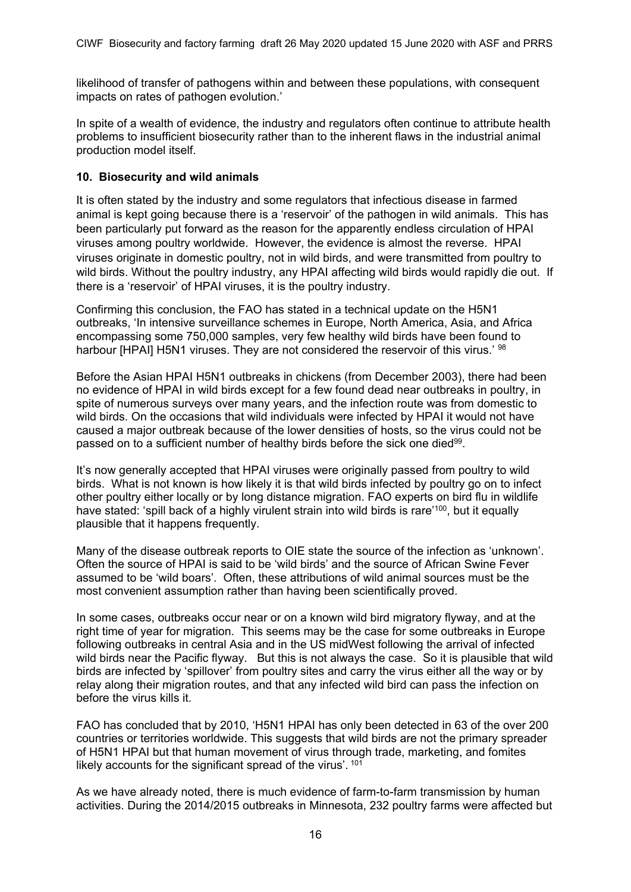likelihood of transfer of pathogens within and between these populations, with consequent impacts on rates of pathogen evolution.'

In spite of a wealth of evidence, the industry and regulators often continue to attribute health problems to insufficient biosecurity rather than to the inherent flaws in the industrial animal production model itself.

## 10. Biosecurity and wild animals

It is often stated by the industry and some regulators that infectious disease in farmed animal is kept going because there is a 'reservoir' of the pathogen in wild animals. This has been particularly put forward as the reason for the apparently endless circulation of HPAI viruses among poultry worldwide. However, the evidence is almost the reverse. HPAI viruses originate in domestic poultry, not in wild birds, and were transmitted from poultry to wild birds. Without the poultry industry, any HPAI affecting wild birds would rapidly die out. If there is a 'reservoir' of HPAI viruses, it is the poultry industry.

Confirming this conclusion, the FAO has stated in a technical update on the H5N1 outbreaks, 'In intensive surveillance schemes in Europe, North America, Asia, and Africa encompassing some 750,000 samples, very few healthy wild birds have been found to harbour [HPAI] H5N1 viruses. They are not considered the reservoir of this virus.' [98]

Before the Asian HPAI H5N1 outbreaks in chickens (from December 2003), there had been no evidence of HPAI in wild birds except for a few found dead near outbreaks in poultry, in spite of numerous surveys over many years, and the infection route was from domestic to wild birds. On the occasions that wild individuals were infected by HPAI it would not have caused a major outbreak because of the lower densities of hosts, so the virus could not be passed on to a sufficient number of healthy birds before the sick one died[99].

It's now generally accepted that HPAI viruses were originally passed from poultry to wild birds. What is not known is how likely it is that wild birds infected by poultry go on to infect other poultry either locally or by long distance migration. FAO experts on bird flu in wildlife have stated: 'spill back of a highly virulent strain into wild birds is rare'[100], but it equally plausible that it happens frequently.

Many of the disease outbreak reports to OIE state the source of the infection as 'unknown'. Often the source of HPAI is said to be 'wild birds' and the source of African Swine Fever assumed to be 'wild boars'. Often, these attributions of wild animal sources must be the most convenient assumption rather than having been scientifically proved.

In some cases, outbreaks occur near or on a known wild bird migratory flyway, and at the right time of year for migration. This seems may be the case for some outbreaks in Europe following outbreaks in central Asia and in the US midWest following the arrival of infected wild birds near the Pacific flyway. But this is not always the case. So it is plausible that wild birds are infected by 'spillover' from poultry sites and carry the virus either all the way or by relay along their migration routes, and that any infected wild bird can pass the infection on before the virus kills it.

FAO has concluded that by 2010, 'H5N1 HPAI has only been detected in 63 of the over 200 countries or territories worldwide. This suggests that wild birds are not the primary spreader of H5N1 HPAI but that human movement of virus through trade, marketing, and fomites likely accounts for the significant spread of the virus'. [101]

As we have already noted, there is much evidence of farm-to-farm transmission by human activities. During the 2014/2015 outbreaks in Minnesota, 232 poultry farms were affected but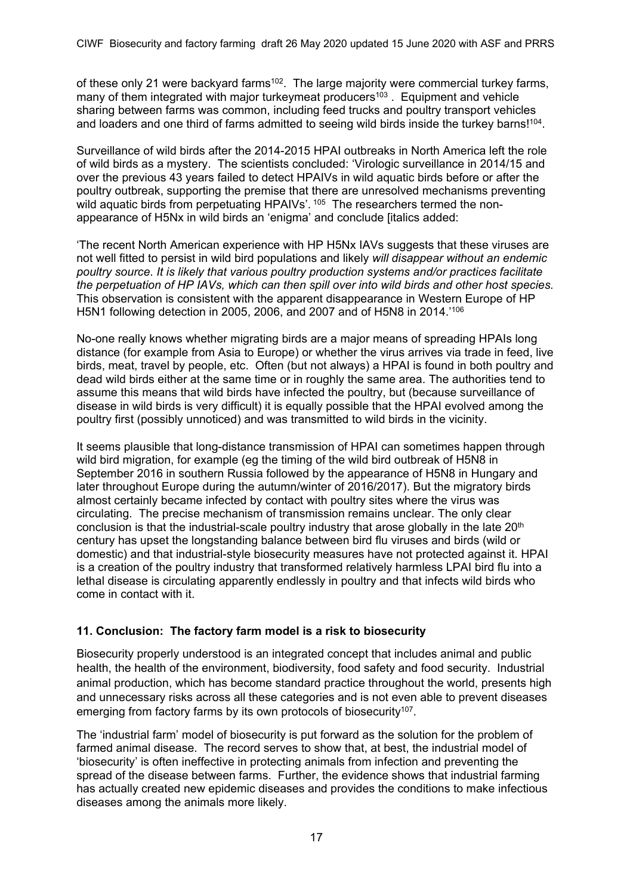of these only 21 were backyard farms[102]. The large majority were commercial turkey farms, many of them integrated with major turkeymeat producers[103] . Equipment and vehicle sharing between farms was common, including feed trucks and poultry transport vehicles and loaders and one third of farms admitted to seeing wild birds inside the turkey barns![104].

Surveillance of wild birds after the 2014-2015 HPAI outbreaks in North America left the role of wild birds as a mystery. The scientists concluded: 'Virologic surveillance in 2014/15 and over the previous 43 years failed to detect HPAIVs in wild aquatic birds before or after the poultry outbreak, supporting the premise that there are unresolved mechanisms preventing wild aquatic birds from perpetuating HPAIVs'. [105] The researchers termed the non-appearance of H5Nx in wild birds an 'enigma' and conclude [italics added:

'The recent North American experience with HP H5Nx IAVs suggests that these viruses are not well fitted to persist in wild bird populations and likely *will disappear without an endemic poultry source. It is likely that various poultry production systems and/or practices facilitate the perpetuation of HP IAVs, which can then spill over into wild birds and other host species.* This observation is consistent with the apparent disappearance in Western Europe of HP H5N1 following detection in 2005, 2006, and 2007 and of H5N8 in 2014.'[106]

No-one really knows whether migrating birds are a major means of spreading HPAIs long distance (for example from Asia to Europe) or whether the virus arrives via trade in feed, live birds, meat, travel by people, etc. Often (but not always) a HPAI is found in both poultry and dead wild birds either at the same time or in roughly the same area. The authorities tend to assume this means that wild birds have infected the poultry, but (because surveillance of disease in wild birds is very difficult) it is equally possible that the HPAI evolved among the poultry first (possibly unnoticed) and was transmitted to wild birds in the vicinity.

It seems plausible that long-distance transmission of HPAI can sometimes happen through wild bird migration, for example (eg the timing of the wild bird outbreak of H5N8 in September 2016 in southern Russia followed by the appearance of H5N8 in Hungary and later throughout Europe during the autumn/winter of 2016/2017). But the migratory birds almost certainly became infected by contact with poultry sites where the virus was circulating. The precise mechanism of transmission remains unclear. The only clear conclusion is that the industrial-scale poultry industry that arose globally in the late 20th century has upset the longstanding balance between bird flu viruses and birds (wild or domestic) and that industrial-style biosecurity measures have not protected against it. HPAI is a creation of the poultry industry that transformed relatively harmless LPAI bird flu into a lethal disease is circulating apparently endlessly in poultry and that infects wild birds who come in contact with it.

## 11. Conclusion: The factory farm model is a risk to biosecurity

Biosecurity properly understood is an integrated concept that includes animal and public health, the health of the environment, biodiversity, food safety and food security. Industrial animal production, which has become standard practice throughout the world, presents high and unnecessary risks across all these categories and is not even able to prevent diseases emerging from factory farms by its own protocols of biosecurity[107].

The 'industrial farm' model of biosecurity is put forward as the solution for the problem of farmed animal disease. The record serves to show that, at best, the industrial model of 'biosecurity' is often ineffective in protecting animals from infection and preventing the spread of the disease between farms. Further, the evidence shows that industrial farming has actually created new epidemic diseases and provides the conditions to make infectious diseases among the animals more likely.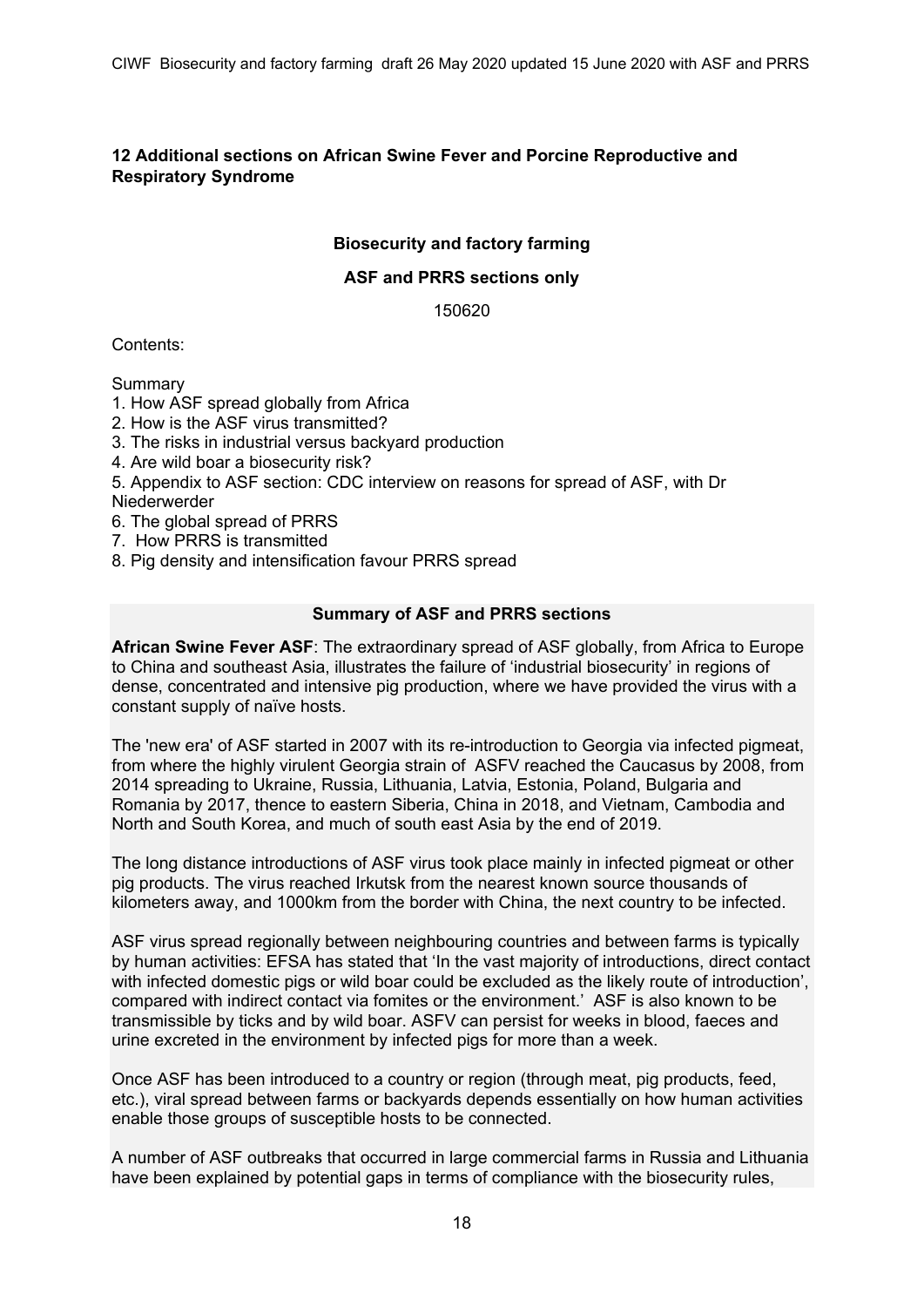**12 Additional sections on African Swine Fever and Porcine Reproductive and Respiratory Syndrome**

**Biosecurity and factory farming**

**ASF and PRRS sections only**

150620

Contents:

Summary
1. How ASF spread globally from Africa
2. How is the ASF virus transmitted?
3. The risks in industrial versus backyard production
4. Are wild boar a biosecurity risk?
5. Appendix to ASF section: CDC interview on reasons for spread of ASF, with Dr Niederwerder
6. The global spread of PRRS
7. How PRRS is transmitted
8. Pig density and intensification favour PRRS spread

**Summary of ASF and PRRS sections**

**African Swine Fever ASF**: The extraordinary spread of ASF globally, from Africa to Europe to China and southeast Asia, illustrates the failure of 'industrial biosecurity' in regions of dense, concentrated and intensive pig production, where we have provided the virus with a constant supply of naïve hosts.

The 'new era' of ASF started in 2007 with its re-introduction to Georgia via infected pigmeat, from where the highly virulent Georgia strain of ASFV reached the Caucasus by 2008, from 2014 spreading to Ukraine, Russia, Lithuania, Latvia, Estonia, Poland, Bulgaria and Romania by 2017, thence to eastern Siberia, China in 2018, and Vietnam, Cambodia and North and South Korea, and much of south east Asia by the end of 2019.

The long distance introductions of ASF virus took place mainly in infected pigmeat or other pig products. The virus reached Irkutsk from the nearest known source thousands of kilometers away, and 1000km from the border with China, the next country to be infected.

ASF virus spread regionally between neighbouring countries and between farms is typically by human activities: EFSA has stated that 'In the vast majority of introductions, direct contact with infected domestic pigs or wild boar could be excluded as the likely route of introduction', compared with indirect contact via fomites or the environment.' ASF is also known to be transmissible by ticks and by wild boar. ASFV can persist for weeks in blood, faeces and urine excreted in the environment by infected pigs for more than a week.

Once ASF has been introduced to a country or region (through meat, pig products, feed, etc.), viral spread between farms or backyards depends essentially on how human activities enable those groups of susceptible hosts to be connected.

A number of ASF outbreaks that occurred in large commercial farms in Russia and Lithuania have been explained by potential gaps in terms of compliance with the biosecurity rules,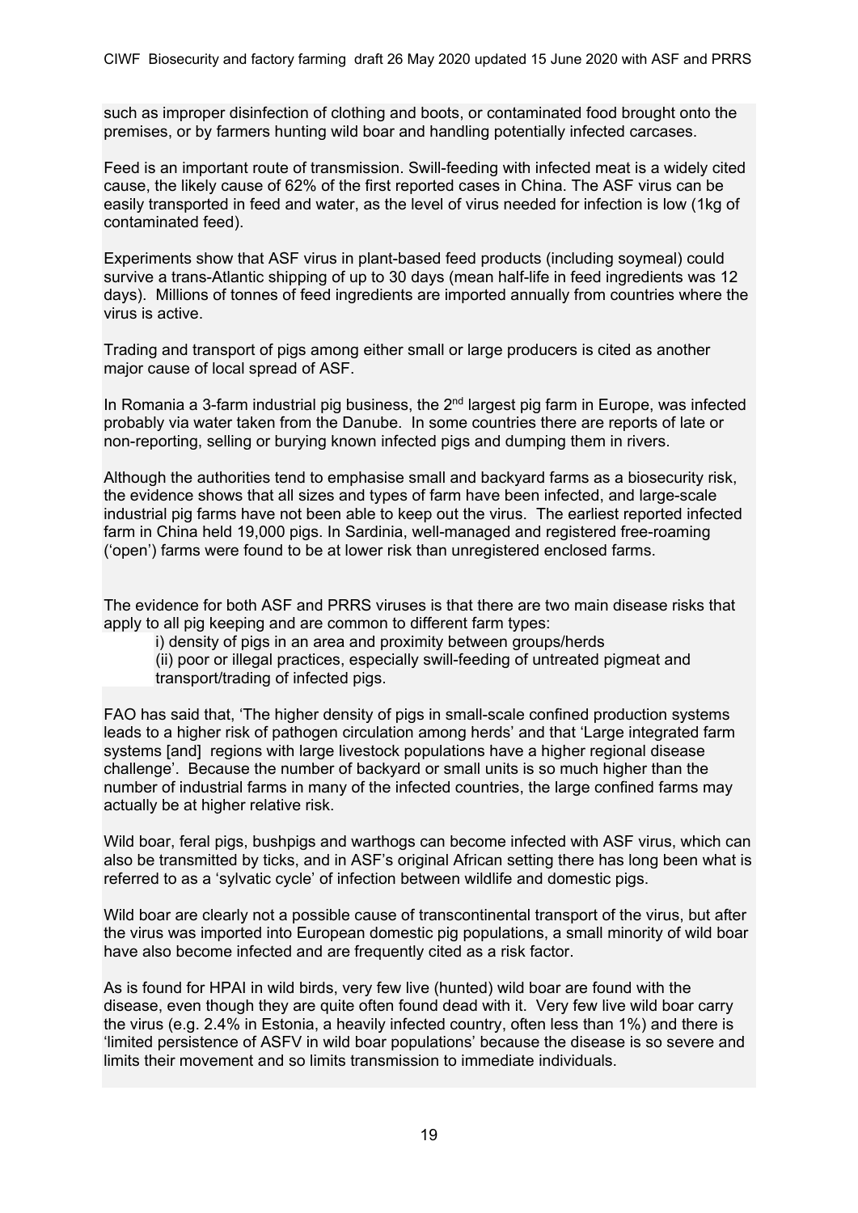such as improper disinfection of clothing and boots, or contaminated food brought onto the premises, or by farmers hunting wild boar and handling potentially infected carcases.

Feed is an important route of transmission. Swill-feeding with infected meat is a widely cited cause, the likely cause of 62% of the first reported cases in China. The ASF virus can be easily transported in feed and water, as the level of virus needed for infection is low (1kg of contaminated feed).

Experiments show that ASF virus in plant-based feed products (including soymeal) could survive a trans-Atlantic shipping of up to 30 days (mean half-life in feed ingredients was 12 days). Millions of tonnes of feed ingredients are imported annually from countries where the virus is active.

Trading and transport of pigs among either small or large producers is cited as another major cause of local spread of ASF.

In Romania a 3-farm industrial pig business, the 2nd largest pig farm in Europe, was infected probably via water taken from the Danube. In some countries there are reports of late or non-reporting, selling or burying known infected pigs and dumping them in rivers.

Although the authorities tend to emphasise small and backyard farms as a biosecurity risk, the evidence shows that all sizes and types of farm have been infected, and large-scale industrial pig farms have not been able to keep out the virus. The earliest reported infected farm in China held 19,000 pigs. In Sardinia, well-managed and registered free-roaming ('open') farms were found to be at lower risk than unregistered enclosed farms.

The evidence for both ASF and PRRS viruses is that there are two main disease risks that apply to all pig keeping and are common to different farm types:

i) density of pigs in an area and proximity between groups/herds
(ii) poor or illegal practices, especially swill-feeding of untreated pigmeat and transport/trading of infected pigs.

FAO has said that, 'The higher density of pigs in small-scale confined production systems leads to a higher risk of pathogen circulation among herds' and that 'Large integrated farm systems [and] regions with large livestock populations have a higher regional disease challenge'. Because the number of backyard or small units is so much higher than the number of industrial farms in many of the infected countries, the large confined farms may actually be at higher relative risk.

Wild boar, feral pigs, bushpigs and warthogs can become infected with ASF virus, which can also be transmitted by ticks, and in ASF's original African setting there has long been what is referred to as a 'sylvatic cycle' of infection between wildlife and domestic pigs.

Wild boar are clearly not a possible cause of transcontinental transport of the virus, but after the virus was imported into European domestic pig populations, a small minority of wild boar have also become infected and are frequently cited as a risk factor.

As is found for HPAI in wild birds, very few live (hunted) wild boar are found with the disease, even though they are quite often found dead with it. Very few live wild boar carry the virus (e.g. 2.4% in Estonia, a heavily infected country, often less than 1%) and there is 'limited persistence of ASFV in wild boar populations' because the disease is so severe and limits their movement and so limits transmission to immediate individuals.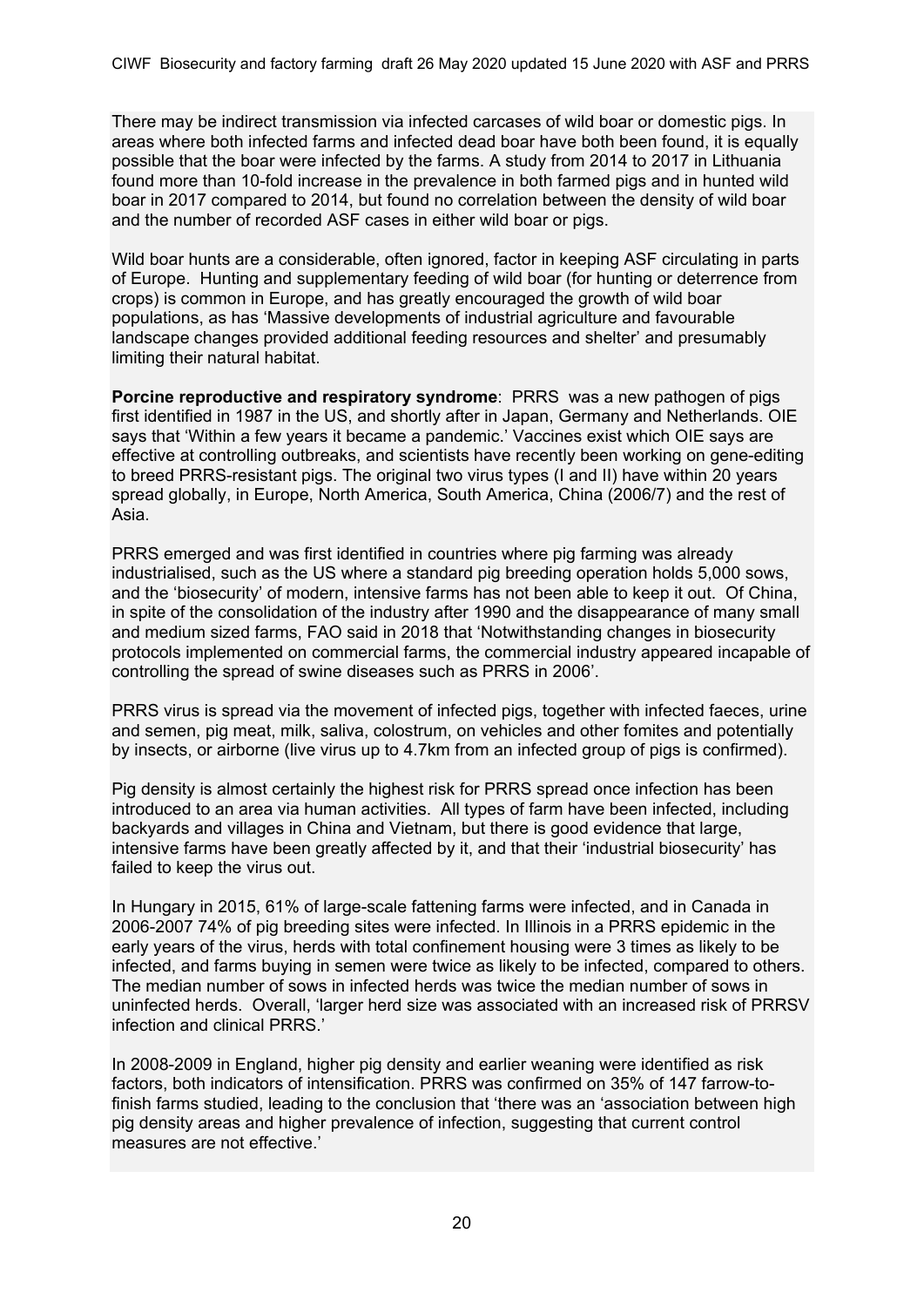There may be indirect transmission via infected carcases of wild boar or domestic pigs. In areas where both infected farms and infected dead boar have both been found, it is equally possible that the boar were infected by the farms. A study from 2014 to 2017 in Lithuania found more than 10-fold increase in the prevalence in both farmed pigs and in hunted wild boar in 2017 compared to 2014, but found no correlation between the density of wild boar and the number of recorded ASF cases in either wild boar or pigs.

Wild boar hunts are a considerable, often ignored, factor in keeping ASF circulating in parts of Europe. Hunting and supplementary feeding of wild boar (for hunting or deterrence from crops) is common in Europe, and has greatly encouraged the growth of wild boar populations, as has 'Massive developments of industrial agriculture and favourable landscape changes provided additional feeding resources and shelter' and presumably limiting their natural habitat.

**Porcine reproductive and respiratory syndrome**: PRRS was a new pathogen of pigs first identified in 1987 in the US, and shortly after in Japan, Germany and Netherlands. OIE says that 'Within a few years it became a pandemic.' Vaccines exist which OIE says are effective at controlling outbreaks, and scientists have recently been working on gene-editing to breed PRRS-resistant pigs. The original two virus types (I and II) have within 20 years spread globally, in Europe, North America, South America, China (2006/7) and the rest of Asia.

PRRS emerged and was first identified in countries where pig farming was already industrialised, such as the US where a standard pig breeding operation holds 5,000 sows, and the 'biosecurity' of modern, intensive farms has not been able to keep it out. Of China, in spite of the consolidation of the industry after 1990 and the disappearance of many small and medium sized farms, FAO said in 2018 that 'Notwithstanding changes in biosecurity protocols implemented on commercial farms, the commercial industry appeared incapable of controlling the spread of swine diseases such as PRRS in 2006'.

PRRS virus is spread via the movement of infected pigs, together with infected faeces, urine and semen, pig meat, milk, saliva, colostrum, on vehicles and other fomites and potentially by insects, or airborne (live virus up to 4.7km from an infected group of pigs is confirmed).

Pig density is almost certainly the highest risk for PRRS spread once infection has been introduced to an area via human activities. All types of farm have been infected, including backyards and villages in China and Vietnam, but there is good evidence that large, intensive farms have been greatly affected by it, and that their 'industrial biosecurity' has failed to keep the virus out.

In Hungary in 2015, 61% of large-scale fattening farms were infected, and in Canada in 2006-2007 74% of pig breeding sites were infected. In Illinois in a PRRS epidemic in the early years of the virus, herds with total confinement housing were 3 times as likely to be infected, and farms buying in semen were twice as likely to be infected, compared to others. The median number of sows in infected herds was twice the median number of sows in uninfected herds. Overall, 'larger herd size was associated with an increased risk of PRRSV infection and clinical PRRS.'

In 2008-2009 in England, higher pig density and earlier weaning were identified as risk factors, both indicators of intensification. PRRS was confirmed on 35% of 147 farrow-to-finish farms studied, leading to the conclusion that 'there was an 'association between high pig density areas and higher prevalence of infection, suggesting that current control measures are not effective.'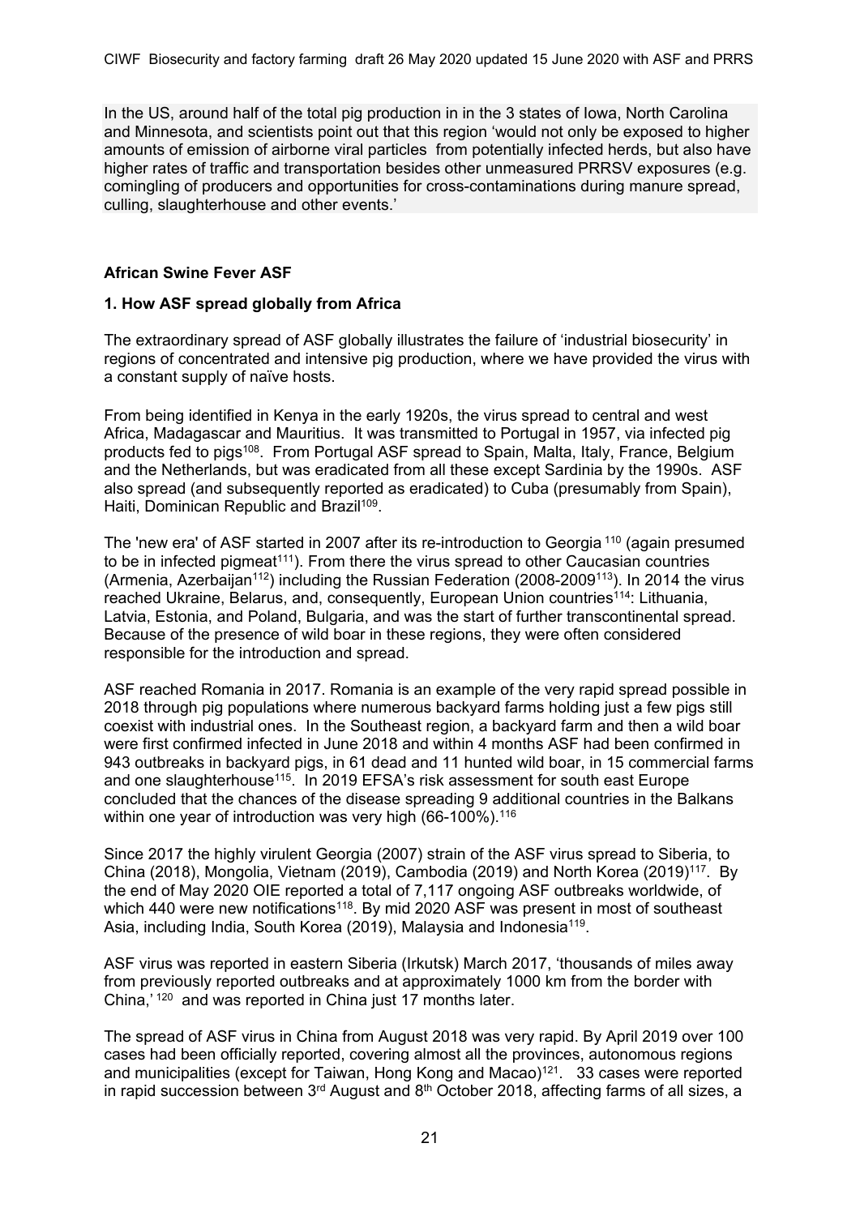In the US, around half of the total pig production in in the 3 states of Iowa, North Carolina and Minnesota, and scientists point out that this region 'would not only be exposed to higher amounts of emission of airborne viral particles from potentially infected herds, but also have higher rates of traffic and transportation besides other unmeasured PRRSV exposures (e.g. comingling of producers and opportunities for cross-contaminations during manure spread, culling, slaughterhouse and other events.'

**African Swine Fever ASF**

**1. How ASF spread globally from Africa**

The extraordinary spread of ASF globally illustrates the failure of 'industrial biosecurity' in regions of concentrated and intensive pig production, where we have provided the virus with a constant supply of naïve hosts.

From being identified in Kenya in the early 1920s, the virus spread to central and west Africa, Madagascar and Mauritius. It was transmitted to Portugal in 1957, via infected pig products fed to pigs[108]. From Portugal ASF spread to Spain, Malta, Italy, France, Belgium and the Netherlands, but was eradicated from all these except Sardinia by the 1990s. ASF also spread (and subsequently reported as eradicated) to Cuba (presumably from Spain), Haiti, Dominican Republic and Brazil[109].

The 'new era' of ASF started in 2007 after its re-introduction to Georgia [110] (again presumed to be in infected pigmeat[111]). From there the virus spread to other Caucasian countries (Armenia, Azerbaijan[112]) including the Russian Federation (2008-2009[113]). In 2014 the virus reached Ukraine, Belarus, and, consequently, European Union countries[114]: Lithuania, Latvia, Estonia, and Poland, Bulgaria, and was the start of further transcontinental spread. Because of the presence of wild boar in these regions, they were often considered responsible for the introduction and spread.

ASF reached Romania in 2017. Romania is an example of the very rapid spread possible in 2018 through pig populations where numerous backyard farms holding just a few pigs still coexist with industrial ones. In the Southeast region, a backyard farm and then a wild boar were first confirmed infected in June 2018 and within 4 months ASF had been confirmed in 943 outbreaks in backyard pigs, in 61 dead and 11 hunted wild boar, in 15 commercial farms and one slaughterhouse[115]. In 2019 EFSA's risk assessment for south east Europe concluded that the chances of the disease spreading 9 additional countries in the Balkans within one year of introduction was very high (66-100%).[116]

Since 2017 the highly virulent Georgia (2007) strain of the ASF virus spread to Siberia, to China (2018), Mongolia, Vietnam (2019), Cambodia (2019) and North Korea (2019)[117]. By the end of May 2020 OIE reported a total of 7,117 ongoing ASF outbreaks worldwide, of which 440 were new notifications[118]. By mid 2020 ASF was present in most of southeast Asia, including India, South Korea (2019), Malaysia and Indonesia[119].

ASF virus was reported in eastern Siberia (Irkutsk) March 2017, 'thousands of miles away from previously reported outbreaks and at approximately 1000 km from the border with China,' [120] and was reported in China just 17 months later.

The spread of ASF virus in China from August 2018 was very rapid. By April 2019 over 100 cases had been officially reported, covering almost all the provinces, autonomous regions and municipalities (except for Taiwan, Hong Kong and Macao)[121]. 33 cases were reported in rapid succession between 3rd August and 8th October 2018, affecting farms of all sizes, a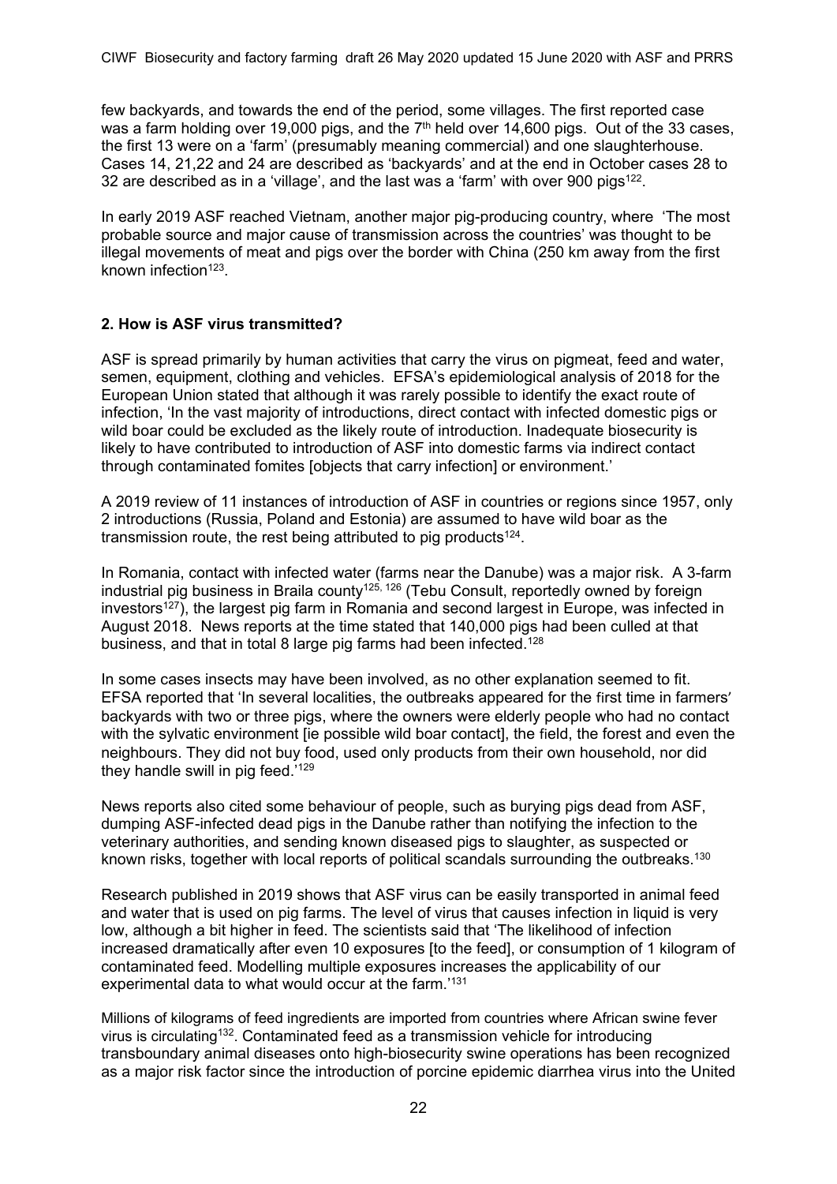few backyards, and towards the end of the period, some villages. The first reported case was a farm holding over 19,000 pigs, and the 7th held over 14,600 pigs. Out of the 33 cases, the first 13 were on a 'farm' (presumably meaning commercial) and one slaughterhouse. Cases 14, 21,22 and 24 are described as 'backyards' and at the end in October cases 28 to 32 are described as in a 'village', and the last was a 'farm' with over 900 pigs[122].

In early 2019 ASF reached Vietnam, another major pig-producing country, where 'The most probable source and major cause of transmission across the countries' was thought to be illegal movements of meat and pigs over the border with China (250 km away from the first known infection[123].

**2. How is ASF virus transmitted?**

ASF is spread primarily by human activities that carry the virus on pigmeat, feed and water, semen, equipment, clothing and vehicles. EFSA's epidemiological analysis of 2018 for the European Union stated that although it was rarely possible to identify the exact route of infection, 'In the vast majority of introductions, direct contact with infected domestic pigs or wild boar could be excluded as the likely route of introduction. Inadequate biosecurity is likely to have contributed to introduction of ASF into domestic farms via indirect contact through contaminated fomites [objects that carry infection] or environment.'

A 2019 review of 11 instances of introduction of ASF in countries or regions since 1957, only 2 introductions (Russia, Poland and Estonia) are assumed to have wild boar as the transmission route, the rest being attributed to pig products[124].

In Romania, contact with infected water (farms near the Danube) was a major risk. A 3-farm industrial pig business in Braila county[125, 126] (Tebu Consult, reportedly owned by foreign investors[127]), the largest pig farm in Romania and second largest in Europe, was infected in August 2018. News reports at the time stated that 140,000 pigs had been culled at that business, and that in total 8 large pig farms had been infected.[128]

In some cases insects may have been involved, as no other explanation seemed to fit. EFSA reported that 'In several localities, the outbreaks appeared for the first time in farmers' backyards with two or three pigs, where the owners were elderly people who had no contact with the sylvatic environment [ie possible wild boar contact], the field, the forest and even the neighbours. They did not buy food, used only products from their own household, nor did they handle swill in pig feed.'[129]

News reports also cited some behaviour of people, such as burying pigs dead from ASF, dumping ASF-infected dead pigs in the Danube rather than notifying the infection to the veterinary authorities, and sending known diseased pigs to slaughter, as suspected or known risks, together with local reports of political scandals surrounding the outbreaks.[130]

Research published in 2019 shows that ASF virus can be easily transported in animal feed and water that is used on pig farms. The level of virus that causes infection in liquid is very low, although a bit higher in feed. The scientists said that 'The likelihood of infection increased dramatically after even 10 exposures [to the feed], or consumption of 1 kilogram of contaminated feed. Modelling multiple exposures increases the applicability of our experimental data to what would occur at the farm.'[131]

Millions of kilograms of feed ingredients are imported from countries where African swine fever virus is circulating[132]. Contaminated feed as a transmission vehicle for introducing transboundary animal diseases onto high-biosecurity swine operations has been recognized as a major risk factor since the introduction of porcine epidemic diarrhea virus into the United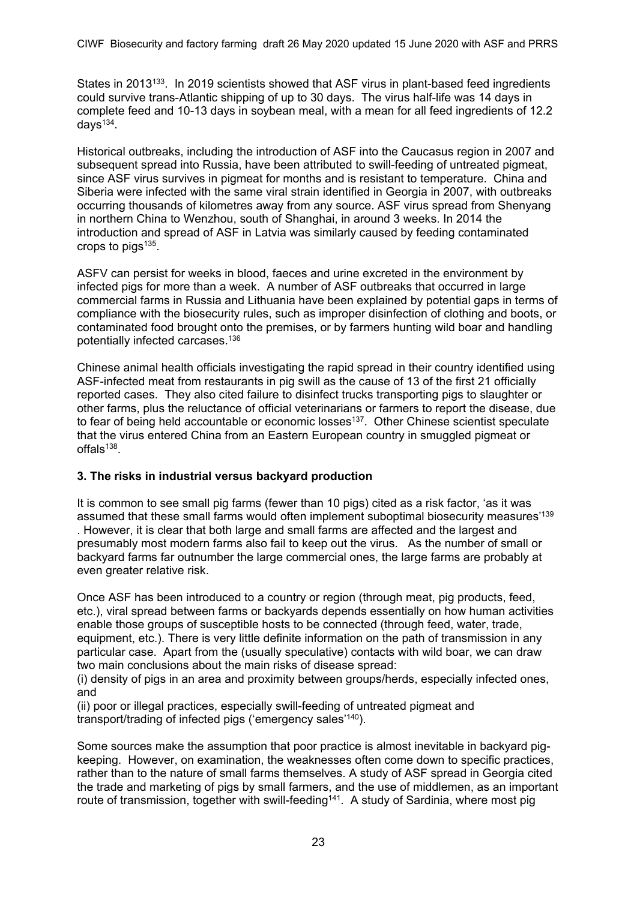States in 2013[133]. In 2019 scientists showed that ASF virus in plant-based feed ingredients could survive trans-Atlantic shipping of up to 30 days. The virus half-life was 14 days in complete feed and 10-13 days in soybean meal, with a mean for all feed ingredients of 12.2 days[134].

Historical outbreaks, including the introduction of ASF into the Caucasus region in 2007 and subsequent spread into Russia, have been attributed to swill-feeding of untreated pigmeat, since ASF virus survives in pigmeat for months and is resistant to temperature. China and Siberia were infected with the same viral strain identified in Georgia in 2007, with outbreaks occurring thousands of kilometres away from any source. ASF virus spread from Shenyang in northern China to Wenzhou, south of Shanghai, in around 3 weeks. In 2014 the introduction and spread of ASF in Latvia was similarly caused by feeding contaminated crops to pigs[135].

ASFV can persist for weeks in blood, faeces and urine excreted in the environment by infected pigs for more than a week. A number of ASF outbreaks that occurred in large commercial farms in Russia and Lithuania have been explained by potential gaps in terms of compliance with the biosecurity rules, such as improper disinfection of clothing and boots, or contaminated food brought onto the premises, or by farmers hunting wild boar and handling potentially infected carcases.[136]

Chinese animal health officials investigating the rapid spread in their country identified using ASF-infected meat from restaurants in pig swill as the cause of 13 of the first 21 officially reported cases. They also cited failure to disinfect trucks transporting pigs to slaughter or other farms, plus the reluctance of official veterinarians or farmers to report the disease, due to fear of being held accountable or economic losses[137]. Other Chinese scientist speculate that the virus entered China from an Eastern European country in smuggled pigmeat or offals[138].

### 3. The risks in industrial versus backyard production

It is common to see small pig farms (fewer than 10 pigs) cited as a risk factor, 'as it was assumed that these small farms would often implement suboptimal biosecurity measures'[139]. However, it is clear that both large and small farms are affected and the largest and presumably most modern farms also fail to keep out the virus. As the number of small or backyard farms far outnumber the large commercial ones, the large farms are probably at even greater relative risk.

Once ASF has been introduced to a country or region (through meat, pig products, feed, etc.), viral spread between farms or backyards depends essentially on how human activities enable those groups of susceptible hosts to be connected (through feed, water, trade, equipment, etc.). There is very little definite information on the path of transmission in any particular case. Apart from the (usually speculative) contacts with wild boar, we can draw two main conclusions about the main risks of disease spread:

(i) density of pigs in an area and proximity between groups/herds, especially infected ones, and

(ii) poor or illegal practices, especially swill-feeding of untreated pigmeat and transport/trading of infected pigs ('emergency sales'[140]).

Some sources make the assumption that poor practice is almost inevitable in backyard pig-keeping. However, on examination, the weaknesses often come down to specific practices, rather than to the nature of small farms themselves. A study of ASF spread in Georgia cited the trade and marketing of pigs by small farmers, and the use of middlemen, as an important route of transmission, together with swill-feeding[141]. A study of Sardinia, where most pig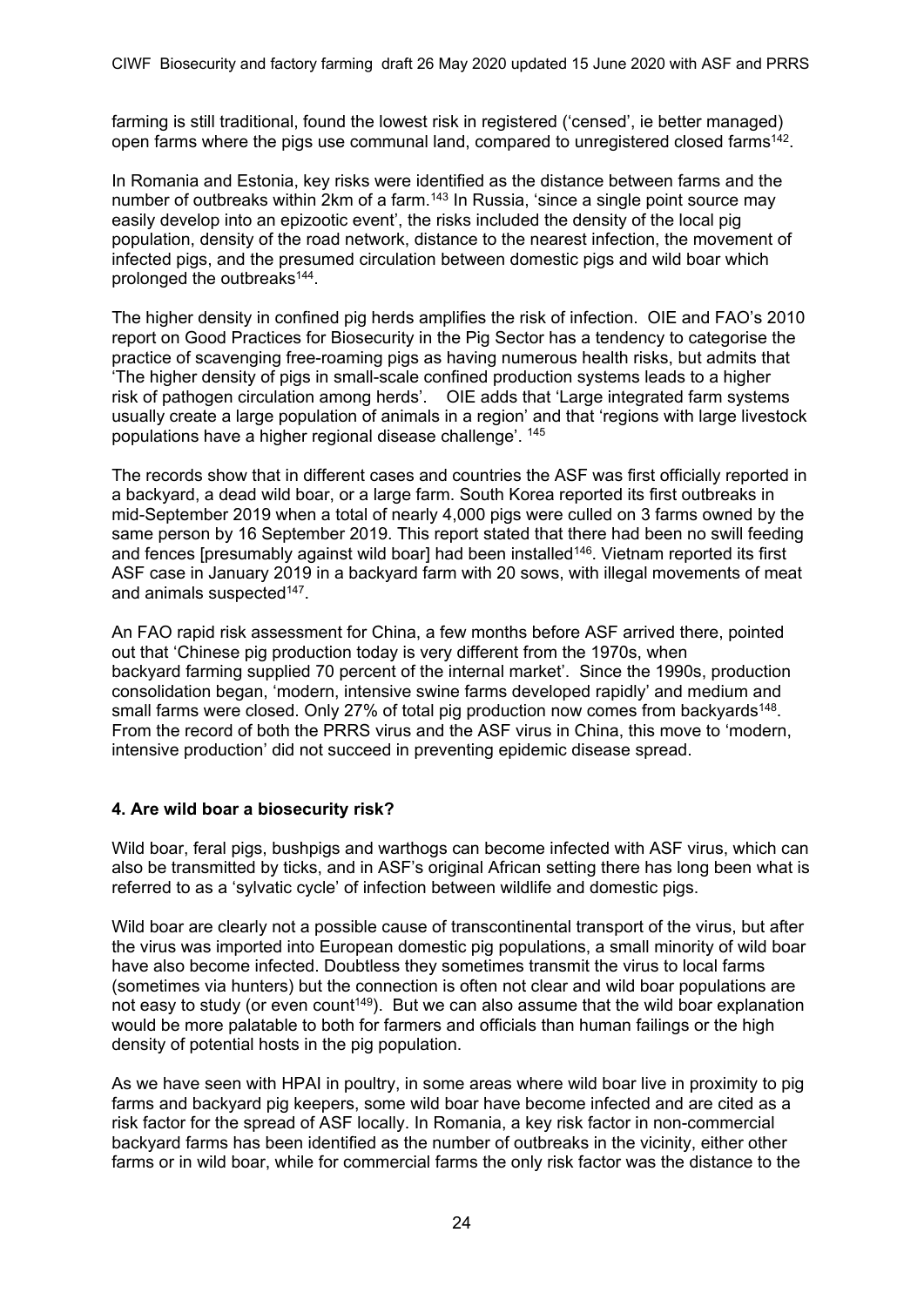farming is still traditional, found the lowest risk in registered ('censed', ie better managed) open farms where the pigs use communal land, compared to unregistered closed farms[142].

In Romania and Estonia, key risks were identified as the distance between farms and the number of outbreaks within 2km of a farm.[143] In Russia, 'since a single point source may easily develop into an epizootic event', the risks included the density of the local pig population, density of the road network, distance to the nearest infection, the movement of infected pigs, and the presumed circulation between domestic pigs and wild boar which prolonged the outbreaks[144].

The higher density in confined pig herds amplifies the risk of infection. OIE and FAO's 2010 report on Good Practices for Biosecurity in the Pig Sector has a tendency to categorise the practice of scavenging free-roaming pigs as having numerous health risks, but admits that 'The higher density of pigs in small-scale confined production systems leads to a higher risk of pathogen circulation among herds'. OIE adds that 'Large integrated farm systems usually create a large population of animals in a region' and that 'regions with large livestock populations have a higher regional disease challenge'. [145]

The records show that in different cases and countries the ASF was first officially reported in a backyard, a dead wild boar, or a large farm. South Korea reported its first outbreaks in mid-September 2019 when a total of nearly 4,000 pigs were culled on 3 farms owned by the same person by 16 September 2019. This report stated that there had been no swill feeding and fences [presumably against wild boar] had been installed[146]. Vietnam reported its first ASF case in January 2019 in a backyard farm with 20 sows, with illegal movements of meat and animals suspected[147].

An FAO rapid risk assessment for China, a few months before ASF arrived there, pointed out that 'Chinese pig production today is very different from the 1970s, when backyard farming supplied 70 percent of the internal market'. Since the 1990s, production consolidation began, 'modern, intensive swine farms developed rapidly' and medium and small farms were closed. Only 27% of total pig production now comes from backyards[148]. From the record of both the PRRS virus and the ASF virus in China, this move to 'modern, intensive production' did not succeed in preventing epidemic disease spread.

## 4. Are wild boar a biosecurity risk?

Wild boar, feral pigs, bushpigs and warthogs can become infected with ASF virus, which can also be transmitted by ticks, and in ASF's original African setting there has long been what is referred to as a 'sylvatic cycle' of infection between wildlife and domestic pigs.

Wild boar are clearly not a possible cause of transcontinental transport of the virus, but after the virus was imported into European domestic pig populations, a small minority of wild boar have also become infected. Doubtless they sometimes transmit the virus to local farms (sometimes via hunters) but the connection is often not clear and wild boar populations are not easy to study (or even count[149]). But we can also assume that the wild boar explanation would be more palatable to both for farmers and officials than human failings or the high density of potential hosts in the pig population.

As we have seen with HPAI in poultry, in some areas where wild boar live in proximity to pig farms and backyard pig keepers, some wild boar have become infected and are cited as a risk factor for the spread of ASF locally. In Romania, a key risk factor in non-commercial backyard farms has been identified as the number of outbreaks in the vicinity, either other farms or in wild boar, while for commercial farms the only risk factor was the distance to the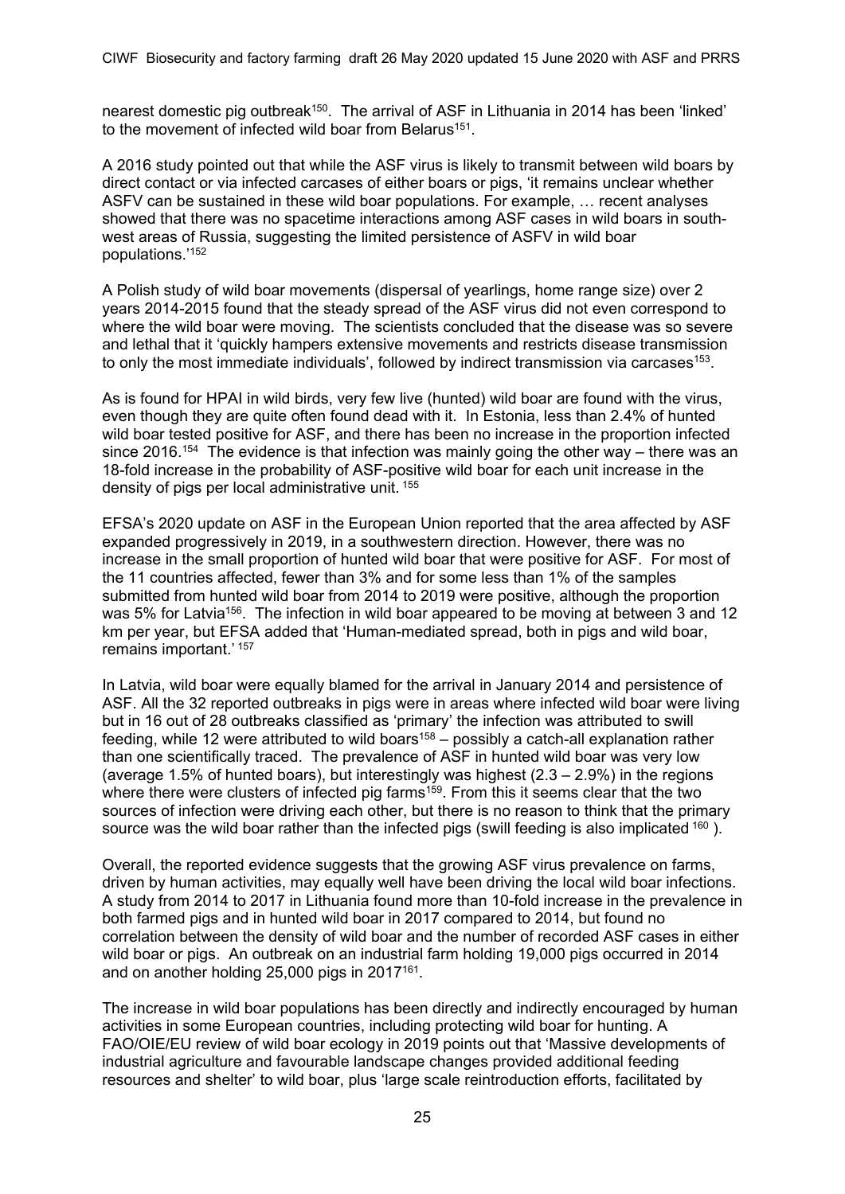nearest domestic pig outbreak[150]. The arrival of ASF in Lithuania in 2014 has been 'linked' to the movement of infected wild boar from Belarus[151].

A 2016 study pointed out that while the ASF virus is likely to transmit between wild boars by direct contact or via infected carcases of either boars or pigs, 'it remains unclear whether ASFV can be sustained in these wild boar populations. For example, … recent analyses showed that there was no spacetime interactions among ASF cases in wild boars in south-west areas of Russia, suggesting the limited persistence of ASFV in wild boar populations.'[152]

A Polish study of wild boar movements (dispersal of yearlings, home range size) over 2 years 2014-2015 found that the steady spread of the ASF virus did not even correspond to where the wild boar were moving. The scientists concluded that the disease was so severe and lethal that it 'quickly hampers extensive movements and restricts disease transmission to only the most immediate individuals', followed by indirect transmission via carcases[153].

As is found for HPAI in wild birds, very few live (hunted) wild boar are found with the virus, even though they are quite often found dead with it. In Estonia, less than 2.4% of hunted wild boar tested positive for ASF, and there has been no increase in the proportion infected since 2016.[154] The evidence is that infection was mainly going the other way – there was an 18-fold increase in the probability of ASF-positive wild boar for each unit increase in the density of pigs per local administrative unit.[155]

EFSA's 2020 update on ASF in the European Union reported that the area affected by ASF expanded progressively in 2019, in a southwestern direction. However, there was no increase in the small proportion of hunted wild boar that were positive for ASF. For most of the 11 countries affected, fewer than 3% and for some less than 1% of the samples submitted from hunted wild boar from 2014 to 2019 were positive, although the proportion was 5% for Latvia[156]. The infection in wild boar appeared to be moving at between 3 and 12 km per year, but EFSA added that 'Human-mediated spread, both in pigs and wild boar, remains important.'[157]

In Latvia, wild boar were equally blamed for the arrival in January 2014 and persistence of ASF. All the 32 reported outbreaks in pigs were in areas where infected wild boar were living but in 16 out of 28 outbreaks classified as 'primary' the infection was attributed to swill feeding, while 12 were attributed to wild boars[158] – possibly a catch-all explanation rather than one scientifically traced. The prevalence of ASF in hunted wild boar was very low (average 1.5% of hunted boars), but interestingly was highest (2.3 – 2.9%) in the regions where there were clusters of infected pig farms[159]. From this it seems clear that the two sources of infection were driving each other, but there is no reason to think that the primary source was the wild boar rather than the infected pigs (swill feeding is also implicated[160]).

Overall, the reported evidence suggests that the growing ASF virus prevalence on farms, driven by human activities, may equally well have been driving the local wild boar infections. A study from 2014 to 2017 in Lithuania found more than 10-fold increase in the prevalence in both farmed pigs and in hunted wild boar in 2017 compared to 2014, but found no correlation between the density of wild boar and the number of recorded ASF cases in either wild boar or pigs. An outbreak on an industrial farm holding 19,000 pigs occurred in 2014 and on another holding 25,000 pigs in 2017[161].

The increase in wild boar populations has been directly and indirectly encouraged by human activities in some European countries, including protecting wild boar for hunting. A FAO/OIE/EU review of wild boar ecology in 2019 points out that 'Massive developments of industrial agriculture and favourable landscape changes provided additional feeding resources and shelter' to wild boar, plus 'large scale reintroduction efforts, facilitated by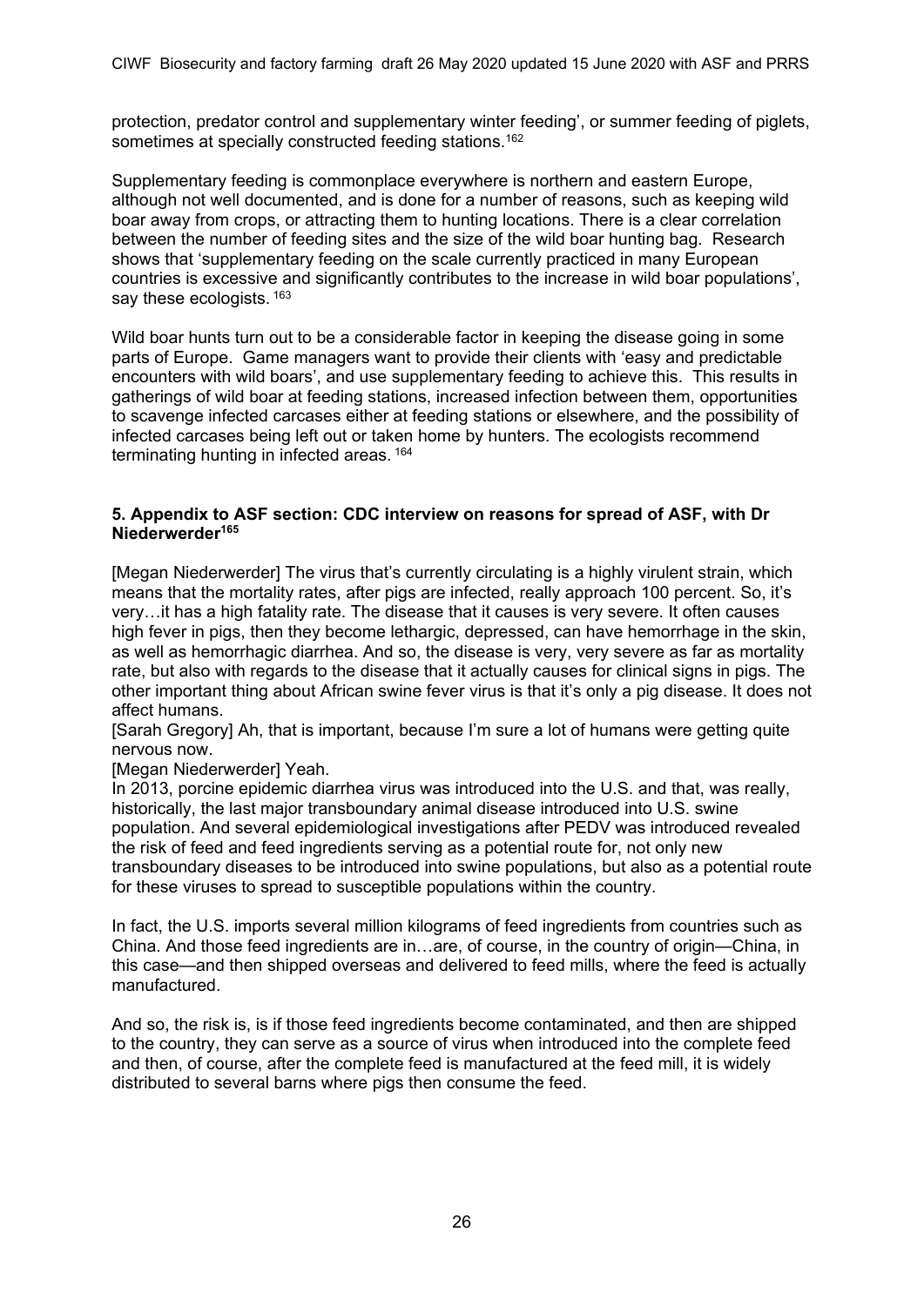protection, predator control and supplementary winter feeding', or summer feeding of piglets, sometimes at specially constructed feeding stations.[162]

Supplementary feeding is commonplace everywhere is northern and eastern Europe, although not well documented, and is done for a number of reasons, such as keeping wild boar away from crops, or attracting them to hunting locations. There is a clear correlation between the number of feeding sites and the size of the wild boar hunting bag. Research shows that 'supplementary feeding on the scale currently practiced in many European countries is excessive and significantly contributes to the increase in wild boar populations', say these ecologists.[163]

Wild boar hunts turn out to be a considerable factor in keeping the disease going in some parts of Europe. Game managers want to provide their clients with 'easy and predictable encounters with wild boars', and use supplementary feeding to achieve this. This results in gatherings of wild boar at feeding stations, increased infection between them, opportunities to scavenge infected carcases either at feeding stations or elsewhere, and the possibility of infected carcases being left out or taken home by hunters. The ecologists recommend terminating hunting in infected areas.[164]

### 5. Appendix to ASF section: CDC interview on reasons for spread of ASF, with Dr Niederwerder[165]

[Megan Niederwerder] The virus that's currently circulating is a highly virulent strain, which means that the mortality rates, after pigs are infected, really approach 100 percent. So, it's very…it has a high fatality rate. The disease that it causes is very severe. It often causes high fever in pigs, then they become lethargic, depressed, can have hemorrhage in the skin, as well as hemorrhagic diarrhea. And so, the disease is very, very severe as far as mortality rate, but also with regards to the disease that it actually causes for clinical signs in pigs. The other important thing about African swine fever virus is that it's only a pig disease. It does not affect humans.

[Sarah Gregory] Ah, that is important, because I'm sure a lot of humans were getting quite nervous now.

[Megan Niederwerder] Yeah.

In 2013, porcine epidemic diarrhea virus was introduced into the U.S. and that, was really, historically, the last major transboundary animal disease introduced into U.S. swine population. And several epidemiological investigations after PEDV was introduced revealed the risk of feed and feed ingredients serving as a potential route for, not only new transboundary diseases to be introduced into swine populations, but also as a potential route for these viruses to spread to susceptible populations within the country.

In fact, the U.S. imports several million kilograms of feed ingredients from countries such as China. And those feed ingredients are in…are, of course, in the country of origin—China, in this case—and then shipped overseas and delivered to feed mills, where the feed is actually manufactured.

And so, the risk is, is if those feed ingredients become contaminated, and then are shipped to the country, they can serve as a source of virus when introduced into the complete feed and then, of course, after the complete feed is manufactured at the feed mill, it is widely distributed to several barns where pigs then consume the feed.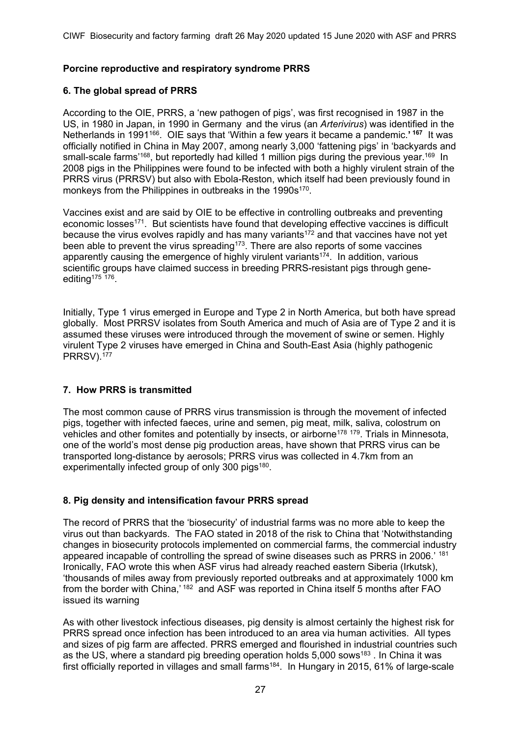**Porcine reproductive and respiratory syndrome PRRS**

**6. The global spread of PRRS**

According to the OIE, PRRS, a 'new pathogen of pigs', was first recognised in 1987 in the US, in 1980 in Japan, in 1990 in Germany and the virus (an *Arterivirus*) was identified in the Netherlands in 1991[166]. OIE says that 'Within a few years it became a pandemic.**'** [**167**] It was officially notified in China in May 2007, among nearly 3,000 'fattening pigs' in 'backyards and small-scale farms'[168], but reportedly had killed 1 million pigs during the previous year.[169] In 2008 pigs in the Philippines were found to be infected with both a highly virulent strain of the PRRS virus (PRRSV) but also with Ebola-Reston, which itself had been previously found in monkeys from the Philippines in outbreaks in the 1990s[170].

Vaccines exist and are said by OIE to be effective in controlling outbreaks and preventing economic losses[171]. But scientists have found that developing effective vaccines is difficult because the virus evolves rapidly and has many variants[172] and that vaccines have not yet been able to prevent the virus spreading[173]. There are also reports of some vaccines apparently causing the emergence of highly virulent variants[174]. In addition, various scientific groups have claimed success in breeding PRRS-resistant pigs through gene-editing[175 176].

Initially, Type 1 virus emerged in Europe and Type 2 in North America, but both have spread globally. Most PRRSV isolates from South America and much of Asia are of Type 2 and it is assumed these viruses were introduced through the movement of swine or semen. Highly virulent Type 2 viruses have emerged in China and South-East Asia (highly pathogenic PRRSV).[177]

**7. How PRRS is transmitted**

The most common cause of PRRS virus transmission is through the movement of infected pigs, together with infected faeces, urine and semen, pig meat, milk, saliva, colostrum on vehicles and other fomites and potentially by insects, or airborne[178 179]. Trials in Minnesota, one of the world's most dense pig production areas, have shown that PRRS virus can be transported long-distance by aerosols; PRRS virus was collected in 4.7km from an experimentally infected group of only 300 pigs[180].

**8. Pig density and intensification favour PRRS spread**

The record of PRRS that the 'biosecurity' of industrial farms was no more able to keep the virus out than backyards. The FAO stated in 2018 of the risk to China that 'Notwithstanding changes in biosecurity protocols implemented on commercial farms, the commercial industry appeared incapable of controlling the spread of swine diseases such as PRRS in 2006.' [181] Ironically, FAO wrote this when ASF virus had already reached eastern Siberia (Irkutsk), 'thousands of miles away from previously reported outbreaks and at approximately 1000 km from the border with China,' [182] and ASF was reported in China itself 5 months after FAO issued its warning

As with other livestock infectious diseases, pig density is almost certainly the highest risk for PRRS spread once infection has been introduced to an area via human activities. All types and sizes of pig farm are affected. PRRS emerged and flourished in industrial countries such as the US, where a standard pig breeding operation holds 5,000 sows[183] . In China it was first officially reported in villages and small farms[184]. In Hungary in 2015, 61% of large-scale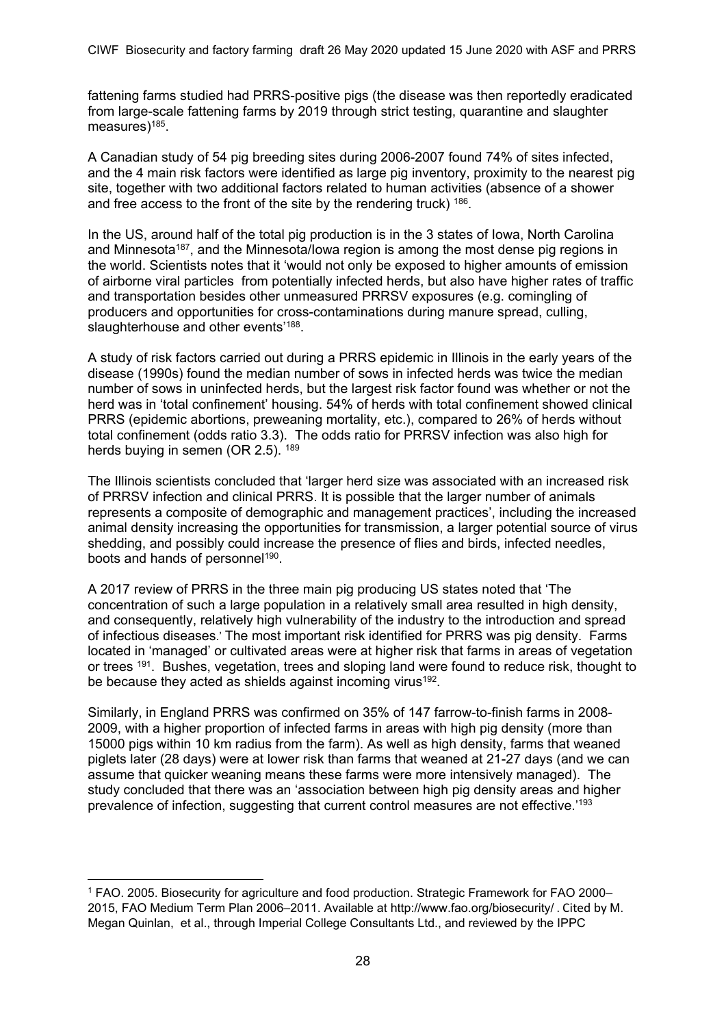fattening farms studied had PRRS-positive pigs (the disease was then reportedly eradicated from large-scale fattening farms by 2019 through strict testing, quarantine and slaughter measures)[185].

A Canadian study of 54 pig breeding sites during 2006-2007 found 74% of sites infected, and the 4 main risk factors were identified as large pig inventory, proximity to the nearest pig site, together with two additional factors related to human activities (absence of a shower and free access to the front of the site by the rendering truck) [186].

In the US, around half of the total pig production is in the 3 states of Iowa, North Carolina and Minnesota[187], and the Minnesota/Iowa region is among the most dense pig regions in the world. Scientists notes that it 'would not only be exposed to higher amounts of emission of airborne viral particles from potentially infected herds, but also have higher rates of traffic and transportation besides other unmeasured PRRSV exposures (e.g. comingling of producers and opportunities for cross-contaminations during manure spread, culling, slaughterhouse and other events'[188].

A study of risk factors carried out during a PRRS epidemic in Illinois in the early years of the disease (1990s) found the median number of sows in infected herds was twice the median number of sows in uninfected herds, but the largest risk factor found was whether or not the herd was in 'total confinement' housing. 54% of herds with total confinement showed clinical PRRS (epidemic abortions, preweaning mortality, etc.), compared to 26% of herds without total confinement (odds ratio 3.3). The odds ratio for PRRSV infection was also high for herds buying in semen (OR 2.5). [189]

The Illinois scientists concluded that 'larger herd size was associated with an increased risk of PRRSV infection and clinical PRRS. It is possible that the larger number of animals represents a composite of demographic and management practices', including the increased animal density increasing the opportunities for transmission, a larger potential source of virus shedding, and possibly could increase the presence of flies and birds, infected needles, boots and hands of personnel[190].

A 2017 review of PRRS in the three main pig producing US states noted that 'The concentration of such a large population in a relatively small area resulted in high density, and consequently, relatively high vulnerability of the industry to the introduction and spread of infectious diseases.' The most important risk identified for PRRS was pig density. Farms located in 'managed' or cultivated areas were at higher risk that farms in areas of vegetation or trees [191]. Bushes, vegetation, trees and sloping land were found to reduce risk, thought to be because they acted as shields against incoming virus[192].

Similarly, in England PRRS was confirmed on 35% of 147 farrow-to-finish farms in 2008-2009, with a higher proportion of infected farms in areas with high pig density (more than 15000 pigs within 10 km radius from the farm). As well as high density, farms that weaned piglets later (28 days) were at lower risk than farms that weaned at 21-27 days (and we can assume that quicker weaning means these farms were more intensively managed). The study concluded that there was an 'association between high pig density areas and higher prevalence of infection, suggesting that current control measures are not effective.'[193]

---

[1] FAO. 2005. Biosecurity for agriculture and food production. Strategic Framework for FAO 2000–2015, FAO Medium Term Plan 2006–2011. Available at http://www.fao.org/biosecurity/ . Cited by M. Megan Quinlan, et al., through Imperial College Consultants Ltd., and reviewed by the IPPC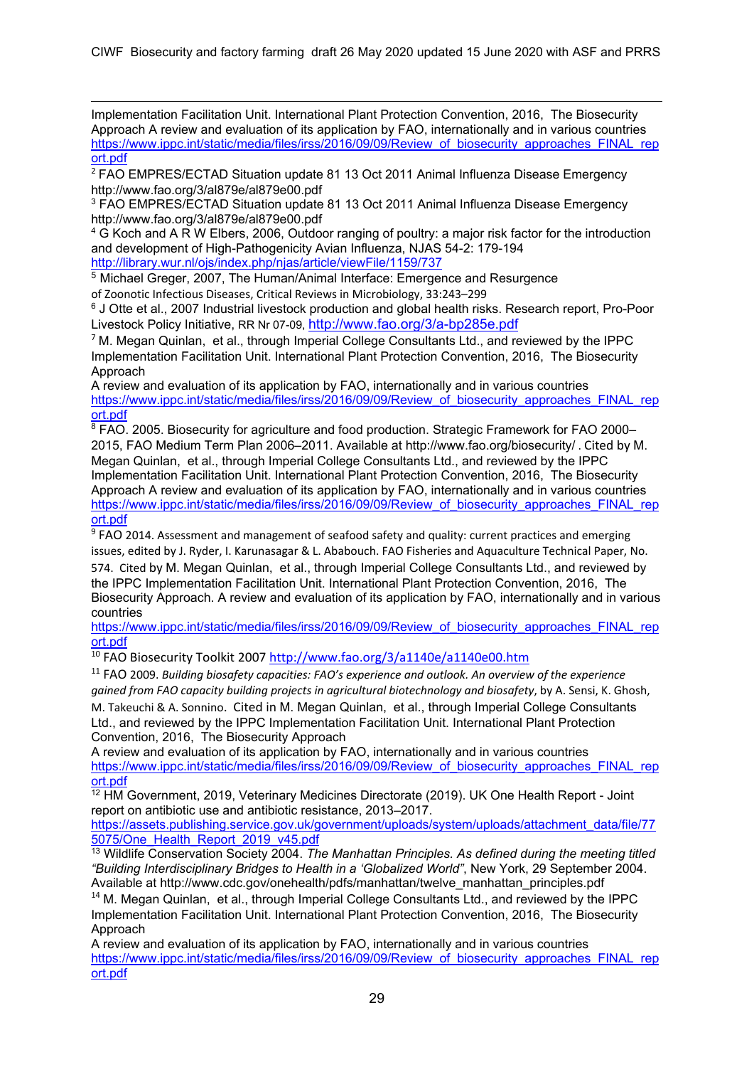Implementation Facilitation Unit. International Plant Protection Convention, 2016, The Biosecurity Approach A review and evaluation of its application by FAO, internationally and in various countries https://www.ippc.int/static/media/files/irss/2016/09/09/Review_of_biosecurity_approaches_FINAL_report.pdf

[2] FAO EMPRES/ECTAD Situation update 81 13 Oct 2011 Animal Influenza Disease Emergency http://www.fao.org/3/al879e/al879e00.pdf

[3] FAO EMPRES/ECTAD Situation update 81 13 Oct 2011 Animal Influenza Disease Emergency http://www.fao.org/3/al879e/al879e00.pdf

[4] G Koch and A R W Elbers, 2006, Outdoor ranging of poultry: a major risk factor for the introduction and development of High-Pathogenicity Avian Influenza, NJAS 54-2: 179-194 http://library.wur.nl/ojs/index.php/njas/article/viewFile/1159/737

[5] Michael Greger, 2007, The Human/Animal Interface: Emergence and Resurgence of Zoonotic Infectious Diseases, Critical Reviews in Microbiology, 33:243–299

[6] J Otte et al., 2007 Industrial livestock production and global health risks. Research report, Pro-Poor Livestock Policy Initiative, RR Nr 07-09, http://www.fao.org/3/a-bp285e.pdf

[7] M. Megan Quinlan, et al., through Imperial College Consultants Ltd., and reviewed by the IPPC Implementation Facilitation Unit. International Plant Protection Convention, 2016, The Biosecurity Approach
A review and evaluation of its application by FAO, internationally and in various countries https://www.ippc.int/static/media/files/irss/2016/09/09/Review_of_biosecurity_approaches_FINAL_report.pdf

[8] FAO. 2005. Biosecurity for agriculture and food production. Strategic Framework for FAO 2000–2015, FAO Medium Term Plan 2006–2011. Available at http://www.fao.org/biosecurity/ . Cited by M. Megan Quinlan, et al., through Imperial College Consultants Ltd., and reviewed by the IPPC Implementation Facilitation Unit. International Plant Protection Convention, 2016, The Biosecurity Approach A review and evaluation of its application by FAO, internationally and in various countries https://www.ippc.int/static/media/files/irss/2016/09/09/Review_of_biosecurity_approaches_FINAL_report.pdf

[9] FAO 2014. Assessment and management of seafood safety and quality: current practices and emerging issues, edited by J. Ryder, I. Karunasagar & L. Ababouch. FAO Fisheries and Aquaculture Technical Paper, No. 574. Cited by M. Megan Quinlan, et al., through Imperial College Consultants Ltd., and reviewed by the IPPC Implementation Facilitation Unit. International Plant Protection Convention, 2016, The Biosecurity Approach. A review and evaluation of its application by FAO, internationally and in various countries
https://www.ippc.int/static/media/files/irss/2016/09/09/Review_of_biosecurity_approaches_FINAL_report.pdf

[10] FAO Biosecurity Toolkit 2007 http://www.fao.org/3/a1140e/a1140e00.htm

[11] FAO 2009. *Building biosafety capacities: FAO's experience and outlook. An overview of the experience gained from FAO capacity building projects in agricultural biotechnology and biosafety*, by A. Sensi, K. Ghosh, M. Takeuchi & A. Sonnino. Cited in M. Megan Quinlan, et al., through Imperial College Consultants Ltd., and reviewed by the IPPC Implementation Facilitation Unit. International Plant Protection Convention, 2016, The Biosecurity Approach
A review and evaluation of its application by FAO, internationally and in various countries https://www.ippc.int/static/media/files/irss/2016/09/09/Review_of_biosecurity_approaches_FINAL_report.pdf

[12] HM Government, 2019, Veterinary Medicines Directorate (2019). UK One Health Report - Joint report on antibiotic use and antibiotic resistance, 2013–2017.
https://assets.publishing.service.gov.uk/government/uploads/system/uploads/attachment_data/file/775075/One_Health_Report_2019_v45.pdf

[13] Wildlife Conservation Society 2004. *The Manhattan Principles. As defined during the meeting titled "Building Interdisciplinary Bridges to Health in a 'Globalized World"*, New York, 29 September 2004. Available at http://www.cdc.gov/onehealth/pdfs/manhattan/twelve_manhattan_principles.pdf

[14] M. Megan Quinlan, et al., through Imperial College Consultants Ltd., and reviewed by the IPPC Implementation Facilitation Unit. International Plant Protection Convention, 2016, The Biosecurity Approach
A review and evaluation of its application by FAO, internationally and in various countries https://www.ippc.int/static/media/files/irss/2016/09/09/Review_of_biosecurity_approaches_FINAL_report.pdf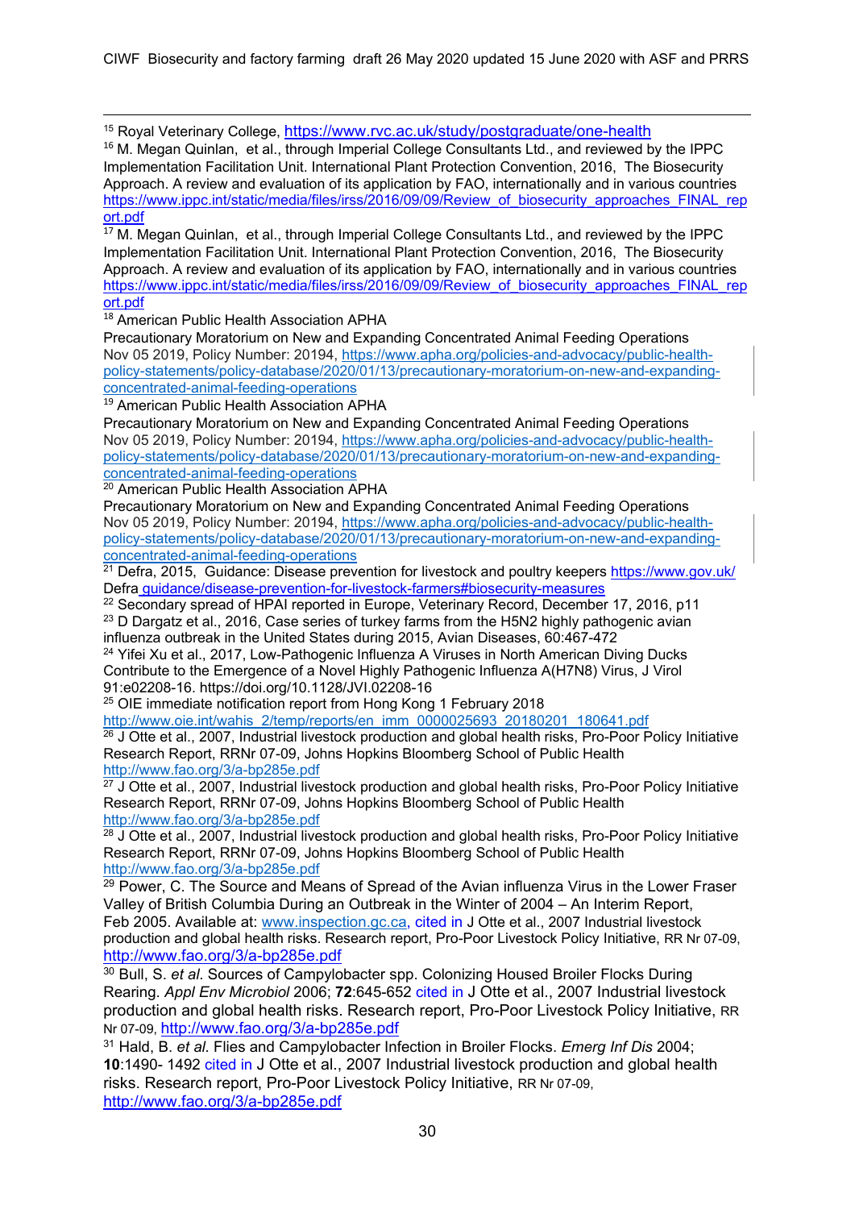[15] Royal Veterinary College, https://www.rvc.ac.uk/study/postgraduate/one-health

[16] M. Megan Quinlan, et al., through Imperial College Consultants Ltd., and reviewed by the IPPC Implementation Facilitation Unit. International Plant Protection Convention, 2016, The Biosecurity Approach. A review and evaluation of its application by FAO, internationally and in various countries https://www.ippc.int/static/media/files/irss/2016/09/09/Review_of_biosecurity_approaches_FINAL_report.pdf

[17] M. Megan Quinlan, et al., through Imperial College Consultants Ltd., and reviewed by the IPPC Implementation Facilitation Unit. International Plant Protection Convention, 2016, The Biosecurity Approach. A review and evaluation of its application by FAO, internationally and in various countries https://www.ippc.int/static/media/files/irss/2016/09/09/Review_of_biosecurity_approaches_FINAL_report.pdf

[18] American Public Health Association APHA
Precautionary Moratorium on New and Expanding Concentrated Animal Feeding Operations
Nov 05 2019, Policy Number: 20194, https://www.apha.org/policies-and-advocacy/public-health-policy-statements/policy-database/2020/01/13/precautionary-moratorium-on-new-and-expanding-concentrated-animal-feeding-operations

[19] American Public Health Association APHA
Precautionary Moratorium on New and Expanding Concentrated Animal Feeding Operations
Nov 05 2019, Policy Number: 20194, https://www.apha.org/policies-and-advocacy/public-health-policy-statements/policy-database/2020/01/13/precautionary-moratorium-on-new-and-expanding-concentrated-animal-feeding-operations

[20] American Public Health Association APHA
Precautionary Moratorium on New and Expanding Concentrated Animal Feeding Operations
Nov 05 2019, Policy Number: 20194, https://www.apha.org/policies-and-advocacy/public-health-policy-statements/policy-database/2020/01/13/precautionary-moratorium-on-new-and-expanding-concentrated-animal-feeding-operations

[21] Defra, 2015, Guidance: Disease prevention for livestock and poultry keepers https://www.gov.uk/ Defra guidance/disease-prevention-for-livestock-farmers#biosecurity-measures

[22] Secondary spread of HPAI reported in Europe, Veterinary Record, December 17, 2016, p11

[23] D Dargatz et al., 2016, Case series of turkey farms from the H5N2 highly pathogenic avian influenza outbreak in the United States during 2015, Avian Diseases, 60:467-472

[24] Yifei Xu et al., 2017, Low-Pathogenic Influenza A Viruses in North American Diving Ducks Contribute to the Emergence of a Novel Highly Pathogenic Influenza A(H7N8) Virus, J Virol 91:e02208-16. https://doi.org/10.1128/JVI.02208-16

[25] OIE immediate notification report from Hong Kong 1 February 2018 http://www.oie.int/wahis_2/temp/reports/en_imm_0000025693_20180201_180641.pdf

[26] J Otte et al., 2007, Industrial livestock production and global health risks, Pro-Poor Policy Initiative Research Report, RRNr 07-09, Johns Hopkins Bloomberg School of Public Health http://www.fao.org/3/a-bp285e.pdf

[27] J Otte et al., 2007, Industrial livestock production and global health risks, Pro-Poor Policy Initiative Research Report, RRNr 07-09, Johns Hopkins Bloomberg School of Public Health http://www.fao.org/3/a-bp285e.pdf

[28] J Otte et al., 2007, Industrial livestock production and global health risks, Pro-Poor Policy Initiative Research Report, RRNr 07-09, Johns Hopkins Bloomberg School of Public Health http://www.fao.org/3/a-bp285e.pdf

[29] Power, C. The Source and Means of Spread of the Avian influenza Virus in the Lower Fraser Valley of British Columbia During an Outbreak in the Winter of 2004 – An Interim Report, Feb 2005. Available at: www.inspection.gc.ca, cited in J Otte et al., 2007 Industrial livestock production and global health risks. Research report, Pro-Poor Livestock Policy Initiative, RR Nr 07-09, http://www.fao.org/3/a-bp285e.pdf

[30] Bull, S. *et al.* Sources of Campylobacter spp. Colonizing Housed Broiler Flocks During Rearing. *Appl Env Microbiol* 2006; **72**:645-652 cited in J Otte et al., 2007 Industrial livestock production and global health risks. Research report, Pro-Poor Livestock Policy Initiative, RR Nr 07-09, http://www.fao.org/3/a-bp285e.pdf

[31] Hald, B. *et al.* Flies and Campylobacter Infection in Broiler Flocks. *Emerg Inf Dis* 2004; **10**:1490- 1492 cited in J Otte et al., 2007 Industrial livestock production and global health risks. Research report, Pro-Poor Livestock Policy Initiative, RR Nr 07-09, http://www.fao.org/3/a-bp285e.pdf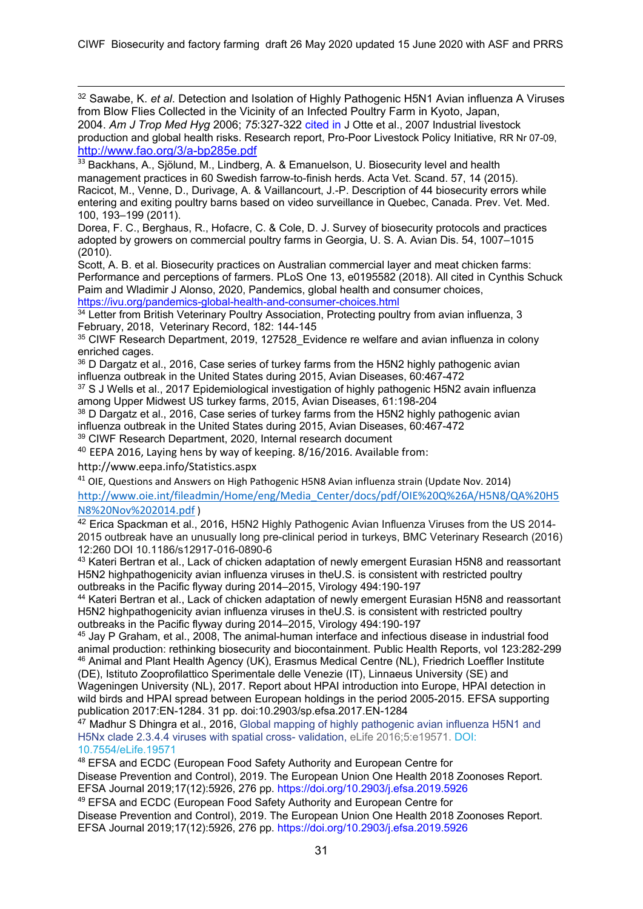[32] Sawabe, K. *et al*. Detection and Isolation of Highly Pathogenic H5N1 Avian influenza A Viruses from Blow Flies Collected in the Vicinity of an Infected Poultry Farm in Kyoto, Japan, 2004. *Am J Trop Med Hyg* 2006; *75*:327-322 cited in J Otte et al., 2007 Industrial livestock production and global health risks. Research report, Pro-Poor Livestock Policy Initiative, RR Nr 07-09, http://www.fao.org/3/a-bp285e.pdf

[33] Backhans, A., Sjölund, M., Lindberg, A. & Emanuelson, U. Biosecurity level and health management practices in 60 Swedish farrow-to-finish herds. Acta Vet. Scand. 57, 14 (2015). Racicot, M., Venne, D., Durivage, A. & Vaillancourt, J.-P. Description of 44 biosecurity errors while entering and exiting poultry barns based on video surveillance in Quebec, Canada. Prev. Vet. Med. 100, 193–199 (2011).
Dorea, F. C., Berghaus, R., Hofacre, C. & Cole, D. J. Survey of biosecurity protocols and practices adopted by growers on commercial poultry farms in Georgia, U. S. A. Avian Dis. 54, 1007–1015 (2010).
Scott, A. B. et al. Biosecurity practices on Australian commercial layer and meat chicken farms: Performance and perceptions of farmers. PLoS One 13, e0195582 (2018). All cited in Cynthis Schuck Paim and Wladimir J Alonso, 2020, Pandemics, global health and consumer choices, https://ivu.org/pandemics-global-health-and-consumer-choices.html

[34] Letter from British Veterinary Poultry Association, Protecting poultry from avian influenza, 3 February, 2018, Veterinary Record, 182: 144-145

[35] CIWF Research Department, 2019, 127528_Evidence re welfare and avian influenza in colony enriched cages.

[36] D Dargatz et al., 2016, Case series of turkey farms from the H5N2 highly pathogenic avian influenza outbreak in the United States during 2015, Avian Diseases, 60:467-472

[37] S J Wells et al., 2017 Epidemiological investigation of highly pathogenic H5N2 avain influenza among Upper Midwest US turkey farms, 2015, Avian Diseases, 61:198-204

[38] D Dargatz et al., 2016, Case series of turkey farms from the H5N2 highly pathogenic avian influenza outbreak in the United States during 2015, Avian Diseases, 60:467-472

[39] CIWF Research Department, 2020, Internal research document

[40] EEPA 2016, Laying hens by way of keeping. 8/16/2016. Available from: http://www.eepa.info/Statistics.aspx

[41] OIE, Questions and Answers on High Pathogenic H5N8 Avian influenza strain (Update Nov. 2014) http://www.oie.int/fileadmin/Home/eng/Media_Center/docs/pdf/OIE%20Q%26A/H5N8/QA%20H5N8%20Nov%202014.pdf )

[42] Erica Spackman et al., 2016, H5N2 Highly Pathogenic Avian Influenza Viruses from the US 2014-2015 outbreak have an unusually long pre-clinical period in turkeys, BMC Veterinary Research (2016) 12:260 DOI 10.1186/s12917-016-0890-6

[43] Kateri Bertran et al., Lack of chicken adaptation of newly emergent Eurasian H5N8 and reassortant H5N2 highpathogenicity avian influenza viruses in theU.S. is consistent with restricted poultry outbreaks in the Pacific flyway during 2014–2015, Virology 494:190-197

[44] Kateri Bertran et al., Lack of chicken adaptation of newly emergent Eurasian H5N8 and reassortant H5N2 highpathogenicity avian influenza viruses in theU.S. is consistent with restricted poultry outbreaks in the Pacific flyway during 2014–2015, Virology 494:190-197

[45] Jay P Graham, et al., 2008, The animal-human interface and infectious disease in industrial food animal production: rethinking biosecurity and biocontainment. Public Health Reports, vol 123:282-299

[46] Animal and Plant Health Agency (UK), Erasmus Medical Centre (NL), Friedrich Loeffler Institute (DE), Istituto Zooprofilattico Sperimentale delle Venezie (IT), Linnaeus University (SE) and Wageningen University (NL), 2017. Report about HPAI introduction into Europe, HPAI detection in wild birds and HPAI spread between European holdings in the period 2005-2015. EFSA supporting publication 2017:EN-1284. 31 pp. doi:10.2903/sp.efsa.2017.EN-1284

[47] Madhur S Dhingra et al., 2016, Global mapping of highly pathogenic avian influenza H5N1 and H5Nx clade 2.3.4.4 viruses with spatial cross- validation, eLife 2016;5:e19571. DOI: 10.7554/eLife.19571

[48] EFSA and ECDC (European Food Safety Authority and European Centre for Disease Prevention and Control), 2019. The European Union One Health 2018 Zoonoses Report. EFSA Journal 2019;17(12):5926, 276 pp. https://doi.org/10.2903/j.efsa.2019.5926

[49] EFSA and ECDC (European Food Safety Authority and European Centre for Disease Prevention and Control), 2019. The European Union One Health 2018 Zoonoses Report. EFSA Journal 2019;17(12):5926, 276 pp. https://doi.org/10.2903/j.efsa.2019.5926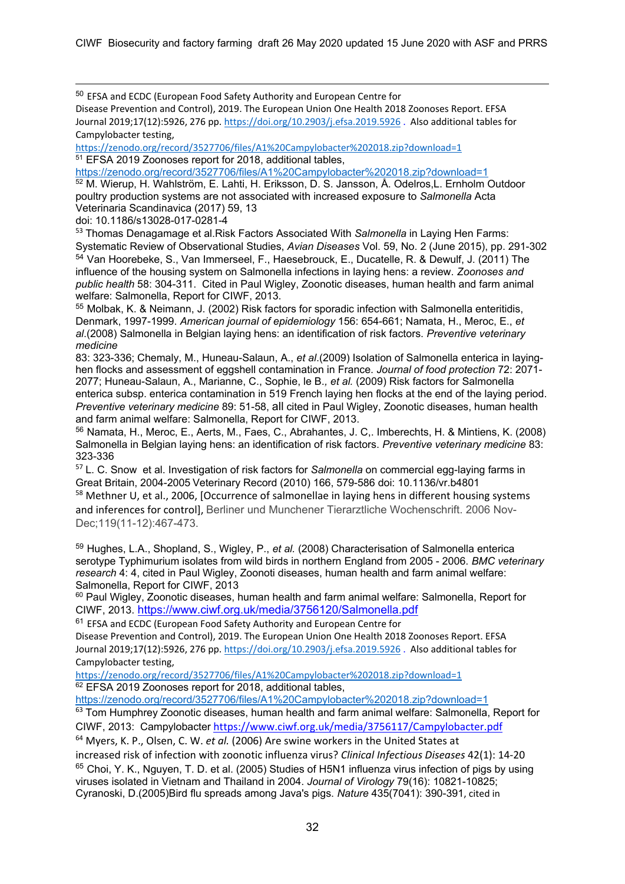[50] EFSA and ECDC (European Food Safety Authority and European Centre for Disease Prevention and Control), 2019. The European Union One Health 2018 Zoonoses Report. EFSA Journal 2019;17(12):5926, 276 pp. https://doi.org/10.2903/j.efsa.2019.5926 . Also additional tables for Campylobacter testing, https://zenodo.org/record/3527706/files/A1%20Campylobacter%202018.zip?download=1

[51] EFSA 2019 Zoonoses report for 2018, additional tables, https://zenodo.org/record/3527706/files/A1%20Campylobacter%202018.zip?download=1

[52] M. Wierup, H. Wahlström, E. Lahti, H. Eriksson, D. S. Jansson, Å. Odelros,L. Ernholm Outdoor poultry production systems are not associated with increased exposure to *Salmonella* Acta Veterinaria Scandinavica (2017) 59, 13 doi: 10.1186/s13028-017-0281-4

[53] Thomas Denagamage et al.Risk Factors Associated With *Salmonella* in Laying Hen Farms: Systematic Review of Observational Studies, *Avian Diseases* Vol. 59, No. 2 (June 2015), pp. 291-302

[54] Van Hoorebeke, S., Van Immerseel, F., Haesebrouck, E., Ducatelle, R. & Dewulf, J. (2011) The influence of the housing system on Salmonella infections in laying hens: a review. *Zoonoses and public health* 58: 304-311. Cited in Paul Wigley, Zoonotic diseases, human health and farm animal welfare: Salmonella, Report for CIWF, 2013.

[55] Molbak, K. & Neimann, J. (2002) Risk factors for sporadic infection with Salmonella enteritidis, Denmark, 1997-1999. *American journal of epidemiology* 156: 654-661; Namata, H., Meroc, E., *et al.*(2008) Salmonella in Belgian laying hens: an identification of risk factors. *Preventive veterinary medicine* 83: 323-336; Chemaly, M., Huneau-Salaun, A., *et al.*(2009) Isolation of Salmonella enterica in laying-hen flocks and assessment of eggshell contamination in France. *Journal of food protection* 72: 2071-2077; Huneau-Salaun, A., Marianne, C., Sophie, le B., *et al.* (2009) Risk factors for Salmonella enterica subsp. enterica contamination in 519 French laying hen flocks at the end of the laying period. *Preventive veterinary medicine* 89: 51-58, all cited in Paul Wigley, Zoonotic diseases, human health and farm animal welfare: Salmonella, Report for CIWF, 2013.

[56] Namata, H., Meroc, E., Aerts, M., Faes, C., Abrahantes, J. C,. Imberechts, H. & Mintiens, K. (2008) Salmonella in Belgian laying hens: an identification of risk factors. *Preventive veterinary medicine* 83: 323-336

[57] L. C. Snow et al. Investigation of risk factors for *Salmonella* on commercial egg-laying farms in Great Britain, 2004-2005 Veterinary Record (2010) 166, 579-586 doi: 10.1136/vr.b4801

[58] Methner U, et al., 2006, [Occurrence of salmonellae in laying hens in different housing systems and inferences for control], Berliner und Munchener Tierarztliche Wochenschrift. 2006 Nov-Dec;119(11-12):467-473.

[59] Hughes, L.A., Shopland, S., Wigley, P., *et al.* (2008) Characterisation of Salmonella enterica serotype Typhimurium isolates from wild birds in northern England from 2005 - 2006. *BMC veterinary research* 4: 4, cited in Paul Wigley, Zoonoti diseases, human health and farm animal welfare: Salmonella, Report for CIWF, 2013

[60] Paul Wigley, Zoonotic diseases, human health and farm animal welfare: Salmonella, Report for CIWF, 2013. https://www.ciwf.org.uk/media/3756120/Salmonella.pdf

[61] EFSA and ECDC (European Food Safety Authority and European Centre for Disease Prevention and Control), 2019. The European Union One Health 2018 Zoonoses Report. EFSA Journal 2019;17(12):5926, 276 pp. https://doi.org/10.2903/j.efsa.2019.5926 . Also additional tables for Campylobacter testing, https://zenodo.org/record/3527706/files/A1%20Campylobacter%202018.zip?download=1

[62] EFSA 2019 Zoonoses report for 2018, additional tables, https://zenodo.org/record/3527706/files/A1%20Campylobacter%202018.zip?download=1

[63] Tom Humphrey Zoonotic diseases, human health and farm animal welfare: Salmonella, Report for CIWF, 2013: Campylobacter https://www.ciwf.org.uk/media/3756117/Campylobacter.pdf

[64] Myers, K. P., Olsen, C. W. *et al.* (2006) Are swine workers in the United States at increased risk of infection with zoonotic influenza virus? *Clinical Infectious Diseases* 42(1): 14-20

[65] Choi, Y. K., Nguyen, T. D. et al. (2005) Studies of H5N1 influenza virus infection of pigs by using viruses isolated in Vietnam and Thailand in 2004. *Journal of Virology* 79(16): 10821-10825; Cyranoski, D.(2005)Bird flu spreads among Java's pigs. *Nature* 435(7041): 390-391, cited in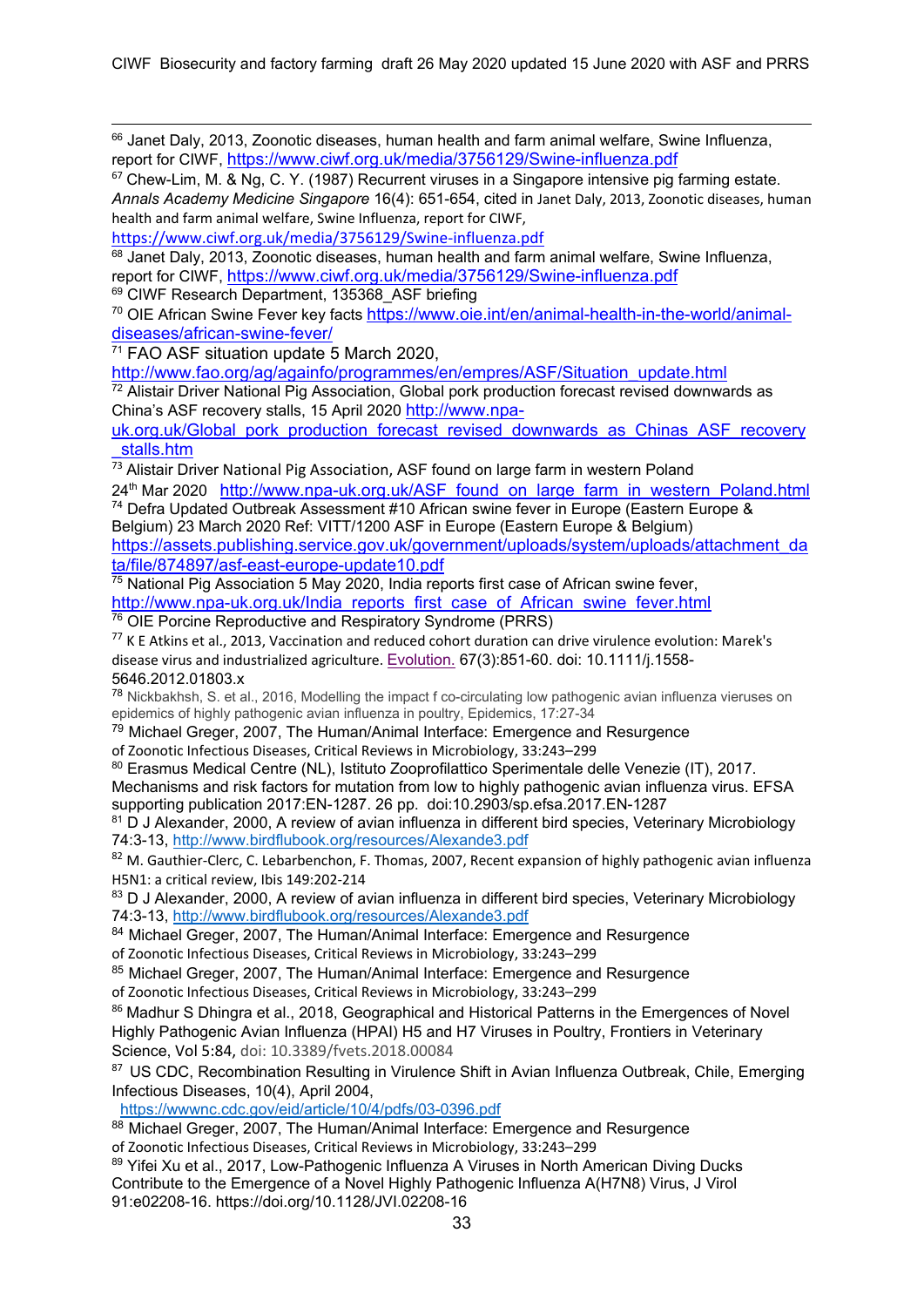[66] Janet Daly, 2013, Zoonotic diseases, human health and farm animal welfare, Swine Influenza, report for CIWF, https://www.ciwf.org.uk/media/3756129/Swine-influenza.pdf

[67] Chew-Lim, M. & Ng, C. Y. (1987) Recurrent viruses in a Singapore intensive pig farming estate. *Annals Academy Medicine Singapore* 16(4): 651-654, cited in Janet Daly, 2013, Zoonotic diseases, human health and farm animal welfare, Swine Influenza, report for CIWF, https://www.ciwf.org.uk/media/3756129/Swine-influenza.pdf

[68] Janet Daly, 2013, Zoonotic diseases, human health and farm animal welfare, Swine Influenza, report for CIWF, https://www.ciwf.org.uk/media/3756129/Swine-influenza.pdf

[69] CIWF Research Department, 135368_ASF briefing

[70] OIE African Swine Fever key facts https://www.oie.int/en/animal-health-in-the-world/animal-diseases/african-swine-fever/

[71] FAO ASF situation update 5 March 2020, http://www.fao.org/ag/againfo/programmes/en/empres/ASF/Situation_update.html

[72] Alistair Driver National Pig Association, Global pork production forecast revised downwards as China's ASF recovery stalls, 15 April 2020 http://www.npa-uk.org.uk/Global_pork_production_forecast_revised_downwards_as_Chinas_ASF_recovery_stalls.htm

[73] Alistair Driver National Pig Association, ASF found on large farm in western Poland 24th Mar 2020 http://www.npa-uk.org.uk/ASF_found_on_large_farm_in_western_Poland.html

[74] Defra Updated Outbreak Assessment #10 African swine fever in Europe (Eastern Europe & Belgium) 23 March 2020 Ref: VITT/1200 ASF in Europe (Eastern Europe & Belgium) https://assets.publishing.service.gov.uk/government/uploads/system/uploads/attachment_data/file/874897/asf-east-europe-update10.pdf

[75] National Pig Association 5 May 2020, India reports first case of African swine fever, http://www.npa-uk.org.uk/India_reports_first_case_of_African_swine_fever.html

[76] OIE Porcine Reproductive and Respiratory Syndrome (PRRS)

[77] K E Atkins et al., 2013, Vaccination and reduced cohort duration can drive virulence evolution: Marek's disease virus and industrialized agriculture. Evolution. 67(3):851-60. doi: 10.1111/j.1558-5646.2012.01803.x

[78] Nickbakhsh, S. et al., 2016, Modelling the impact f co-circulating low pathogenic avian influenza vieruses on epidemics of highly pathogenic avian influenza in poultry, Epidemics, 17:27-34

[79] Michael Greger, 2007, The Human/Animal Interface: Emergence and Resurgence of Zoonotic Infectious Diseases, Critical Reviews in Microbiology, 33:243–299

[80] Erasmus Medical Centre (NL), Istituto Zooprofilattico Sperimentale delle Venezie (IT), 2017. Mechanisms and risk factors for mutation from low to highly pathogenic avian influenza virus. EFSA supporting publication 2017:EN-1287. 26 pp. doi:10.2903/sp.efsa.2017.EN-1287

[81] D J Alexander, 2000, A review of avian influenza in different bird species, Veterinary Microbiology 74:3-13, http://www.birdflubook.org/resources/Alexande3.pdf

[82] M. Gauthier-Clerc, C. Lebarbenchon, F. Thomas, 2007, Recent expansion of highly pathogenic avian influenza H5N1: a critical review, Ibis 149:202-214

[83] D J Alexander, 2000, A review of avian influenza in different bird species, Veterinary Microbiology 74:3-13, http://www.birdflubook.org/resources/Alexande3.pdf

[84] Michael Greger, 2007, The Human/Animal Interface: Emergence and Resurgence of Zoonotic Infectious Diseases, Critical Reviews in Microbiology, 33:243–299

[85] Michael Greger, 2007, The Human/Animal Interface: Emergence and Resurgence of Zoonotic Infectious Diseases, Critical Reviews in Microbiology, 33:243–299

[86] Madhur S Dhingra et al., 2018, Geographical and Historical Patterns in the Emergences of Novel Highly Pathogenic Avian Influenza (HPAI) H5 and H7 Viruses in Poultry, Frontiers in Veterinary Science, Vol 5:84, doi: 10.3389/fvets.2018.00084

[87] US CDC, Recombination Resulting in Virulence Shift in Avian Influenza Outbreak, Chile, Emerging Infectious Diseases, 10(4), April 2004, https://wwwnc.cdc.gov/eid/article/10/4/pdfs/03-0396.pdf

[88] Michael Greger, 2007, The Human/Animal Interface: Emergence and Resurgence of Zoonotic Infectious Diseases, Critical Reviews in Microbiology, 33:243–299

[89] Yifei Xu et al., 2017, Low-Pathogenic Influenza A Viruses in North American Diving Ducks Contribute to the Emergence of a Novel Highly Pathogenic Influenza A(H7N8) Virus, J Virol 91:e02208-16. https://doi.org/10.1128/JVI.02208-16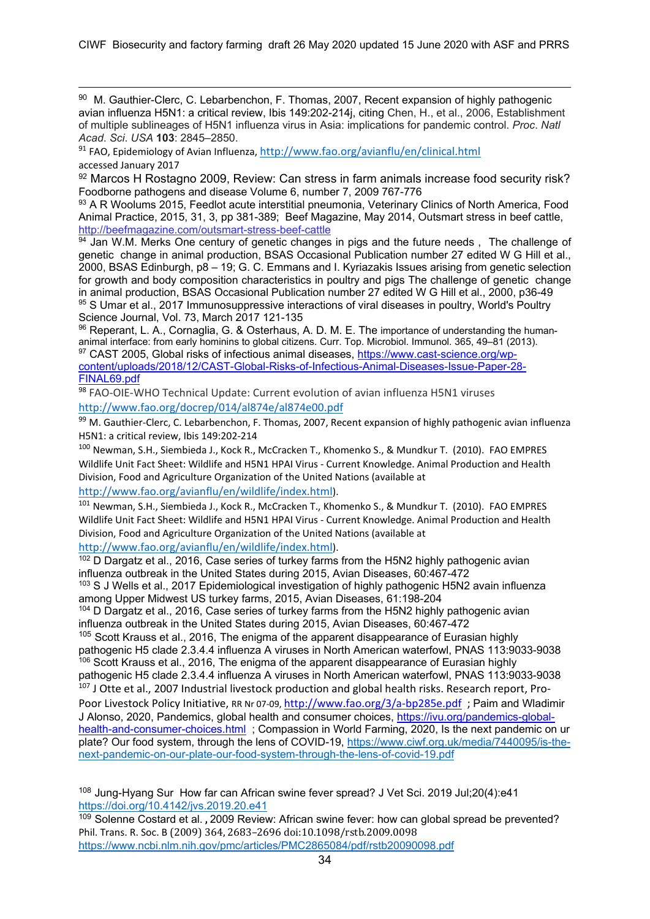[90] M. Gauthier-Clerc, C. Lebarbenchon, F. Thomas, 2007, Recent expansion of highly pathogenic avian influenza H5N1: a critical review, Ibis 149:202-214j, citing Chen, H., et al., 2006, Establishment of multiple sublineages of H5N1 influenza virus in Asia: implications for pandemic control. *Proc. Natl Acad. Sci. USA* **103**: 2845–2850.

[91] FAO, Epidemiology of Avian Influenza, http://www.fao.org/avianflu/en/clinical.html accessed January 2017

[92] Marcos H Rostagno 2009, Review: Can stress in farm animals increase food security risk? Foodborne pathogens and disease Volume 6, number 7, 2009 767-776

[93] A R Woolums 2015, Feedlot acute interstitial pneumonia, Veterinary Clinics of North America, Food Animal Practice, 2015, 31, 3, pp 381-389; Beef Magazine, May 2014, Outsmart stress in beef cattle, http://beefmagazine.com/outsmart-stress-beef-cattle

[94] Jan W.M. Merks One century of genetic changes in pigs and the future needs , The challenge of genetic change in animal production, BSAS Occasional Publication number 27 edited W G Hill et al., 2000, BSAS Edinburgh, p8 – 19; G. C. Emmans and I. Kyriazakis Issues arising from genetic selection for growth and body composition characteristics in poultry and pigs The challenge of genetic change in animal production, BSAS Occasional Publication number 27 edited W G Hill et al., 2000, p36-49

[95] S Umar et al., 2017 Immunosuppressive interactions of viral diseases in poultry, World's Poultry Science Journal, Vol. 73, March 2017 121-135

[96] Reperant, L. A., Cornaglia, G. & Osterhaus, A. D. M. E. The importance of understanding the human-animal interface: from early hominins to global citizens. Curr. Top. Microbiol. Immunol. 365, 49–81 (2013).

[97] CAST 2005, Global risks of infectious animal diseases, https://www.cast-science.org/wp-content/uploads/2018/12/CAST-Global-Risks-of-Infectious-Animal-Diseases-Issue-Paper-28-FINAL69.pdf

[98] FAO-OIE-WHO Technical Update: Current evolution of avian influenza H5N1 viruses http://www.fao.org/docrep/014/al874e/al874e00.pdf

[99] M. Gauthier-Clerc, C. Lebarbenchon, F. Thomas, 2007, Recent expansion of highly pathogenic avian influenza H5N1: a critical review, Ibis 149:202-214

[100] Newman, S.H., Siembieda J., Kock R., McCracken T., Khomenko S., & Mundkur T. (2010). FAO EMPRES Wildlife Unit Fact Sheet: Wildlife and H5N1 HPAI Virus - Current Knowledge. Animal Production and Health Division, Food and Agriculture Organization of the United Nations (available at http://www.fao.org/avianflu/en/wildlife/index.html).

[101] Newman, S.H., Siembieda J., Kock R., McCracken T., Khomenko S., & Mundkur T. (2010). FAO EMPRES Wildlife Unit Fact Sheet: Wildlife and H5N1 HPAI Virus - Current Knowledge. Animal Production and Health Division, Food and Agriculture Organization of the United Nations (available at http://www.fao.org/avianflu/en/wildlife/index.html).

[102] D Dargatz et al., 2016, Case series of turkey farms from the H5N2 highly pathogenic avian influenza outbreak in the United States during 2015, Avian Diseases, 60:467-472

[103] S J Wells et al., 2017 Epidemiological investigation of highly pathogenic H5N2 avain influenza among Upper Midwest US turkey farms, 2015, Avian Diseases, 61:198-204

[104] D Dargatz et al., 2016, Case series of turkey farms from the H5N2 highly pathogenic avian influenza outbreak in the United States during 2015, Avian Diseases, 60:467-472

[105] Scott Krauss et al., 2016, The enigma of the apparent disappearance of Eurasian highly pathogenic H5 clade 2.3.4.4 influenza A viruses in North American waterfowl, PNAS 113:9033-9038

[106] Scott Krauss et al., 2016, The enigma of the apparent disappearance of Eurasian highly pathogenic H5 clade 2.3.4.4 influenza A viruses in North American waterfowl, PNAS 113:9033-9038

[107] J Otte et al., 2007 Industrial livestock production and global health risks. Research report, Pro-Poor Livestock Policy Initiative, RR Nr 07-09, http://www.fao.org/3/a-bp285e.pdf ; Paim and Wladimir J Alonso, 2020, Pandemics, global health and consumer choices, https://ivu.org/pandemics-global-health-and-consumer-choices.html ; Compassion in World Farming, 2020, Is the next pandemic on ur plate? Our food system, through the lens of COVID-19, https://www.ciwf.org.uk/media/7440095/is-the-next-pandemic-on-our-plate-our-food-system-through-the-lens-of-covid-19.pdf

[108] Jung-Hyang Sur How far can African swine fever spread? J Vet Sci. 2019 Jul;20(4):e41 https://doi.org/10.4142/jvs.2019.20.e41

[109] Solenne Costard et al. , 2009 Review: African swine fever: how can global spread be prevented? Phil. Trans. R. Soc. B (2009) 364, 2683–2696 doi:10.1098/rstb.2009.0098 https://www.ncbi.nlm.nih.gov/pmc/articles/PMC2865084/pdf/rstb20090098.pdf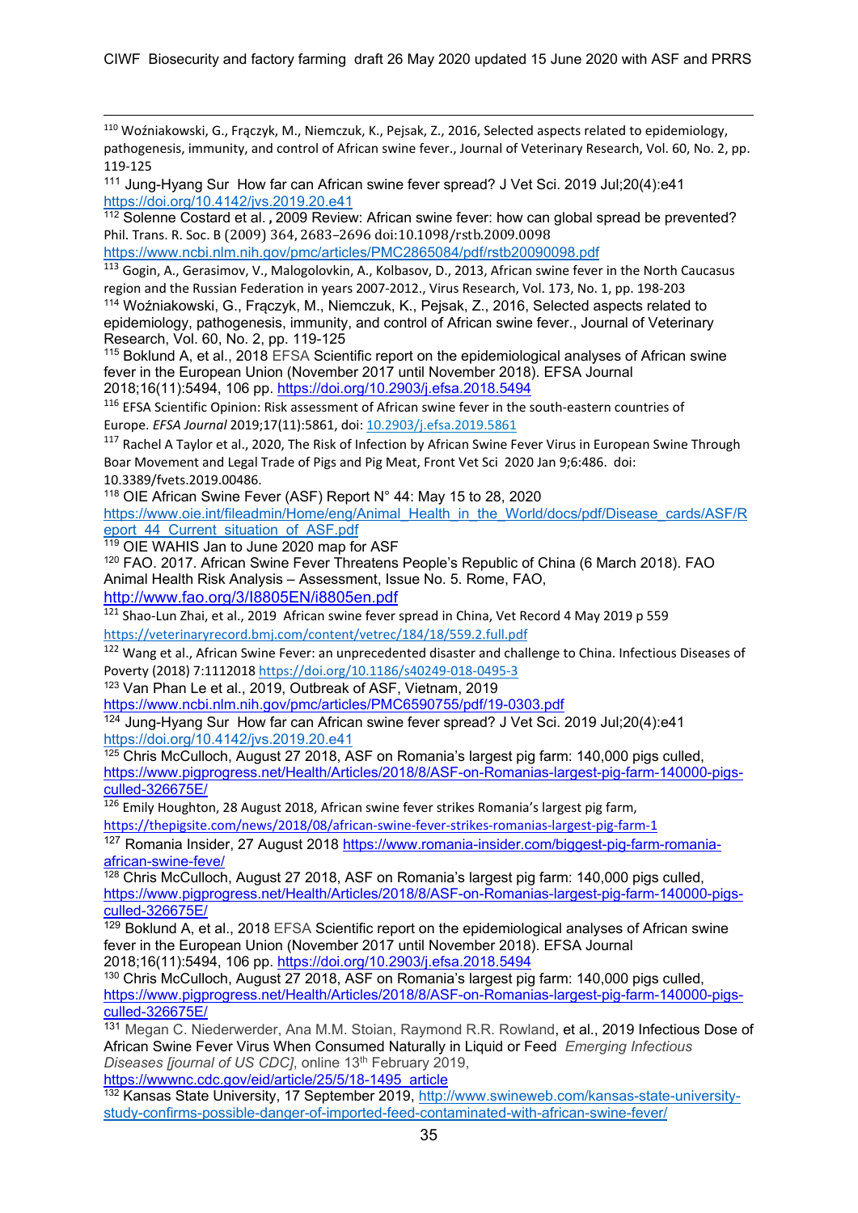[110] Woźniakowski, G., Frączyk, M., Niemczuk, K., Pejsak, Z., 2016, Selected aspects related to epidemiology, pathogenesis, immunity, and control of African swine fever., Journal of Veterinary Research, Vol. 60, No. 2, pp. 119-125

[111] Jung-Hyang Sur How far can African swine fever spread? J Vet Sci. 2019 Jul;20(4):e41 https://doi.org/10.4142/jvs.2019.20.e41

[112] Solenne Costard et al. **,** 2009 Review: African swine fever: how can global spread be prevented? Phil. Trans. R. Soc. B (2009) 364, 2683–2696 doi:10.1098/rstb.2009.0098 https://www.ncbi.nlm.nih.gov/pmc/articles/PMC2865084/pdf/rstb20090098.pdf

[113] Gogin, A., Gerasimov, V., Malogolovkin, A., Kolbasov, D., 2013, African swine fever in the North Caucasus region and the Russian Federation in years 2007-2012., Virus Research, Vol. 173, No. 1, pp. 198-203

[114] Woźniakowski, G., Frączyk, M., Niemczuk, K., Pejsak, Z., 2016, Selected aspects related to epidemiology, pathogenesis, immunity, and control of African swine fever., Journal of Veterinary Research, Vol. 60, No. 2, pp. 119-125

[115] Boklund A, et al., 2018 EFSA Scientific report on the epidemiological analyses of African swine fever in the European Union (November 2017 until November 2018). EFSA Journal 2018;16(11):5494, 106 pp. https://doi.org/10.2903/j.efsa.2018.5494

[116] EFSA Scientific Opinion: Risk assessment of African swine fever in the south-eastern countries of Europe. *EFSA Journal* 2019;17(11):5861, doi: 10.2903/j.efsa.2019.5861

[117] Rachel A Taylor et al., 2020, The Risk of Infection by African Swine Fever Virus in European Swine Through Boar Movement and Legal Trade of Pigs and Pig Meat, Front Vet Sci 2020 Jan 9;6:486. doi: 10.3389/fvets.2019.00486.

[118] OIE African Swine Fever (ASF) Report N° 44: May 15 to 28, 2020 https://www.oie.int/fileadmin/Home/eng/Animal_Health_in_the_World/docs/pdf/Disease_cards/ASF/Report_44_Current_situation_of_ASF.pdf

[119] OIE WAHIS Jan to June 2020 map for ASF

[120] FAO. 2017. African Swine Fever Threatens People's Republic of China (6 March 2018). FAO Animal Health Risk Analysis – Assessment, Issue No. 5. Rome, FAO, http://www.fao.org/3/I8805EN/i8805en.pdf

[121] Shao-Lun Zhai, et al., 2019 African swine fever spread in China, Vet Record 4 May 2019 p 559 https://veterinaryrecord.bmj.com/content/vetrec/184/18/559.2.full.pdf

[122] Wang et al., African Swine Fever: an unprecedented disaster and challenge to China. Infectious Diseases of Poverty (2018) 7:1112018 https://doi.org/10.1186/s40249-018-0495-3

[123] Van Phan Le et al., 2019, Outbreak of ASF, Vietnam, 2019 https://www.ncbi.nlm.nih.gov/pmc/articles/PMC6590755/pdf/19-0303.pdf

[124] Jung-Hyang Sur How far can African swine fever spread? J Vet Sci. 2019 Jul;20(4):e41 https://doi.org/10.4142/jvs.2019.20.e41

[125] Chris McCulloch, August 27 2018, ASF on Romania's largest pig farm: 140,000 pigs culled, https://www.pigprogress.net/Health/Articles/2018/8/ASF-on-Romanias-largest-pig-farm-140000-pigs-culled-326675E/

[126] Emily Houghton, 28 August 2018, African swine fever strikes Romania's largest pig farm, https://thepigsite.com/news/2018/08/african-swine-fever-strikes-romanias-largest-pig-farm-1

[127] Romania Insider, 27 August 2018 https://www.romania-insider.com/biggest-pig-farm-romania-african-swine-feve/

[128] Chris McCulloch, August 27 2018, ASF on Romania's largest pig farm: 140,000 pigs culled, https://www.pigprogress.net/Health/Articles/2018/8/ASF-on-Romanias-largest-pig-farm-140000-pigs-culled-326675E/

[129] Boklund A, et al., 2018 EFSA Scientific report on the epidemiological analyses of African swine fever in the European Union (November 2017 until November 2018). EFSA Journal 2018;16(11):5494, 106 pp. https://doi.org/10.2903/j.efsa.2018.5494

[130] Chris McCulloch, August 27 2018, ASF on Romania's largest pig farm: 140,000 pigs culled, https://www.pigprogress.net/Health/Articles/2018/8/ASF-on-Romanias-largest-pig-farm-140000-pigs-culled-326675E/

[131] Megan C. Niederwerder, Ana M.M. Stoian, Raymond R.R. Rowland, et al., 2019 Infectious Dose of African Swine Fever Virus When Consumed Naturally in Liquid or Feed *Emerging Infectious Diseases [journal of US CDC]*, online 13th February 2019, https://wwwnc.cdc.gov/eid/article/25/5/18-1495_article

[132] Kansas State University, 17 September 2019, http://www.swineweb.com/kansas-state-university-study-confirms-possible-danger-of-imported-feed-contaminated-with-african-swine-fever/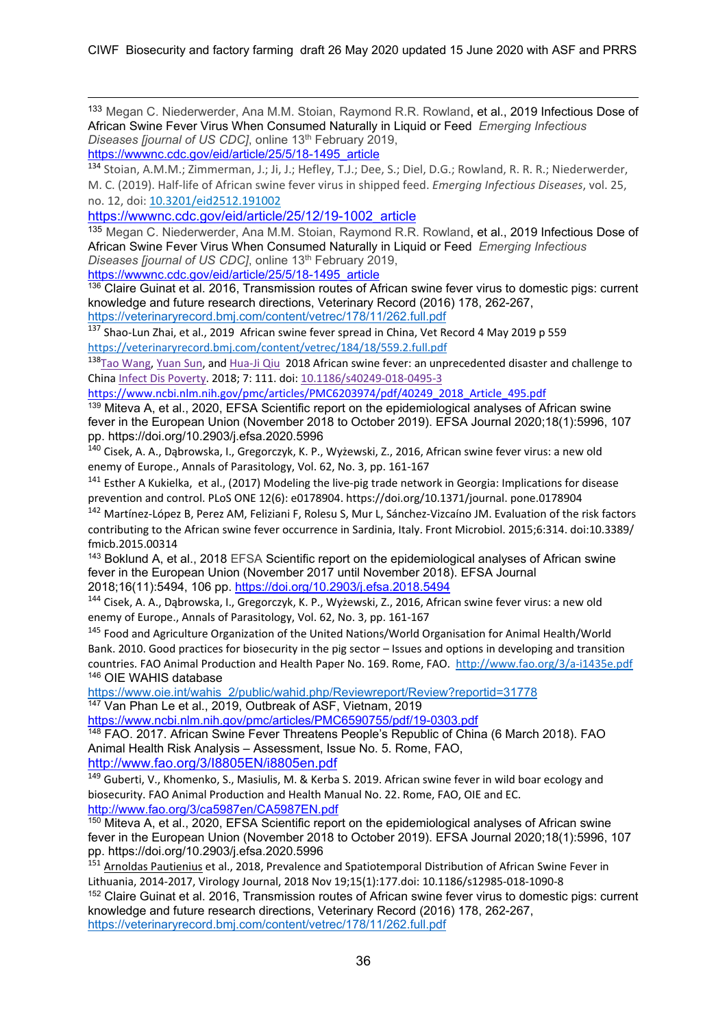[133] Megan C. Niederwerder, Ana M.M. Stoian, Raymond R.R. Rowland, et al., 2019 Infectious Dose of African Swine Fever Virus When Consumed Naturally in Liquid or Feed *Emerging Infectious Diseases [journal of US CDC]*, online 13th February 2019, https://wwwnc.cdc.gov/eid/article/25/5/18-1495_article

[134] Stoian, A.M.M.; Zimmerman, J.; Ji, J.; Hefley, T.J.; Dee, S.; Diel, D.G.; Rowland, R. R. R.; Niederwerder, M. C. (2019). Half-life of African swine fever virus in shipped feed. *Emerging Infectious Diseases*, vol. 25, no. 12, doi: 10.3201/eid2512.191002
https://wwwnc.cdc.gov/eid/article/25/12/19-1002_article

[135] Megan C. Niederwerder, Ana M.M. Stoian, Raymond R.R. Rowland, et al., 2019 Infectious Dose of African Swine Fever Virus When Consumed Naturally in Liquid or Feed *Emerging Infectious Diseases [journal of US CDC]*, online 13th February 2019, https://wwwnc.cdc.gov/eid/article/25/5/18-1495_article

[136] Claire Guinat et al. 2016, Transmission routes of African swine fever virus to domestic pigs: current knowledge and future research directions, Veterinary Record (2016) 178, 262-267, https://veterinaryrecord.bmj.com/content/vetrec/178/11/262.full.pdf

[137] Shao-Lun Zhai, et al., 2019 African swine fever spread in China, Vet Record 4 May 2019 p 559 https://veterinaryrecord.bmj.com/content/vetrec/184/18/559.2.full.pdf

[138] Tao Wang, Yuan Sun, and Hua-Ji Qiu 2018 African swine fever: an unprecedented disaster and challenge to China Infect Dis Poverty. 2018; 7: 111. doi: 10.1186/s40249-018-0495-3
https://www.ncbi.nlm.nih.gov/pmc/articles/PMC6203974/pdf/40249_2018_Article_495.pdf

[139] Miteva A, et al., 2020, EFSA Scientific report on the epidemiological analyses of African swine fever in the European Union (November 2018 to October 2019). EFSA Journal 2020;18(1):5996, 107 pp. https://doi.org/10.2903/j.efsa.2020.5996

[140] Cisek, A. A., Dąbrowska, I., Gregorczyk, K. P., Wyżewski, Z., 2016, African swine fever virus: a new old enemy of Europe., Annals of Parasitology, Vol. 62, No. 3, pp. 161-167

[141] Esther A Kukielka, et al., (2017) Modeling the live-pig trade network in Georgia: Implications for disease prevention and control. PLoS ONE 12(6): e0178904. https://doi.org/10.1371/journal. pone.0178904

[142] Martínez-López B, Perez AM, Feliziani F, Rolesu S, Mur L, Sánchez-Vizcaíno JM. Evaluation of the risk factors contributing to the African swine fever occurrence in Sardinia, Italy. Front Microbiol. 2015;6:314. doi:10.3389/ fmicb.2015.00314

[143] Boklund A, et al., 2018 EFSA Scientific report on the epidemiological analyses of African swine fever in the European Union (November 2017 until November 2018). EFSA Journal 2018;16(11):5494, 106 pp. https://doi.org/10.2903/j.efsa.2018.5494

[144] Cisek, A. A., Dąbrowska, I., Gregorczyk, K. P., Wyżewski, Z., 2016, African swine fever virus: a new old enemy of Europe., Annals of Parasitology, Vol. 62, No. 3, pp. 161-167

[145] Food and Agriculture Organization of the United Nations/World Organisation for Animal Health/World Bank. 2010. Good practices for biosecurity in the pig sector – Issues and options in developing and transition countries. FAO Animal Production and Health Paper No. 169. Rome, FAO. http://www.fao.org/3/a-i1435e.pdf

[146] OIE WAHIS database
https://www.oie.int/wahis_2/public/wahid.php/Reviewreport/Review?reportid=31778

[147] Van Phan Le et al., 2019, Outbreak of ASF, Vietnam, 2019
https://www.ncbi.nlm.nih.gov/pmc/articles/PMC6590755/pdf/19-0303.pdf

[148] FAO. 2017. African Swine Fever Threatens People's Republic of China (6 March 2018). FAO Animal Health Risk Analysis – Assessment, Issue No. 5. Rome, FAO,
http://www.fao.org/3/I8805EN/i8805en.pdf

[149] Guberti, V., Khomenko, S., Masiulis, M. & Kerba S. 2019. African swine fever in wild boar ecology and biosecurity. FAO Animal Production and Health Manual No. 22. Rome, FAO, OIE and EC.
http://www.fao.org/3/ca5987en/CA5987EN.pdf

[150] Miteva A, et al., 2020, EFSA Scientific report on the epidemiological analyses of African swine fever in the European Union (November 2018 to October 2019). EFSA Journal 2020;18(1):5996, 107 pp. https://doi.org/10.2903/j.efsa.2020.5996

[151] Arnoldas Pautienius et al., 2018, Prevalence and Spatiotemporal Distribution of African Swine Fever in Lithuania, 2014-2017, Virology Journal, 2018 Nov 19;15(1):177.doi: 10.1186/s12985-018-1090-8

[152] Claire Guinat et al. 2016, Transmission routes of African swine fever virus to domestic pigs: current knowledge and future research directions, Veterinary Record (2016) 178, 262-267, https://veterinaryrecord.bmj.com/content/vetrec/178/11/262.full.pdf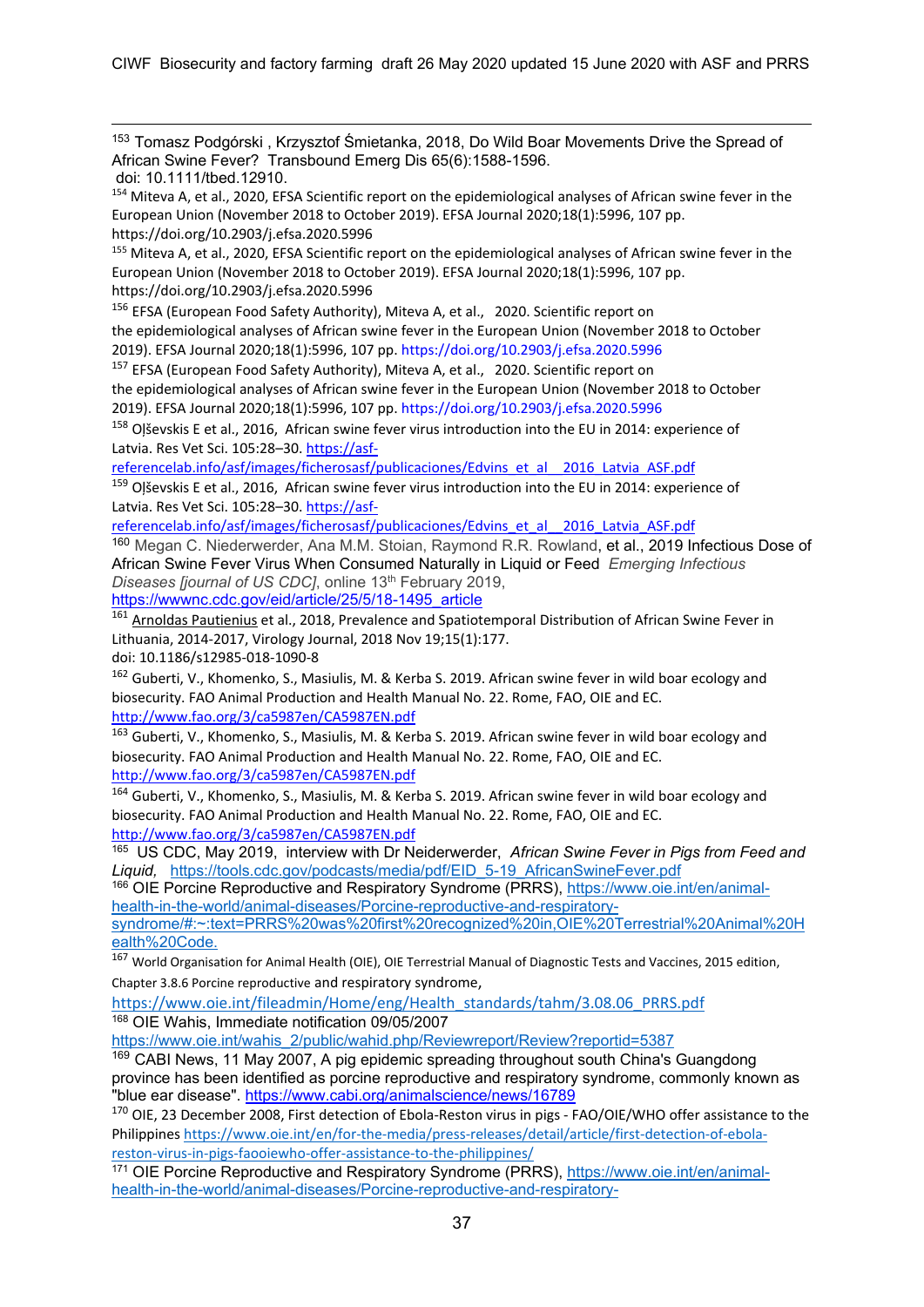[153] Tomasz Podgórski , Krzysztof Śmietanka, 2018, Do Wild Boar Movements Drive the Spread of African Swine Fever? Transbound Emerg Dis 65(6):1588-1596. doi: 10.1111/tbed.12910.

[154] Miteva A, et al., 2020, EFSA Scientific report on the epidemiological analyses of African swine fever in the European Union (November 2018 to October 2019). EFSA Journal 2020;18(1):5996, 107 pp. https://doi.org/10.2903/j.efsa.2020.5996

[155] Miteva A, et al., 2020, EFSA Scientific report on the epidemiological analyses of African swine fever in the European Union (November 2018 to October 2019). EFSA Journal 2020;18(1):5996, 107 pp. https://doi.org/10.2903/j.efsa.2020.5996

[156] EFSA (European Food Safety Authority), Miteva A, et al., 2020. Scientific report on the epidemiological analyses of African swine fever in the European Union (November 2018 to October 2019). EFSA Journal 2020;18(1):5996, 107 pp. https://doi.org/10.2903/j.efsa.2020.5996

[157] EFSA (European Food Safety Authority), Miteva A, et al., 2020. Scientific report on the epidemiological analyses of African swine fever in the European Union (November 2018 to October 2019). EFSA Journal 2020;18(1):5996, 107 pp. https://doi.org/10.2903/j.efsa.2020.5996

[158] Oļševskis E et al., 2016, African swine fever virus introduction into the EU in 2014: experience of Latvia. Res Vet Sci. 105:28–30. https://asf-referencelab.info/asf/images/ficherosasf/publicaciones/Edvins_et_al__2016_Latvia_ASF.pdf

[159] Oļševskis E et al., 2016, African swine fever virus introduction into the EU in 2014: experience of Latvia. Res Vet Sci. 105:28–30. https://asf-referencelab.info/asf/images/ficherosasf/publicaciones/Edvins_et_al__2016_Latvia_ASF.pdf

[160] Megan C. Niederwerder, Ana M.M. Stoian, Raymond R.R. Rowland, et al., 2019 Infectious Dose of African Swine Fever Virus When Consumed Naturally in Liquid or Feed *Emerging Infectious Diseases [journal of US CDC]*, online 13th February 2019, https://wwwnc.cdc.gov/eid/article/25/5/18-1495_article

[161] Arnoldas Pautienius et al., 2018, Prevalence and Spatiotemporal Distribution of African Swine Fever in Lithuania, 2014-2017, Virology Journal, 2018 Nov 19;15(1):177. doi: 10.1186/s12985-018-1090-8

[162] Guberti, V., Khomenko, S., Masiulis, M. & Kerba S. 2019. African swine fever in wild boar ecology and biosecurity. FAO Animal Production and Health Manual No. 22. Rome, FAO, OIE and EC. http://www.fao.org/3/ca5987en/CA5987EN.pdf

[163] Guberti, V., Khomenko, S., Masiulis, M. & Kerba S. 2019. African swine fever in wild boar ecology and biosecurity. FAO Animal Production and Health Manual No. 22. Rome, FAO, OIE and EC. http://www.fao.org/3/ca5987en/CA5987EN.pdf

[164] Guberti, V., Khomenko, S., Masiulis, M. & Kerba S. 2019. African swine fever in wild boar ecology and biosecurity. FAO Animal Production and Health Manual No. 22. Rome, FAO, OIE and EC. http://www.fao.org/3/ca5987en/CA5987EN.pdf

[165] US CDC, May 2019, interview with Dr Neiderwerder, *African Swine Fever in Pigs from Feed and Liquid,* https://tools.cdc.gov/podcasts/media/pdf/EID_5-19_AfricanSwineFever.pdf

[166] OIE Porcine Reproductive and Respiratory Syndrome (PRRS), https://www.oie.int/en/animal-health-in-the-world/animal-diseases/Porcine-reproductive-and-respiratory-syndrome/#:~:text=PRRS%20was%20first%20recognized%20in,OIE%20Terrestrial%20Animal%20Health%20Code.

[167] World Organisation for Animal Health (OIE), OIE Terrestrial Manual of Diagnostic Tests and Vaccines, 2015 edition, Chapter 3.8.6 Porcine reproductive and respiratory syndrome, https://www.oie.int/fileadmin/Home/eng/Health_standards/tahm/3.08.06_PRRS.pdf

[168] OIE Wahis, Immediate notification 09/05/2007 https://www.oie.int/wahis_2/public/wahid.php/Reviewreport/Review?reportid=5387

[169] CABI News, 11 May 2007, A pig epidemic spreading throughout south China's Guangdong province has been identified as porcine reproductive and respiratory syndrome, commonly known as "blue ear disease". https://www.cabi.org/animalscience/news/16789

[170] OIE, 23 December 2008, First detection of Ebola-Reston virus in pigs - FAO/OIE/WHO offer assistance to the Philippines https://www.oie.int/en/for-the-media/press-releases/detail/article/first-detection-of-ebola-reston-virus-in-pigs-faooiewho-offer-assistance-to-the-philippines/

[171] OIE Porcine Reproductive and Respiratory Syndrome (PRRS), https://www.oie.int/en/animal-health-in-the-world/animal-diseases/Porcine-reproductive-and-respiratory-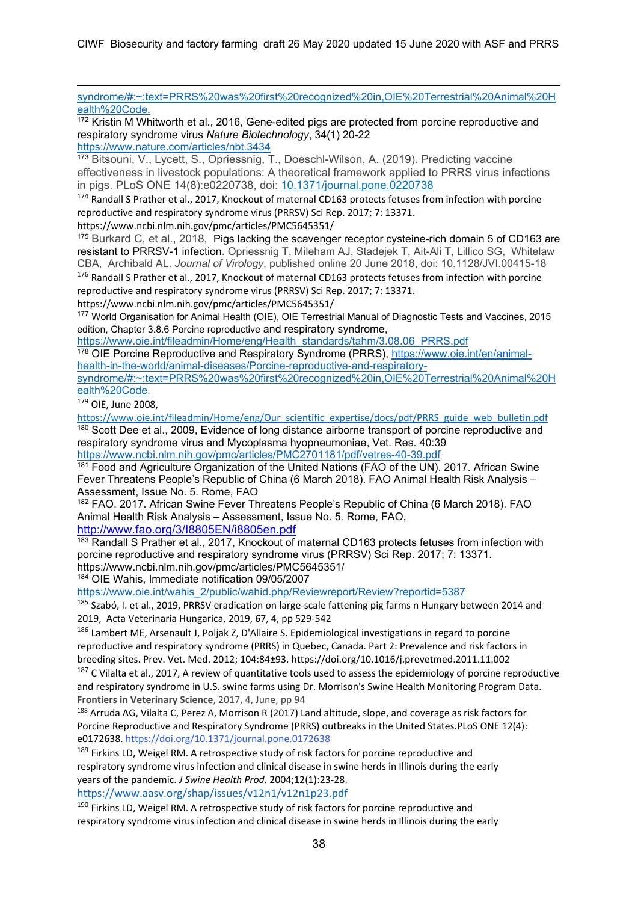syndrome/#:~:text=PRRS%20was%20first%20recognized%20in,OIE%20Terrestrial%20Animal%20Health%20Code.

[172] Kristin M Whitworth et al., 2016, Gene-edited pigs are protected from porcine reproductive and respiratory syndrome virus *Nature Biotechnology*, 34(1) 20-22 https://www.nature.com/articles/nbt.3434

[173] Bitsouni, V., Lycett, S., Opriessnig, T., Doeschl-Wilson, A. (2019). Predicting vaccine effectiveness in livestock populations: A theoretical framework applied to PRRS virus infections in pigs. PLoS ONE 14(8):e0220738, doi: 10.1371/journal.pone.0220738

[174] Randall S Prather et al., 2017, Knockout of maternal CD163 protects fetuses from infection with porcine reproductive and respiratory syndrome virus (PRRSV) Sci Rep. 2017; 7: 13371. https://www.ncbi.nlm.nih.gov/pmc/articles/PMC5645351/

[175] Burkard C, et al., 2018, Pigs lacking the scavenger receptor cysteine-rich domain 5 of CD163 are resistant to PRRSV-1 infection. Opriessnig T, Mileham AJ, Stadejek T, Ait-Ali T, Lillico SG, Whitelaw CBA, Archibald AL. *Journal of Virology*, published online 20 June 2018, doi: 10.1128/JVI.00415-18

[176] Randall S Prather et al., 2017, Knockout of maternal CD163 protects fetuses from infection with porcine reproductive and respiratory syndrome virus (PRRSV) Sci Rep. 2017; 7: 13371. https://www.ncbi.nlm.nih.gov/pmc/articles/PMC5645351/

[177] World Organisation for Animal Health (OIE), OIE Terrestrial Manual of Diagnostic Tests and Vaccines, 2015 edition, Chapter 3.8.6 Porcine reproductive and respiratory syndrome, https://www.oie.int/fileadmin/Home/eng/Health_standards/tahm/3.08.06_PRRS.pdf

[178] OIE Porcine Reproductive and Respiratory Syndrome (PRRS), https://www.oie.int/en/animal-health-in-the-world/animal-diseases/Porcine-reproductive-and-respiratory-syndrome/#:~:text=PRRS%20was%20first%20recognized%20in,OIE%20Terrestrial%20Animal%20Health%20Code.

[179] OIE, June 2008, https://www.oie.int/fileadmin/Home/eng/Our_scientific_expertise/docs/pdf/PRRS_guide_web_bulletin.pdf

[180] Scott Dee et al., 2009, Evidence of long distance airborne transport of porcine reproductive and respiratory syndrome virus and Mycoplasma hyopneumoniae, Vet. Res. 40:39 https://www.ncbi.nlm.nih.gov/pmc/articles/PMC2701181/pdf/vetres-40-39.pdf

[181] Food and Agriculture Organization of the United Nations (FAO of the UN). 2017. African Swine Fever Threatens People's Republic of China (6 March 2018). FAO Animal Health Risk Analysis – Assessment, Issue No. 5. Rome, FAO

[182] FAO. 2017. African Swine Fever Threatens People's Republic of China (6 March 2018). FAO Animal Health Risk Analysis – Assessment, Issue No. 5. Rome, FAO, http://www.fao.org/3/I8805EN/i8805en.pdf

[183] Randall S Prather et al., 2017, Knockout of maternal CD163 protects fetuses from infection with porcine reproductive and respiratory syndrome virus (PRRSV) Sci Rep. 2017; 7: 13371. https://www.ncbi.nlm.nih.gov/pmc/articles/PMC5645351/

[184] OIE Wahis, Immediate notification 09/05/2007 https://www.oie.int/wahis_2/public/wahid.php/Reviewreport/Review?reportid=5387

[185] Szabó, I. et al., 2019, PRRSV eradication on large-scale fattening pig farms n Hungary between 2014 and 2019, Acta Veterinaria Hungarica, 2019, 67, 4, pp 529-542

[186] Lambert ME, Arsenault J, Poljak Z, D'Allaire S. Epidemiological investigations in regard to porcine reproductive and respiratory syndrome (PRRS) in Quebec, Canada. Part 2: Prevalence and risk factors in breeding sites. Prev. Vet. Med. 2012; 104:84±93. https://doi.org/10.1016/j.prevetmed.2011.11.002

[187] C Vilalta et al., 2017, A review of quantitative tools used to assess the epidemiology of porcine reproductive and respiratory syndrome in U.S. swine farms using Dr. Morrison's Swine Health Monitoring Program Data. **Frontiers in Veterinary Science**, 2017, 4, June, pp 94

[188] Arruda AG, Vilalta C, Perez A, Morrison R (2017) Land altitude, slope, and coverage as risk factors for Porcine Reproductive and Respiratory Syndrome (PRRS) outbreaks in the United States.PLoS ONE 12(4): e0172638. https://doi.org/10.1371/journal.pone.0172638

[189] Firkins LD, Weigel RM. A retrospective study of risk factors for porcine reproductive and respiratory syndrome virus infection and clinical disease in swine herds in Illinois during the early years of the pandemic. *J Swine Health Prod.* 2004;12(1):23-28. https://www.aasv.org/shap/issues/v12n1/v12n1p23.pdf

[190] Firkins LD, Weigel RM. A retrospective study of risk factors for porcine reproductive and respiratory syndrome virus infection and clinical disease in swine herds in Illinois during the early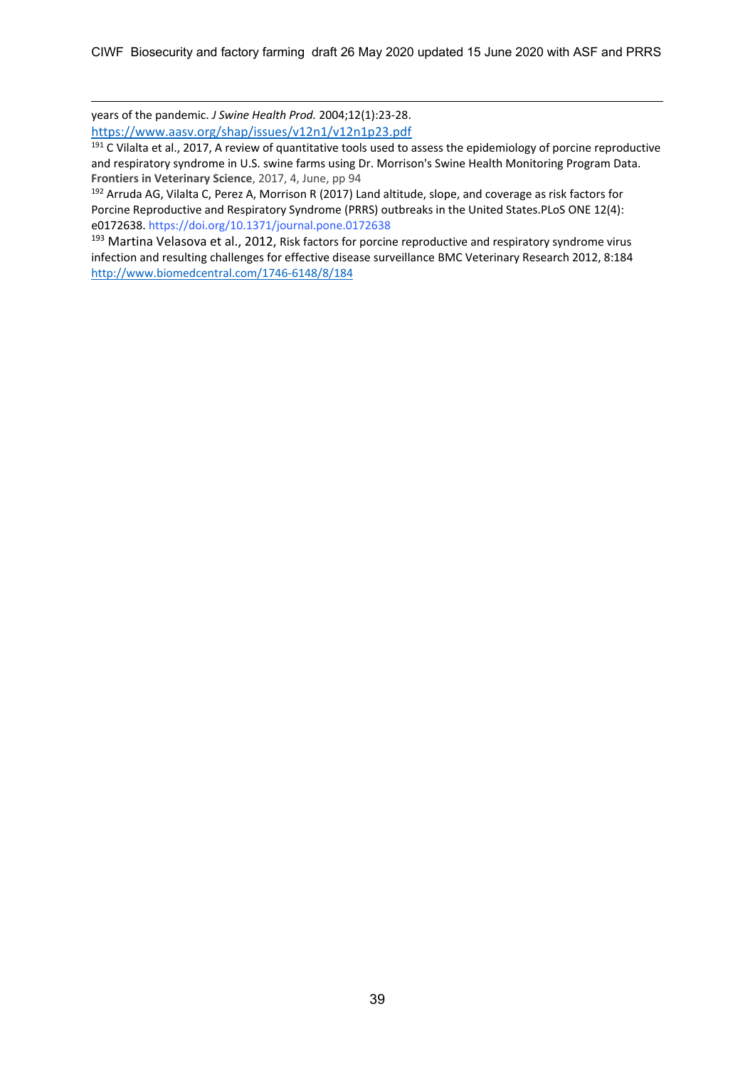years of the pandemic. *J Swine Health Prod.* 2004;12(1):23-28. https://www.aasv.org/shap/issues/v12n1/v12n1p23.pdf

[191] C Vilalta et al., 2017, A review of quantitative tools used to assess the epidemiology of porcine reproductive and respiratory syndrome in U.S. swine farms using Dr. Morrison's Swine Health Monitoring Program Data. **Frontiers in Veterinary Science**, 2017, 4, June, pp 94

[192] Arruda AG, Vilalta C, Perez A, Morrison R (2017) Land altitude, slope, and coverage as risk factors for Porcine Reproductive and Respiratory Syndrome (PRRS) outbreaks in the United States.PLoS ONE 12(4): e0172638. https://doi.org/10.1371/journal.pone.0172638

[193] Martina Velasova et al., 2012, Risk factors for porcine reproductive and respiratory syndrome virus infection and resulting challenges for effective disease surveillance BMC Veterinary Research 2012, 8:184 http://www.biomedcentral.com/1746-6148/8/184